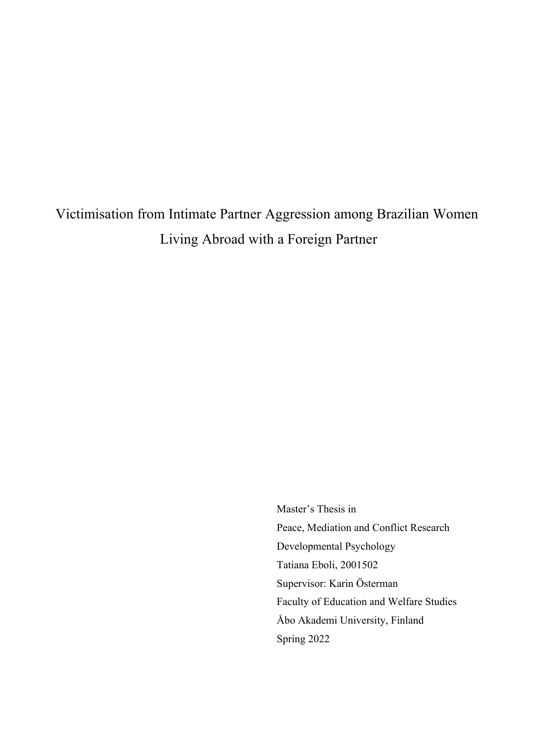# Victimisation from Intimate Partner Aggression among Brazilian Women Living Abroad with a Foreign Partner

Master's Thesis in
Peace, Mediation and Conflict Research
Developmental Psychology
Tatiana Eboli, 2001502
Supervisor: Karin Österman
Faculty of Education and Welfare Studies
Åbo Akademi University, Finland
Spring 2022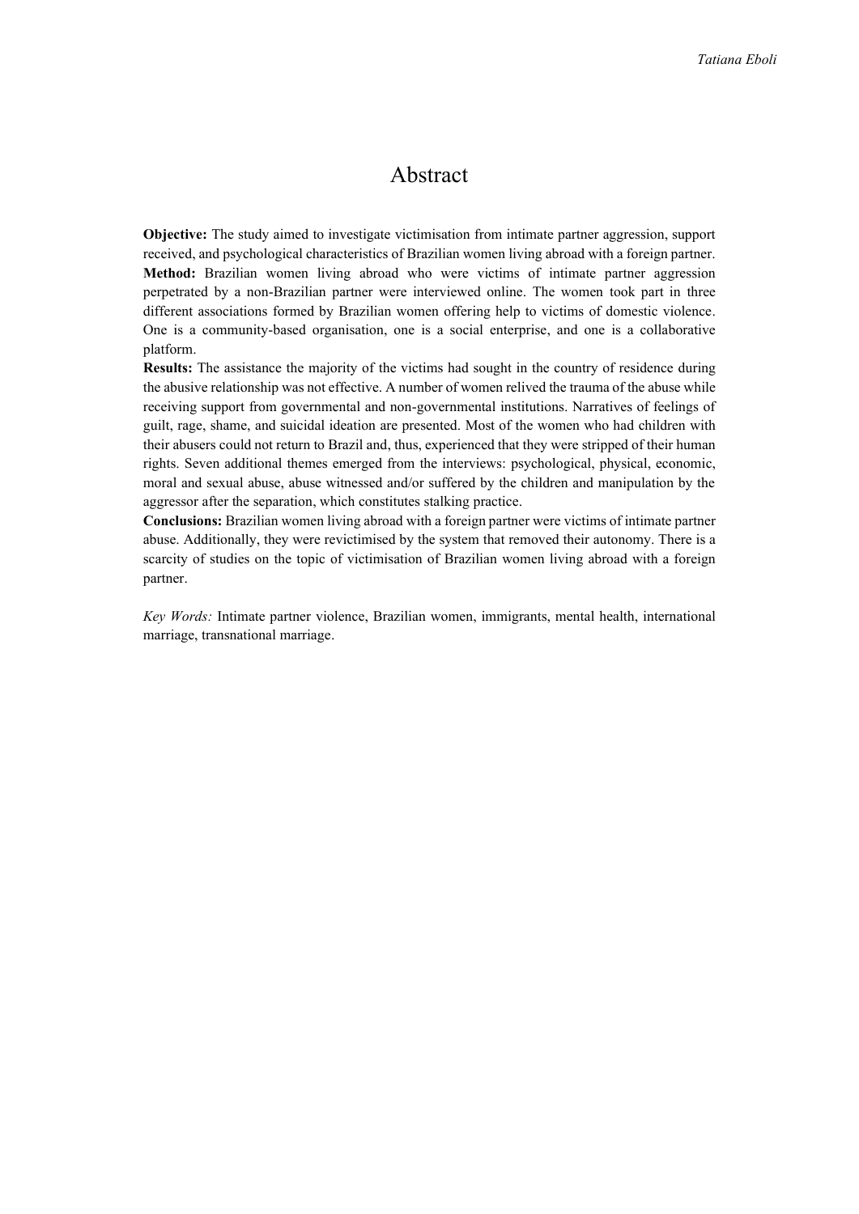# Abstract

**Objective:** The study aimed to investigate victimisation from intimate partner aggression, support received, and psychological characteristics of Brazilian women living abroad with a foreign partner.
**Method:** Brazilian women living abroad who were victims of intimate partner aggression perpetrated by a non-Brazilian partner were interviewed online. The women took part in three different associations formed by Brazilian women offering help to victims of domestic violence. One is a community-based organisation, one is a social enterprise, and one is a collaborative platform.
**Results:** The assistance the majority of the victims had sought in the country of residence during the abusive relationship was not effective. A number of women relived the trauma of the abuse while receiving support from governmental and non-governmental institutions. Narratives of feelings of guilt, rage, shame, and suicidal ideation are presented. Most of the women who had children with their abusers could not return to Brazil and, thus, experienced that they were stripped of their human rights. Seven additional themes emerged from the interviews: psychological, physical, economic, moral and sexual abuse, abuse witnessed and/or suffered by the children and manipulation by the aggressor after the separation, which constitutes stalking practice.
**Conclusions:** Brazilian women living abroad with a foreign partner were victims of intimate partner abuse. Additionally, they were revictimised by the system that removed their autonomy. There is a scarcity of studies on the topic of victimisation of Brazilian women living abroad with a foreign partner.

*Key Words:* Intimate partner violence, Brazilian women, immigrants, mental health, international marriage, transnational marriage.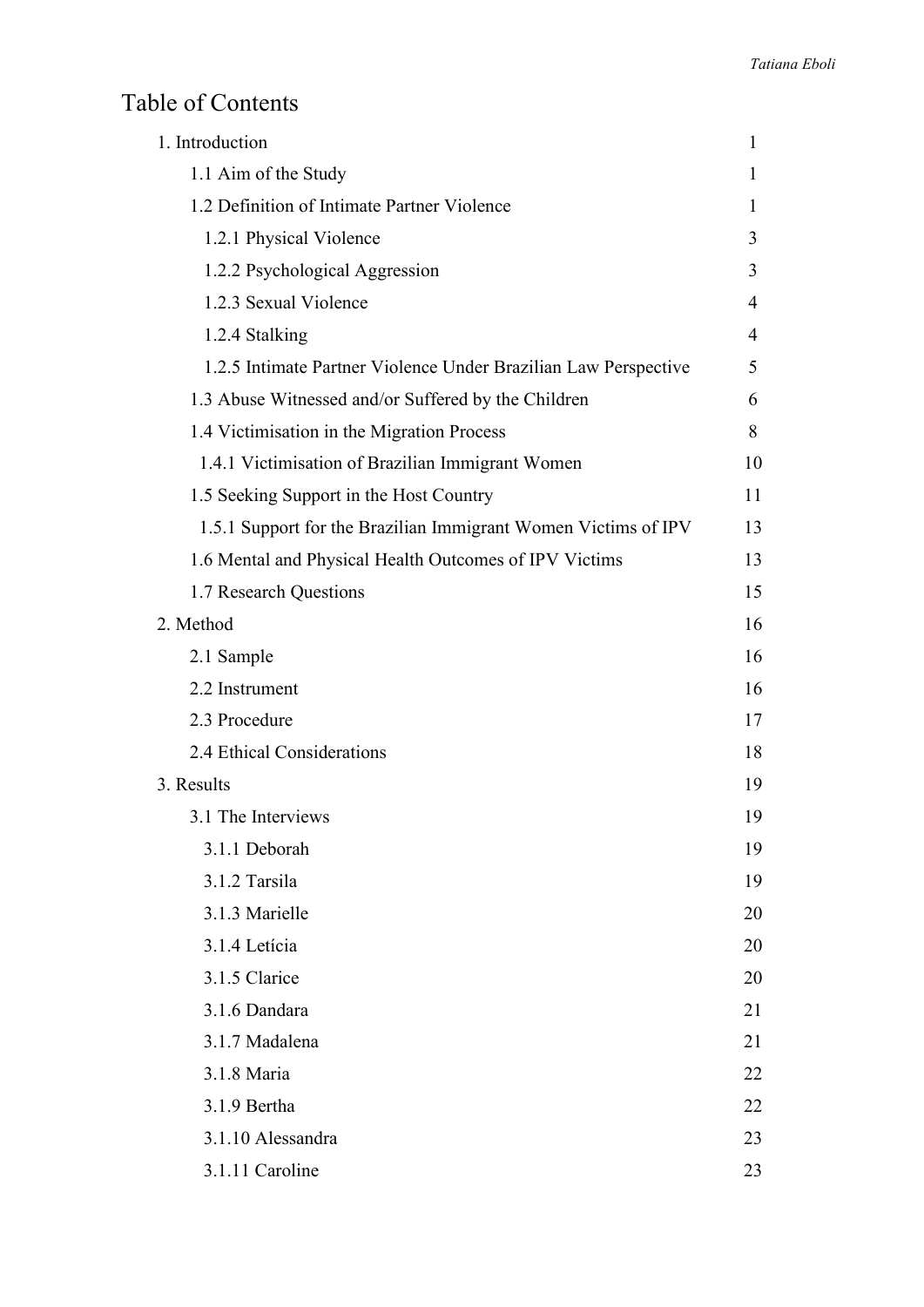# Table of Contents

| | |
|---|---|
| 1. Introduction | 1 |
| 1.1 Aim of the Study | 1 |
| 1.2 Definition of Intimate Partner Violence | 1 |
| 1.2.1 Physical Violence | 3 |
| 1.2.2 Psychological Aggression | 3 |
| 1.2.3 Sexual Violence | 4 |
| 1.2.4 Stalking | 4 |
| 1.2.5 Intimate Partner Violence Under Brazilian Law Perspective | 5 |
| 1.3 Abuse Witnessed and/or Suffered by the Children | 6 |
| 1.4 Victimisation in the Migration Process | 8 |
| 1.4.1 Victimisation of Brazilian Immigrant Women | 10 |
| 1.5 Seeking Support in the Host Country | 11 |
| 1.5.1 Support for the Brazilian Immigrant Women Victims of IPV | 13 |
| 1.6 Mental and Physical Health Outcomes of IPV Victims | 13 |
| 1.7 Research Questions | 15 |
| 2. Method | 16 |
| 2.1 Sample | 16 |
| 2.2 Instrument | 16 |
| 2.3 Procedure | 17 |
| 2.4 Ethical Considerations | 18 |
| 3. Results | 19 |
| 3.1 The Interviews | 19 |
| 3.1.1 Deborah | 19 |
| 3.1.2 Tarsila | 19 |
| 3.1.3 Marielle | 20 |
| 3.1.4 Letícia | 20 |
| 3.1.5 Clarice | 20 |
| 3.1.6 Dandara | 21 |
| 3.1.7 Madalena | 21 |
| 3.1.8 Maria | 22 |
| 3.1.9 Bertha | 22 |
| 3.1.10 Alessandra | 23 |
| 3.1.11 Caroline | 23 |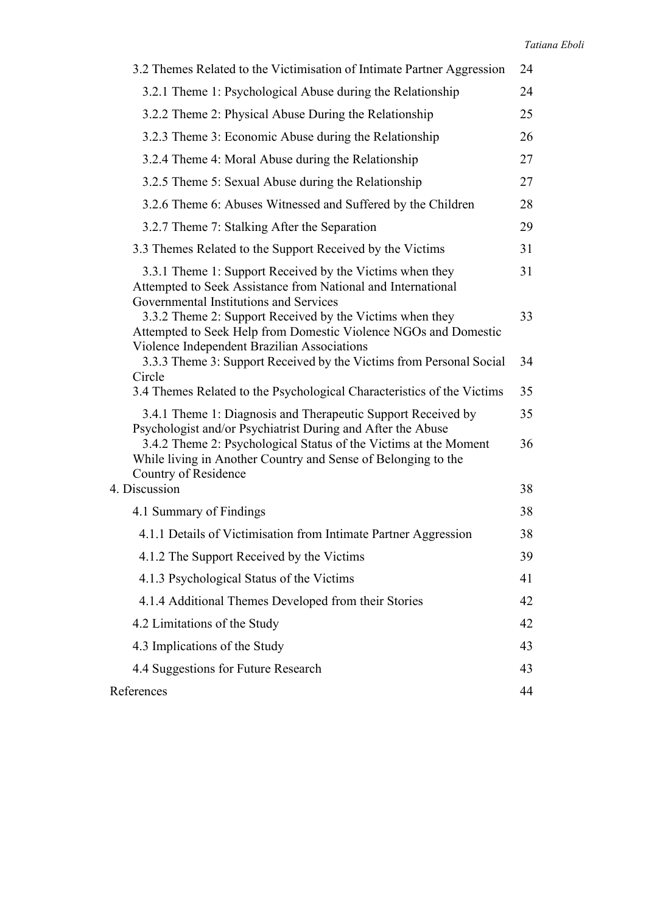| | |
|---|---|
| 3.2 Themes Related to the Victimisation of Intimate Partner Aggression | 24 |
| 3.2.1 Theme 1: Psychological Abuse during the Relationship | 24 |
| 3.2.2 Theme 2: Physical Abuse During the Relationship | 25 |
| 3.2.3 Theme 3: Economic Abuse during the Relationship | 26 |
| 3.2.4 Theme 4: Moral Abuse during the Relationship | 27 |
| 3.2.5 Theme 5: Sexual Abuse during the Relationship | 27 |
| 3.2.6 Theme 6: Abuses Witnessed and Suffered by the Children | 28 |
| 3.2.7 Theme 7: Stalking After the Separation | 29 |
| 3.3 Themes Related to the Support Received by the Victims | 31 |
| 3.3.1 Theme 1: Support Received by the Victims when they Attempted to Seek Assistance from National and International Governmental Institutions and Services | 31 |
| 3.3.2 Theme 2: Support Received by the Victims when they Attempted to Seek Help from Domestic Violence NGOs and Domestic Violence Independent Brazilian Associations | 33 |
| 3.3.3 Theme 3: Support Received by the Victims from Personal Social Circle | 34 |
| 3.4 Themes Related to the Psychological Characteristics of the Victims | 35 |
| 3.4.1 Theme 1: Diagnosis and Therapeutic Support Received by Psychologist and/or Psychiatrist During and After the Abuse | 35 |
| 3.4.2 Theme 2: Psychological Status of the Victims at the Moment While living in Another Country and Sense of Belonging to the Country of Residence | 36 |
| 4. Discussion | 38 |
| 4.1 Summary of Findings | 38 |
| 4.1.1 Details of Victimisation from Intimate Partner Aggression | 38 |
| 4.1.2 The Support Received by the Victims | 39 |
| 4.1.3 Psychological Status of the Victims | 41 |
| 4.1.4 Additional Themes Developed from their Stories | 42 |
| 4.2 Limitations of the Study | 42 |
| 4.3 Implications of the Study | 43 |
| 4.4 Suggestions for Future Research | 43 |
| References | 44 |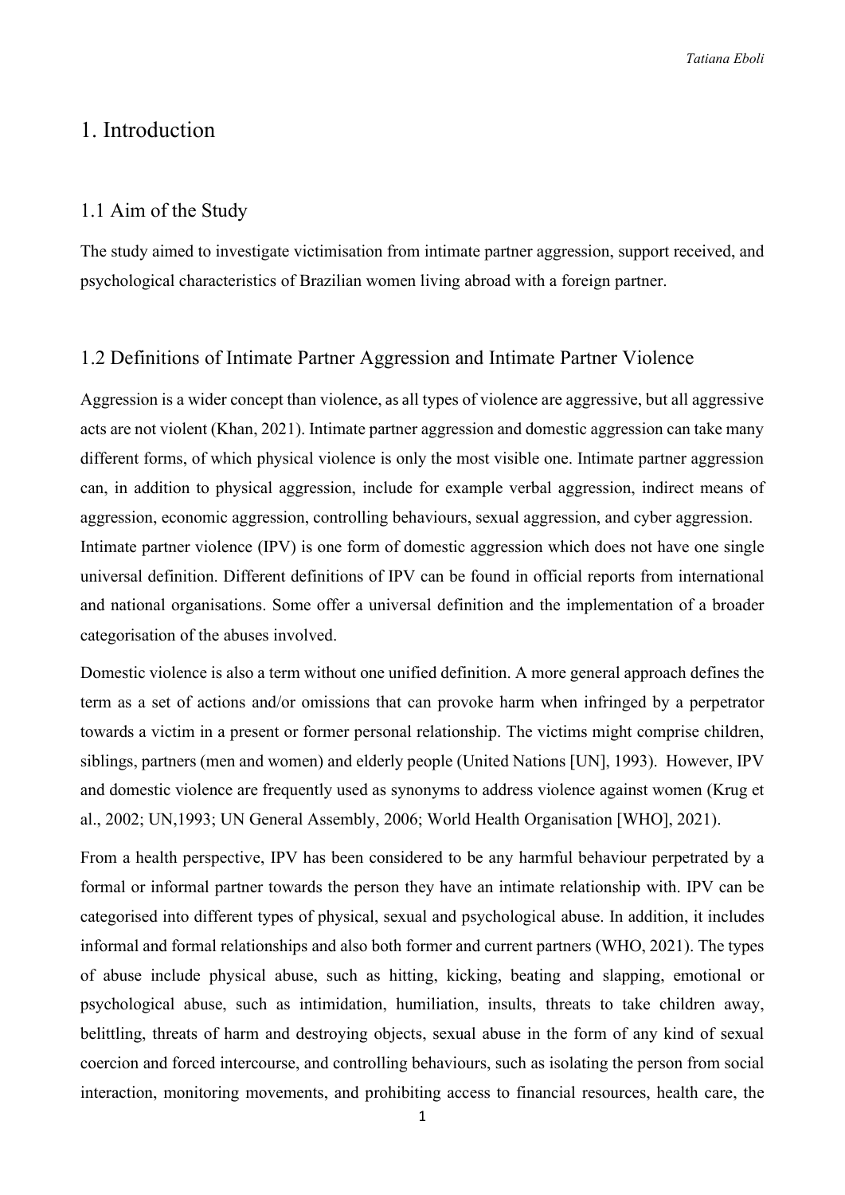# 1. Introduction

## 1.1 Aim of the Study

The study aimed to investigate victimisation from intimate partner aggression, support received, and psychological characteristics of Brazilian women living abroad with a foreign partner.

## 1.2 Definitions of Intimate Partner Aggression and Intimate Partner Violence

Aggression is a wider concept than violence, as all types of violence are aggressive, but all aggressive acts are not violent (Khan, 2021). Intimate partner aggression and domestic aggression can take many different forms, of which physical violence is only the most visible one. Intimate partner aggression can, in addition to physical aggression, include for example verbal aggression, indirect means of aggression, economic aggression, controlling behaviours, sexual aggression, and cyber aggression. Intimate partner violence (IPV) is one form of domestic aggression which does not have one single universal definition. Different definitions of IPV can be found in official reports from international and national organisations. Some offer a universal definition and the implementation of a broader categorisation of the abuses involved.

Domestic violence is also a term without one unified definition. A more general approach defines the term as a set of actions and/or omissions that can provoke harm when infringed by a perpetrator towards a victim in a present or former personal relationship. The victims might comprise children, siblings, partners (men and women) and elderly people (United Nations [UN], 1993). However, IPV and domestic violence are frequently used as synonyms to address violence against women (Krug et al., 2002; UN,1993; UN General Assembly, 2006; World Health Organisation [WHO], 2021).

From a health perspective, IPV has been considered to be any harmful behaviour perpetrated by a formal or informal partner towards the person they have an intimate relationship with. IPV can be categorised into different types of physical, sexual and psychological abuse. In addition, it includes informal and formal relationships and also both former and current partners (WHO, 2021). The types of abuse include physical abuse, such as hitting, kicking, beating and slapping, emotional or psychological abuse, such as intimidation, humiliation, insults, threats to take children away, belittling, threats of harm and destroying objects, sexual abuse in the form of any kind of sexual coercion and forced intercourse, and controlling behaviours, such as isolating the person from social interaction, monitoring movements, and prohibiting access to financial resources, health care, the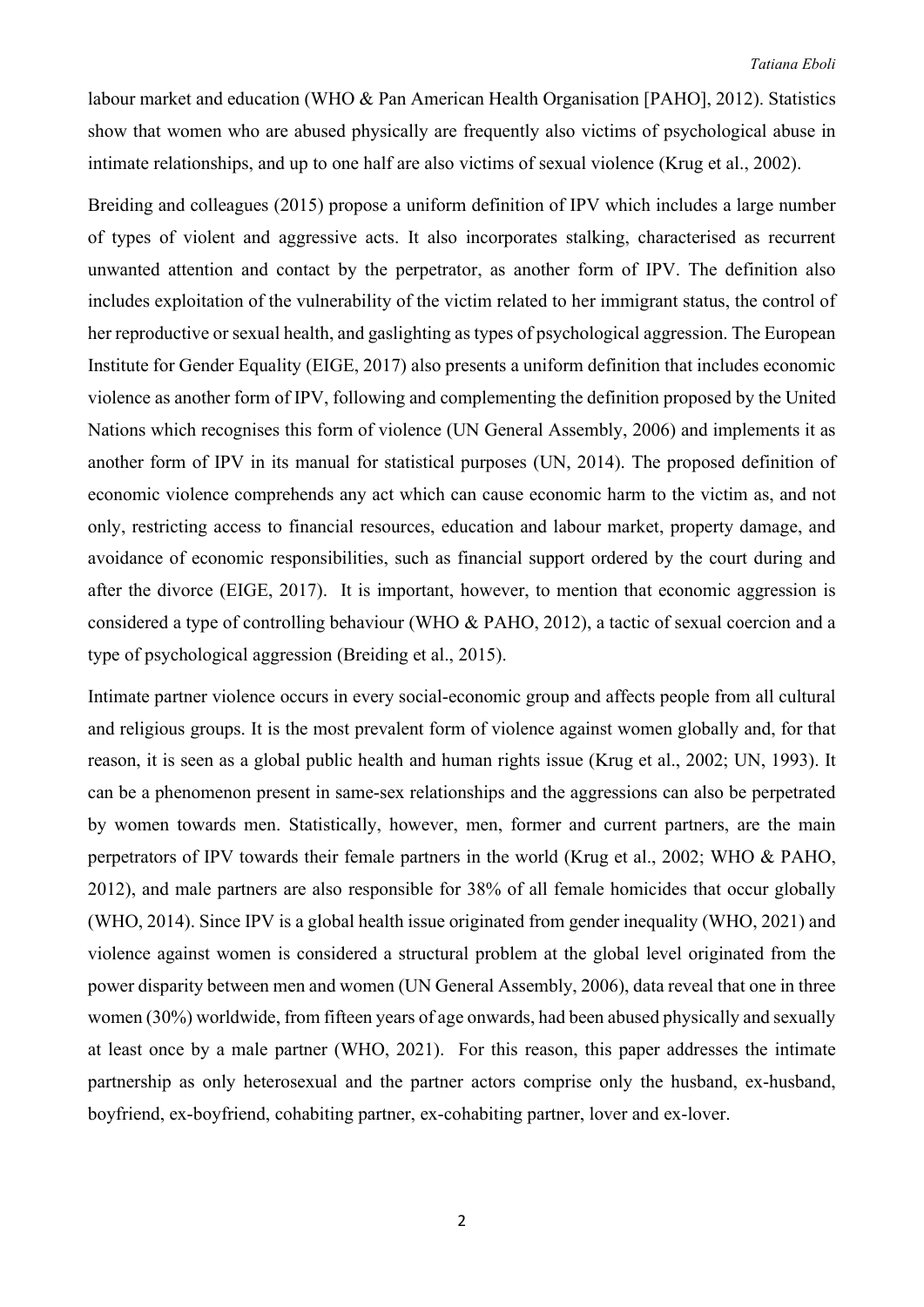labour market and education (WHO & Pan American Health Organisation [PAHO], 2012). Statistics show that women who are abused physically are frequently also victims of psychological abuse in intimate relationships, and up to one half are also victims of sexual violence (Krug et al., 2002).

Breiding and colleagues (2015) propose a uniform definition of IPV which includes a large number of types of violent and aggressive acts. It also incorporates stalking, characterised as recurrent unwanted attention and contact by the perpetrator, as another form of IPV. The definition also includes exploitation of the vulnerability of the victim related to her immigrant status, the control of her reproductive or sexual health, and gaslighting as types of psychological aggression. The European Institute for Gender Equality (EIGE, 2017) also presents a uniform definition that includes economic violence as another form of IPV, following and complementing the definition proposed by the United Nations which recognises this form of violence (UN General Assembly, 2006) and implements it as another form of IPV in its manual for statistical purposes (UN, 2014). The proposed definition of economic violence comprehends any act which can cause economic harm to the victim as, and not only, restricting access to financial resources, education and labour market, property damage, and avoidance of economic responsibilities, such as financial support ordered by the court during and after the divorce (EIGE, 2017). It is important, however, to mention that economic aggression is considered a type of controlling behaviour (WHO & PAHO, 2012), a tactic of sexual coercion and a type of psychological aggression (Breiding et al., 2015).

Intimate partner violence occurs in every social-economic group and affects people from all cultural and religious groups. It is the most prevalent form of violence against women globally and, for that reason, it is seen as a global public health and human rights issue (Krug et al., 2002; UN, 1993). It can be a phenomenon present in same-sex relationships and the aggressions can also be perpetrated by women towards men. Statistically, however, men, former and current partners, are the main perpetrators of IPV towards their female partners in the world (Krug et al., 2002; WHO & PAHO, 2012), and male partners are also responsible for 38% of all female homicides that occur globally (WHO, 2014). Since IPV is a global health issue originated from gender inequality (WHO, 2021) and violence against women is considered a structural problem at the global level originated from the power disparity between men and women (UN General Assembly, 2006), data reveal that one in three women (30%) worldwide, from fifteen years of age onwards, had been abused physically and sexually at least once by a male partner (WHO, 2021). For this reason, this paper addresses the intimate partnership as only heterosexual and the partner actors comprise only the husband, ex-husband, boyfriend, ex-boyfriend, cohabiting partner, ex-cohabiting partner, lover and ex-lover.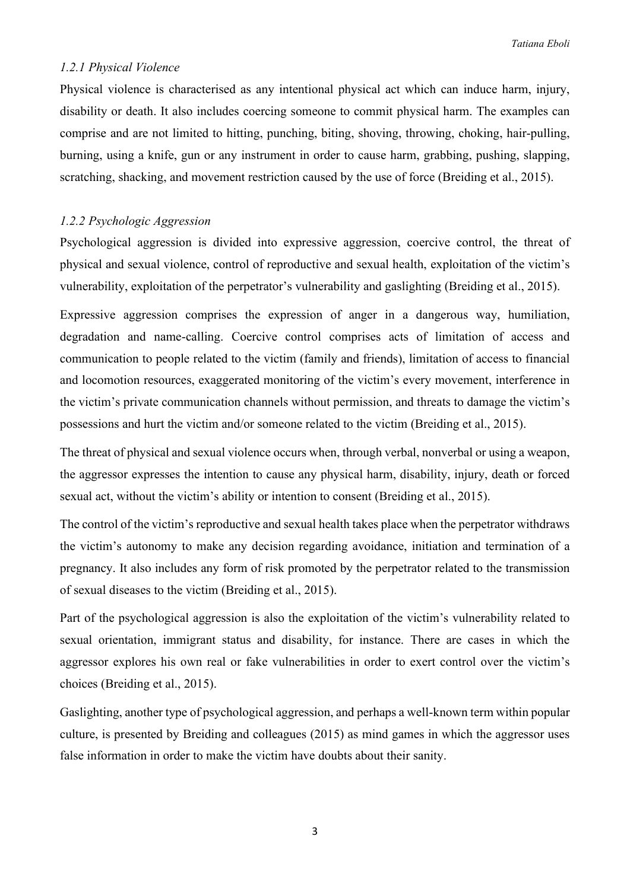### *1.2.1 Physical Violence*

Physical violence is characterised as any intentional physical act which can induce harm, injury, disability or death. It also includes coercing someone to commit physical harm. The examples can comprise and are not limited to hitting, punching, biting, shoving, throwing, choking, hair-pulling, burning, using a knife, gun or any instrument in order to cause harm, grabbing, pushing, slapping, scratching, shacking, and movement restriction caused by the use of force (Breiding et al., 2015).

### *1.2.2 Psychologic Aggression*

Psychological aggression is divided into expressive aggression, coercive control, the threat of physical and sexual violence, control of reproductive and sexual health, exploitation of the victim's vulnerability, exploitation of the perpetrator's vulnerability and gaslighting (Breiding et al., 2015).

Expressive aggression comprises the expression of anger in a dangerous way, humiliation, degradation and name-calling. Coercive control comprises acts of limitation of access and communication to people related to the victim (family and friends), limitation of access to financial and locomotion resources, exaggerated monitoring of the victim's every movement, interference in the victim's private communication channels without permission, and threats to damage the victim's possessions and hurt the victim and/or someone related to the victim (Breiding et al., 2015).

The threat of physical and sexual violence occurs when, through verbal, nonverbal or using a weapon, the aggressor expresses the intention to cause any physical harm, disability, injury, death or forced sexual act, without the victim's ability or intention to consent (Breiding et al., 2015).

The control of the victim's reproductive and sexual health takes place when the perpetrator withdraws the victim's autonomy to make any decision regarding avoidance, initiation and termination of a pregnancy. It also includes any form of risk promoted by the perpetrator related to the transmission of sexual diseases to the victim (Breiding et al., 2015).

Part of the psychological aggression is also the exploitation of the victim's vulnerability related to sexual orientation, immigrant status and disability, for instance. There are cases in which the aggressor explores his own real or fake vulnerabilities in order to exert control over the victim's choices (Breiding et al., 2015).

Gaslighting, another type of psychological aggression, and perhaps a well-known term within popular culture, is presented by Breiding and colleagues (2015) as mind games in which the aggressor uses false information in order to make the victim have doubts about their sanity.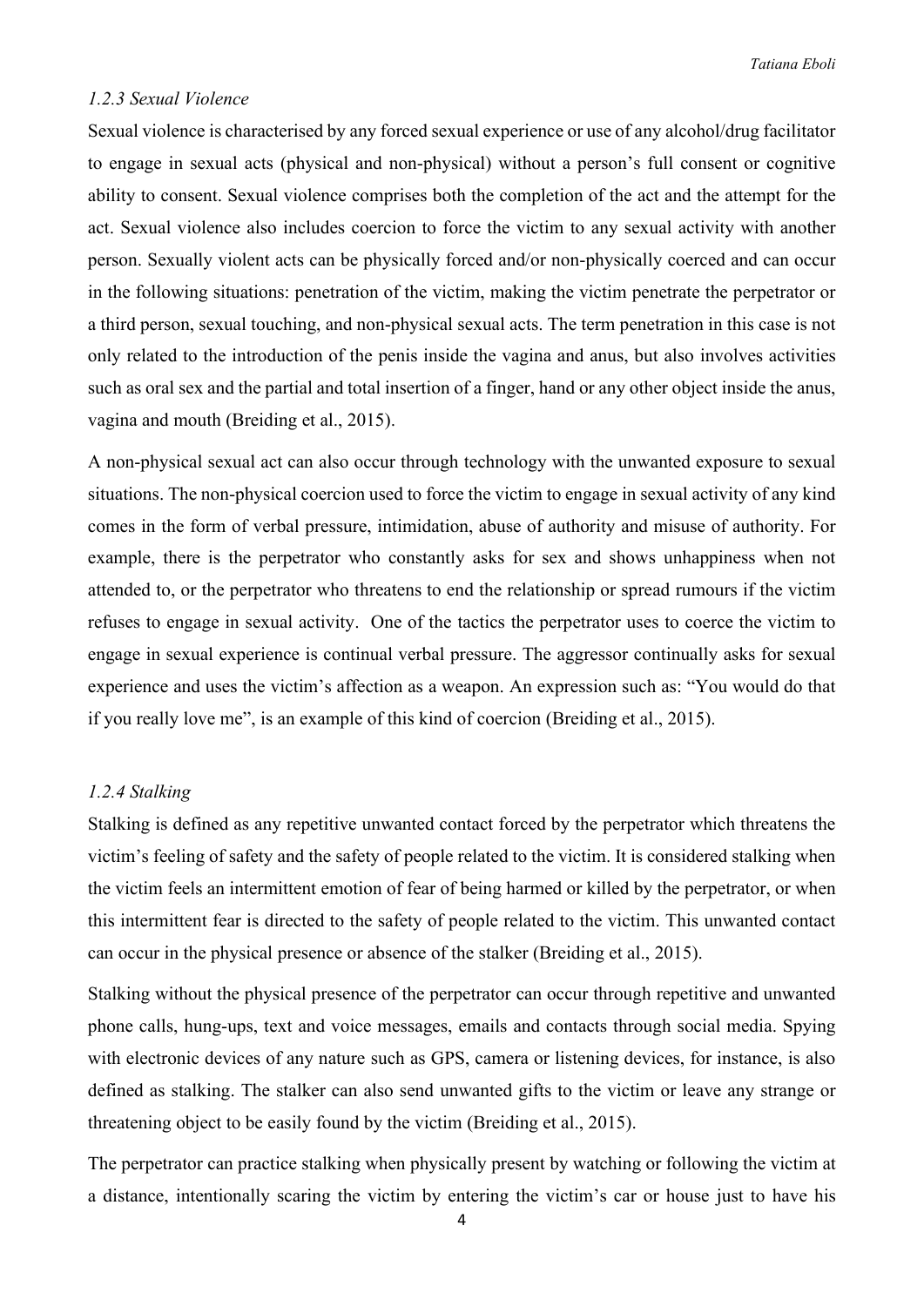### *1.2.3 Sexual Violence*

Sexual violence is characterised by any forced sexual experience or use of any alcohol/drug facilitator to engage in sexual acts (physical and non-physical) without a person's full consent or cognitive ability to consent. Sexual violence comprises both the completion of the act and the attempt for the act. Sexual violence also includes coercion to force the victim to any sexual activity with another person. Sexually violent acts can be physically forced and/or non-physically coerced and can occur in the following situations: penetration of the victim, making the victim penetrate the perpetrator or a third person, sexual touching, and non-physical sexual acts. The term penetration in this case is not only related to the introduction of the penis inside the vagina and anus, but also involves activities such as oral sex and the partial and total insertion of a finger, hand or any other object inside the anus, vagina and mouth (Breiding et al., 2015).

A non-physical sexual act can also occur through technology with the unwanted exposure to sexual situations. The non-physical coercion used to force the victim to engage in sexual activity of any kind comes in the form of verbal pressure, intimidation, abuse of authority and misuse of authority. For example, there is the perpetrator who constantly asks for sex and shows unhappiness when not attended to, or the perpetrator who threatens to end the relationship or spread rumours if the victim refuses to engage in sexual activity. One of the tactics the perpetrator uses to coerce the victim to engage in sexual experience is continual verbal pressure. The aggressor continually asks for sexual experience and uses the victim's affection as a weapon. An expression such as: "You would do that if you really love me", is an example of this kind of coercion (Breiding et al., 2015).

### *1.2.4 Stalking*

Stalking is defined as any repetitive unwanted contact forced by the perpetrator which threatens the victim's feeling of safety and the safety of people related to the victim. It is considered stalking when the victim feels an intermittent emotion of fear of being harmed or killed by the perpetrator, or when this intermittent fear is directed to the safety of people related to the victim. This unwanted contact can occur in the physical presence or absence of the stalker (Breiding et al., 2015).

Stalking without the physical presence of the perpetrator can occur through repetitive and unwanted phone calls, hung-ups, text and voice messages, emails and contacts through social media. Spying with electronic devices of any nature such as GPS, camera or listening devices, for instance, is also defined as stalking. The stalker can also send unwanted gifts to the victim or leave any strange or threatening object to be easily found by the victim (Breiding et al., 2015).

The perpetrator can practice stalking when physically present by watching or following the victim at a distance, intentionally scaring the victim by entering the victim's car or house just to have his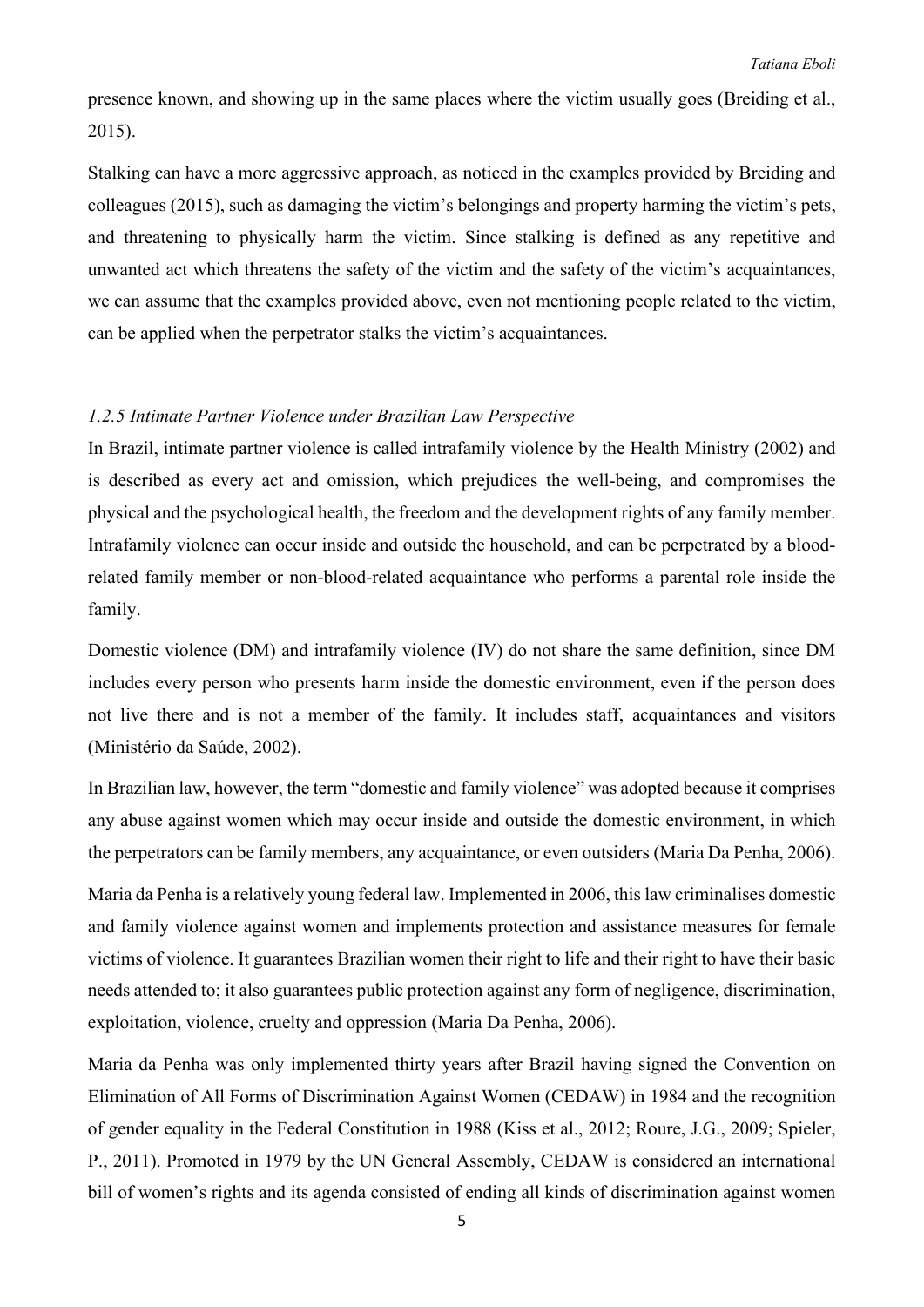presence known, and showing up in the same places where the victim usually goes (Breiding et al., 2015).

Stalking can have a more aggressive approach, as noticed in the examples provided by Breiding and colleagues (2015), such as damaging the victim's belongings and property harming the victim's pets, and threatening to physically harm the victim. Since stalking is defined as any repetitive and unwanted act which threatens the safety of the victim and the safety of the victim's acquaintances, we can assume that the examples provided above, even not mentioning people related to the victim, can be applied when the perpetrator stalks the victim's acquaintances.

### *1.2.5 Intimate Partner Violence under Brazilian Law Perspective*

In Brazil, intimate partner violence is called intrafamily violence by the Health Ministry (2002) and is described as every act and omission, which prejudices the well-being, and compromises the physical and the psychological health, the freedom and the development rights of any family member. Intrafamily violence can occur inside and outside the household, and can be perpetrated by a blood-related family member or non-blood-related acquaintance who performs a parental role inside the family.

Domestic violence (DM) and intrafamily violence (IV) do not share the same definition, since DM includes every person who presents harm inside the domestic environment, even if the person does not live there and is not a member of the family. It includes staff, acquaintances and visitors (Ministério da Saúde, 2002).

In Brazilian law, however, the term "domestic and family violence" was adopted because it comprises any abuse against women which may occur inside and outside the domestic environment, in which the perpetrators can be family members, any acquaintance, or even outsiders (Maria Da Penha, 2006).

Maria da Penha is a relatively young federal law. Implemented in 2006, this law criminalises domestic and family violence against women and implements protection and assistance measures for female victims of violence. It guarantees Brazilian women their right to life and their right to have their basic needs attended to; it also guarantees public protection against any form of negligence, discrimination, exploitation, violence, cruelty and oppression (Maria Da Penha, 2006).

Maria da Penha was only implemented thirty years after Brazil having signed the Convention on Elimination of All Forms of Discrimination Against Women (CEDAW) in 1984 and the recognition of gender equality in the Federal Constitution in 1988 (Kiss et al., 2012; Roure, J.G., 2009; Spieler, P., 2011). Promoted in 1979 by the UN General Assembly, CEDAW is considered an international bill of women's rights and its agenda consisted of ending all kinds of discrimination against women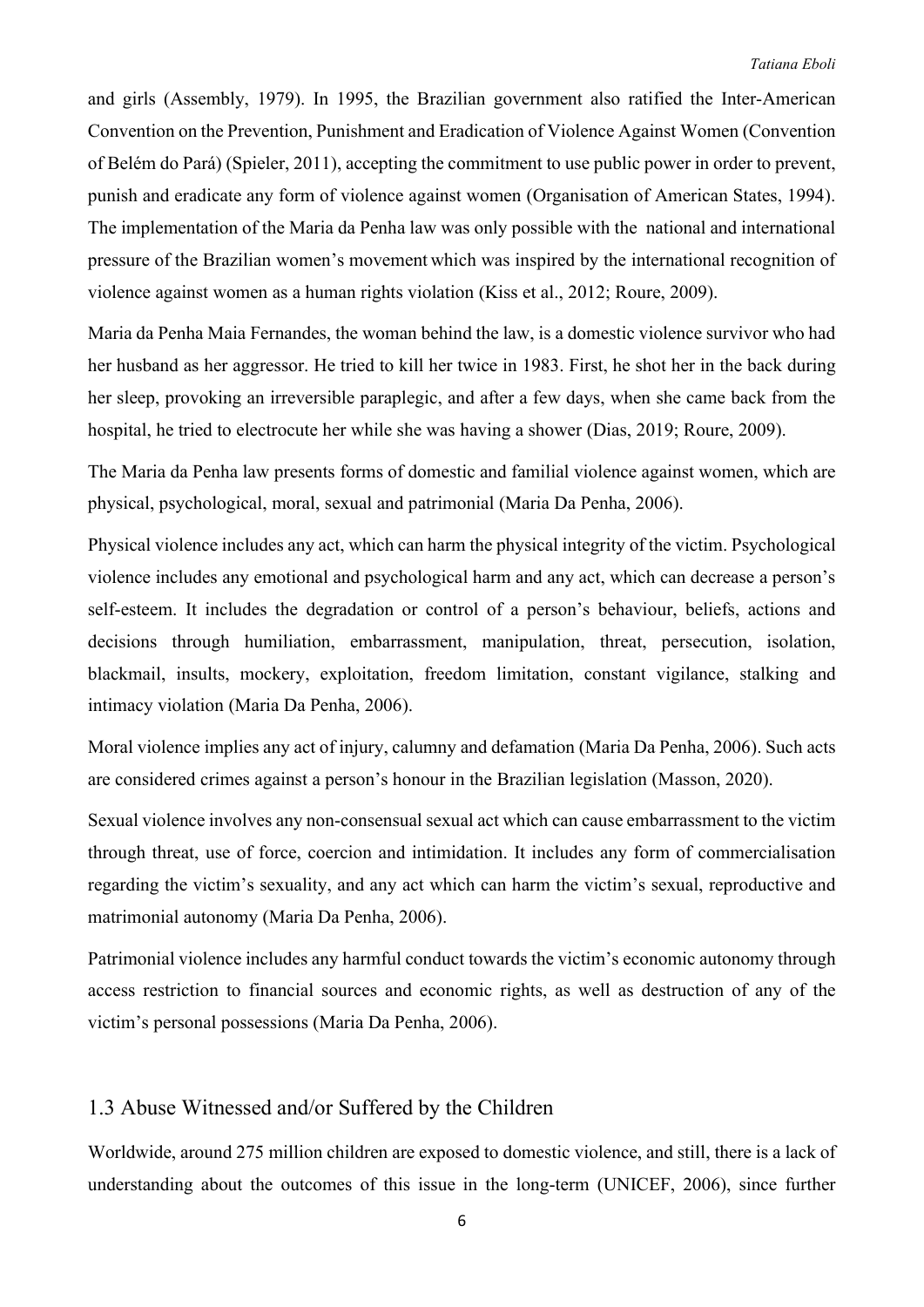and girls (Assembly, 1979). In 1995, the Brazilian government also ratified the Inter-American Convention on the Prevention, Punishment and Eradication of Violence Against Women (Convention of Belém do Pará) (Spieler, 2011), accepting the commitment to use public power in order to prevent, punish and eradicate any form of violence against women (Organisation of American States, 1994). The implementation of the Maria da Penha law was only possible with the national and international pressure of the Brazilian women's movement which was inspired by the international recognition of violence against women as a human rights violation (Kiss et al., 2012; Roure, 2009).

Maria da Penha Maia Fernandes, the woman behind the law, is a domestic violence survivor who had her husband as her aggressor. He tried to kill her twice in 1983. First, he shot her in the back during her sleep, provoking an irreversible paraplegic, and after a few days, when she came back from the hospital, he tried to electrocute her while she was having a shower (Dias, 2019; Roure, 2009).

The Maria da Penha law presents forms of domestic and familial violence against women, which are physical, psychological, moral, sexual and patrimonial (Maria Da Penha, 2006).

Physical violence includes any act, which can harm the physical integrity of the victim. Psychological violence includes any emotional and psychological harm and any act, which can decrease a person's self-esteem. It includes the degradation or control of a person's behaviour, beliefs, actions and decisions through humiliation, embarrassment, manipulation, threat, persecution, isolation, blackmail, insults, mockery, exploitation, freedom limitation, constant vigilance, stalking and intimacy violation (Maria Da Penha, 2006).

Moral violence implies any act of injury, calumny and defamation (Maria Da Penha, 2006). Such acts are considered crimes against a person's honour in the Brazilian legislation (Masson, 2020).

Sexual violence involves any non-consensual sexual act which can cause embarrassment to the victim through threat, use of force, coercion and intimidation. It includes any form of commercialisation regarding the victim's sexuality, and any act which can harm the victim's sexual, reproductive and matrimonial autonomy (Maria Da Penha, 2006).

Patrimonial violence includes any harmful conduct towards the victim's economic autonomy through access restriction to financial sources and economic rights, as well as destruction of any of the victim's personal possessions (Maria Da Penha, 2006).

## 1.3 Abuse Witnessed and/or Suffered by the Children

Worldwide, around 275 million children are exposed to domestic violence, and still, there is a lack of understanding about the outcomes of this issue in the long-term (UNICEF, 2006), since further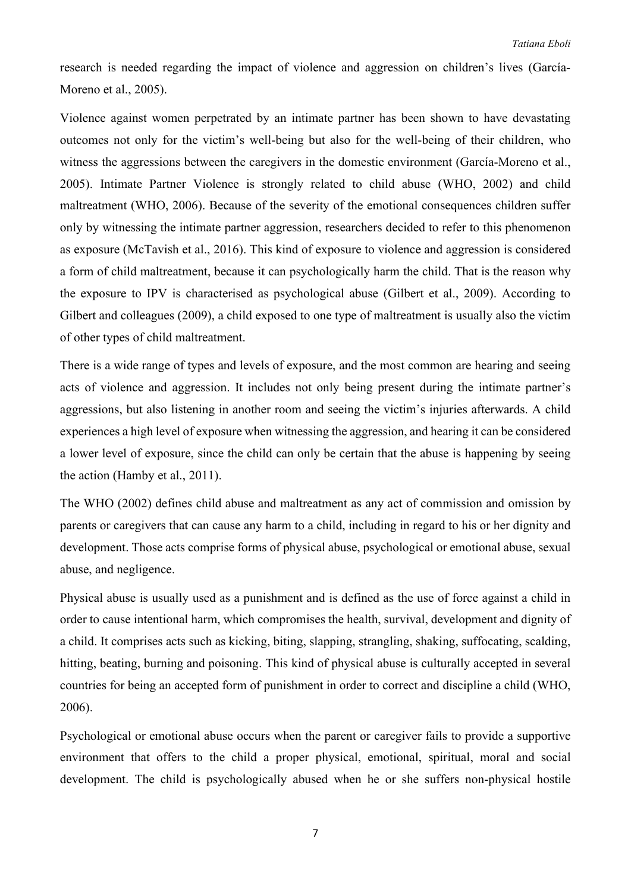research is needed regarding the impact of violence and aggression on children's lives (García-Moreno et al., 2005).

Violence against women perpetrated by an intimate partner has been shown to have devastating outcomes not only for the victim's well-being but also for the well-being of their children, who witness the aggressions between the caregivers in the domestic environment (García-Moreno et al., 2005). Intimate Partner Violence is strongly related to child abuse (WHO, 2002) and child maltreatment (WHO, 2006). Because of the severity of the emotional consequences children suffer only by witnessing the intimate partner aggression, researchers decided to refer to this phenomenon as exposure (McTavish et al., 2016). This kind of exposure to violence and aggression is considered a form of child maltreatment, because it can psychologically harm the child. That is the reason why the exposure to IPV is characterised as psychological abuse (Gilbert et al., 2009). According to Gilbert and colleagues (2009), a child exposed to one type of maltreatment is usually also the victim of other types of child maltreatment.

There is a wide range of types and levels of exposure, and the most common are hearing and seeing acts of violence and aggression. It includes not only being present during the intimate partner's aggressions, but also listening in another room and seeing the victim's injuries afterwards. A child experiences a high level of exposure when witnessing the aggression, and hearing it can be considered a lower level of exposure, since the child can only be certain that the abuse is happening by seeing the action (Hamby et al., 2011).

The WHO (2002) defines child abuse and maltreatment as any act of commission and omission by parents or caregivers that can cause any harm to a child, including in regard to his or her dignity and development. Those acts comprise forms of physical abuse, psychological or emotional abuse, sexual abuse, and negligence.

Physical abuse is usually used as a punishment and is defined as the use of force against a child in order to cause intentional harm, which compromises the health, survival, development and dignity of a child. It comprises acts such as kicking, biting, slapping, strangling, shaking, suffocating, scalding, hitting, beating, burning and poisoning. This kind of physical abuse is culturally accepted in several countries for being an accepted form of punishment in order to correct and discipline a child (WHO, 2006).

Psychological or emotional abuse occurs when the parent or caregiver fails to provide a supportive environment that offers to the child a proper physical, emotional, spiritual, moral and social development. The child is psychologically abused when he or she suffers non-physical hostile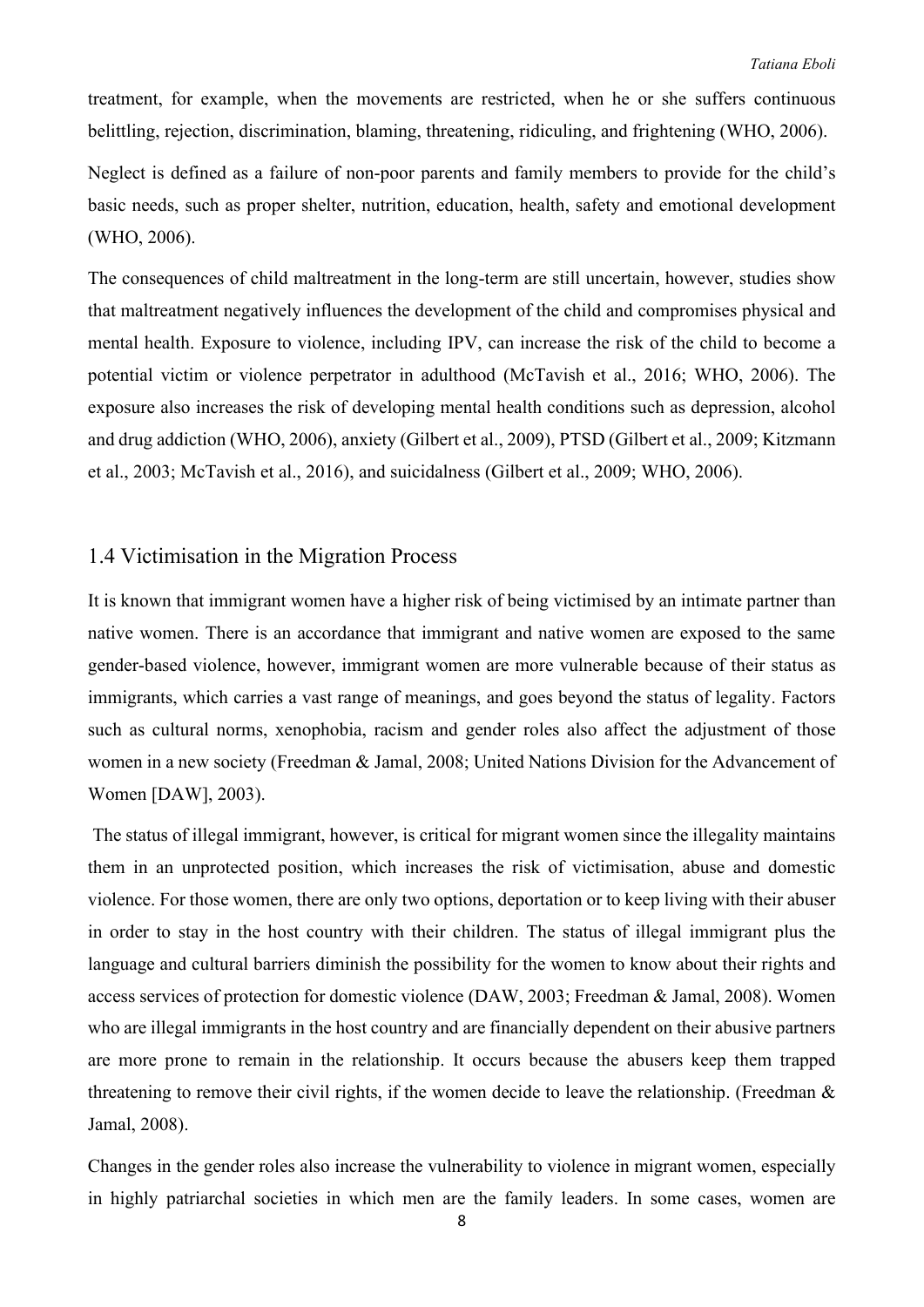treatment, for example, when the movements are restricted, when he or she suffers continuous belittling, rejection, discrimination, blaming, threatening, ridiculing, and frightening (WHO, 2006).

Neglect is defined as a failure of non-poor parents and family members to provide for the child's basic needs, such as proper shelter, nutrition, education, health, safety and emotional development (WHO, 2006).

The consequences of child maltreatment in the long-term are still uncertain, however, studies show that maltreatment negatively influences the development of the child and compromises physical and mental health. Exposure to violence, including IPV, can increase the risk of the child to become a potential victim or violence perpetrator in adulthood (McTavish et al., 2016; WHO, 2006). The exposure also increases the risk of developing mental health conditions such as depression, alcohol and drug addiction (WHO, 2006), anxiety (Gilbert et al., 2009), PTSD (Gilbert et al., 2009; Kitzmann et al., 2003; McTavish et al., 2016), and suicidalness (Gilbert et al., 2009; WHO, 2006).

## 1.4 Victimisation in the Migration Process

It is known that immigrant women have a higher risk of being victimised by an intimate partner than native women. There is an accordance that immigrant and native women are exposed to the same gender-based violence, however, immigrant women are more vulnerable because of their status as immigrants, which carries a vast range of meanings, and goes beyond the status of legality. Factors such as cultural norms, xenophobia, racism and gender roles also affect the adjustment of those women in a new society (Freedman & Jamal, 2008; United Nations Division for the Advancement of Women [DAW], 2003).

The status of illegal immigrant, however, is critical for migrant women since the illegality maintains them in an unprotected position, which increases the risk of victimisation, abuse and domestic violence. For those women, there are only two options, deportation or to keep living with their abuser in order to stay in the host country with their children. The status of illegal immigrant plus the language and cultural barriers diminish the possibility for the women to know about their rights and access services of protection for domestic violence (DAW, 2003; Freedman & Jamal, 2008). Women who are illegal immigrants in the host country and are financially dependent on their abusive partners are more prone to remain in the relationship. It occurs because the abusers keep them trapped threatening to remove their civil rights, if the women decide to leave the relationship. (Freedman & Jamal, 2008).

Changes in the gender roles also increase the vulnerability to violence in migrant women, especially in highly patriarchal societies in which men are the family leaders. In some cases, women are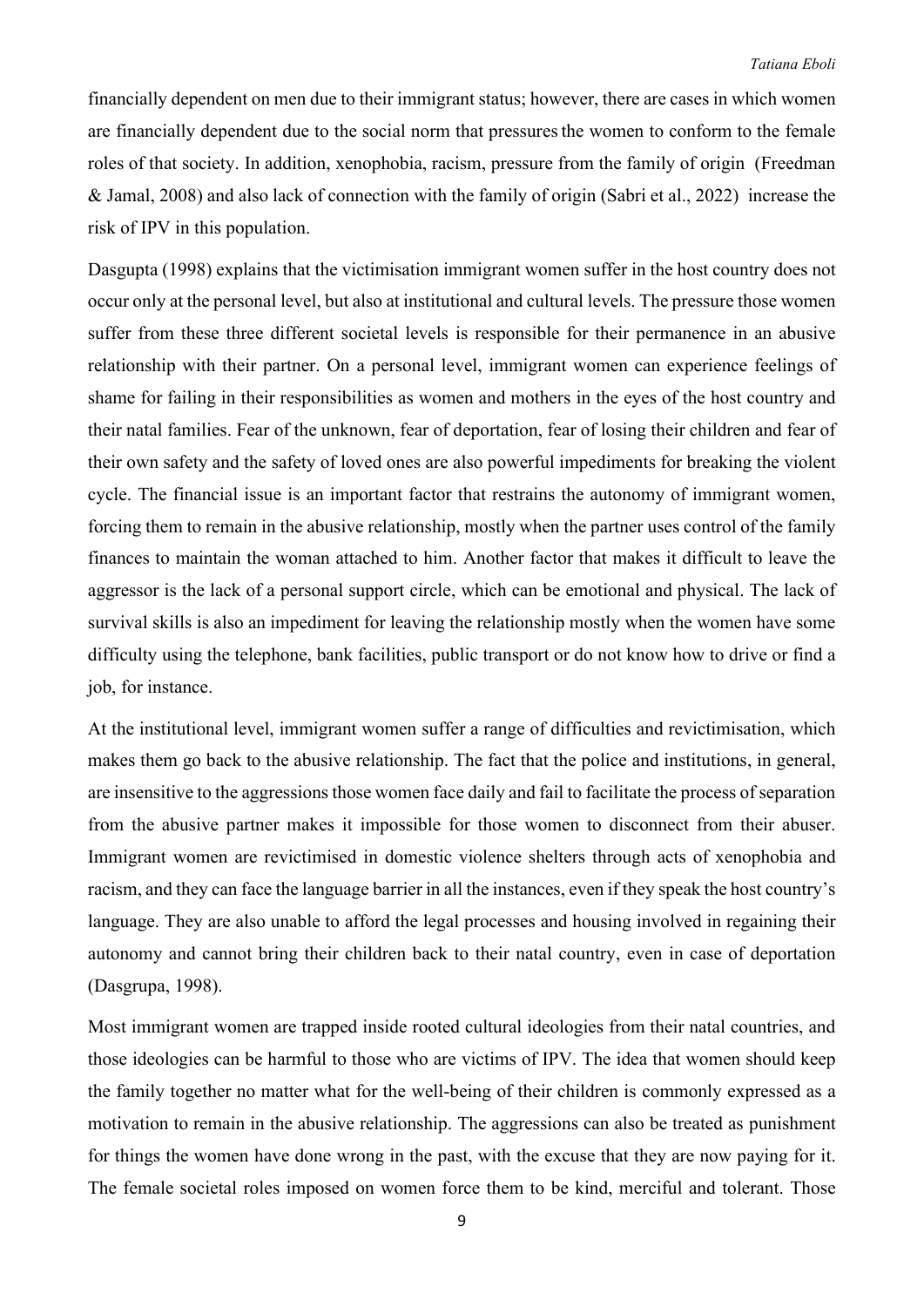financially dependent on men due to their immigrant status; however, there are cases in which women are financially dependent due to the social norm that pressures the women to conform to the female roles of that society. In addition, xenophobia, racism, pressure from the family of origin (Freedman & Jamal, 2008) and also lack of connection with the family of origin (Sabri et al., 2022) increase the risk of IPV in this population.

Dasgupta (1998) explains that the victimisation immigrant women suffer in the host country does not occur only at the personal level, but also at institutional and cultural levels. The pressure those women suffer from these three different societal levels is responsible for their permanence in an abusive relationship with their partner. On a personal level, immigrant women can experience feelings of shame for failing in their responsibilities as women and mothers in the eyes of the host country and their natal families. Fear of the unknown, fear of deportation, fear of losing their children and fear of their own safety and the safety of loved ones are also powerful impediments for breaking the violent cycle. The financial issue is an important factor that restrains the autonomy of immigrant women, forcing them to remain in the abusive relationship, mostly when the partner uses control of the family finances to maintain the woman attached to him. Another factor that makes it difficult to leave the aggressor is the lack of a personal support circle, which can be emotional and physical. The lack of survival skills is also an impediment for leaving the relationship mostly when the women have some difficulty using the telephone, bank facilities, public transport or do not know how to drive or find a job, for instance.

At the institutional level, immigrant women suffer a range of difficulties and revictimisation, which makes them go back to the abusive relationship. The fact that the police and institutions, in general, are insensitive to the aggressions those women face daily and fail to facilitate the process of separation from the abusive partner makes it impossible for those women to disconnect from their abuser. Immigrant women are revictimised in domestic violence shelters through acts of xenophobia and racism, and they can face the language barrier in all the instances, even if they speak the host country's language. They are also unable to afford the legal processes and housing involved in regaining their autonomy and cannot bring their children back to their natal country, even in case of deportation (Dasgrupa, 1998).

Most immigrant women are trapped inside rooted cultural ideologies from their natal countries, and those ideologies can be harmful to those who are victims of IPV. The idea that women should keep the family together no matter what for the well-being of their children is commonly expressed as a motivation to remain in the abusive relationship. The aggressions can also be treated as punishment for things the women have done wrong in the past, with the excuse that they are now paying for it. The female societal roles imposed on women force them to be kind, merciful and tolerant. Those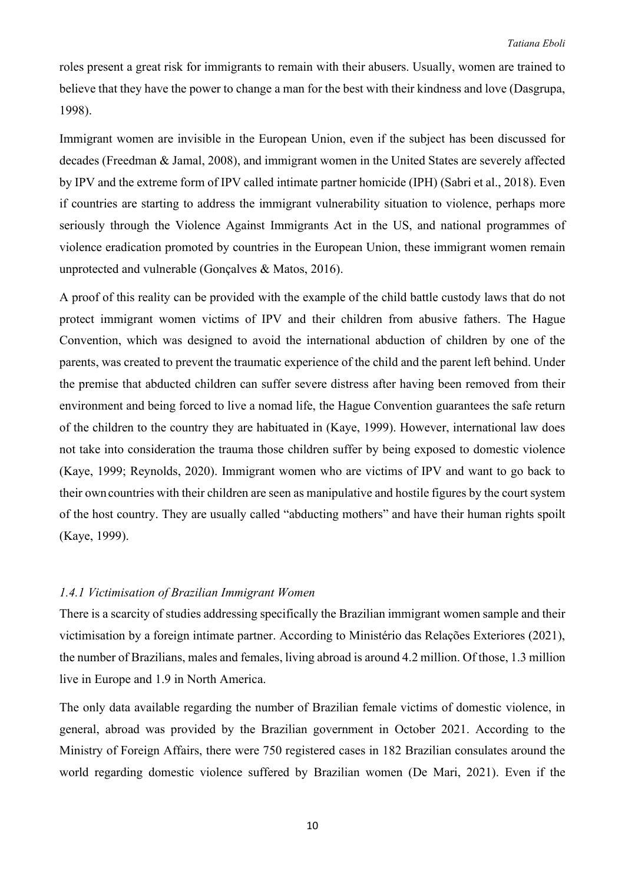roles present a great risk for immigrants to remain with their abusers. Usually, women are trained to believe that they have the power to change a man for the best with their kindness and love (Dasgrupa, 1998).

Immigrant women are invisible in the European Union, even if the subject has been discussed for decades (Freedman & Jamal, 2008), and immigrant women in the United States are severely affected by IPV and the extreme form of IPV called intimate partner homicide (IPH) (Sabri et al., 2018). Even if countries are starting to address the immigrant vulnerability situation to violence, perhaps more seriously through the Violence Against Immigrants Act in the US, and national programmes of violence eradication promoted by countries in the European Union, these immigrant women remain unprotected and vulnerable (Gonçalves & Matos, 2016).

A proof of this reality can be provided with the example of the child battle custody laws that do not protect immigrant women victims of IPV and their children from abusive fathers. The Hague Convention, which was designed to avoid the international abduction of children by one of the parents, was created to prevent the traumatic experience of the child and the parent left behind. Under the premise that abducted children can suffer severe distress after having been removed from their environment and being forced to live a nomad life, the Hague Convention guarantees the safe return of the children to the country they are habituated in (Kaye, 1999). However, international law does not take into consideration the trauma those children suffer by being exposed to domestic violence (Kaye, 1999; Reynolds, 2020). Immigrant women who are victims of IPV and want to go back to their own countries with their children are seen as manipulative and hostile figures by the court system of the host country. They are usually called "abducting mothers" and have their human rights spoilt (Kaye, 1999).

### *1.4.1 Victimisation of Brazilian Immigrant Women*

There is a scarcity of studies addressing specifically the Brazilian immigrant women sample and their victimisation by a foreign intimate partner. According to Ministério das Relações Exteriores (2021), the number of Brazilians, males and females, living abroad is around 4.2 million. Of those, 1.3 million live in Europe and 1.9 in North America.

The only data available regarding the number of Brazilian female victims of domestic violence, in general, abroad was provided by the Brazilian government in October 2021. According to the Ministry of Foreign Affairs, there were 750 registered cases in 182 Brazilian consulates around the world regarding domestic violence suffered by Brazilian women (De Mari, 2021). Even if the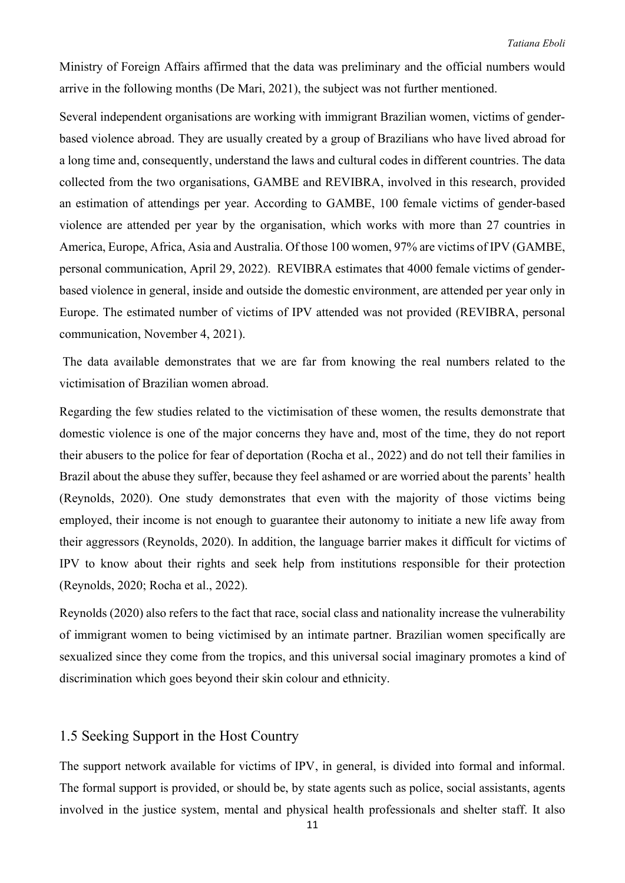Ministry of Foreign Affairs affirmed that the data was preliminary and the official numbers would arrive in the following months (De Mari, 2021), the subject was not further mentioned.

Several independent organisations are working with immigrant Brazilian women, victims of gender-based violence abroad. They are usually created by a group of Brazilians who have lived abroad for a long time and, consequently, understand the laws and cultural codes in different countries. The data collected from the two organisations, GAMBE and REVIBRA, involved in this research, provided an estimation of attendings per year. According to GAMBE, 100 female victims of gender-based violence are attended per year by the organisation, which works with more than 27 countries in America, Europe, Africa, Asia and Australia. Of those 100 women, 97% are victims of IPV (GAMBE, personal communication, April 29, 2022). REVIBRA estimates that 4000 female victims of gender-based violence in general, inside and outside the domestic environment, are attended per year only in Europe. The estimated number of victims of IPV attended was not provided (REVIBRA, personal communication, November 4, 2021).

The data available demonstrates that we are far from knowing the real numbers related to the victimisation of Brazilian women abroad.

Regarding the few studies related to the victimisation of these women, the results demonstrate that domestic violence is one of the major concerns they have and, most of the time, they do not report their abusers to the police for fear of deportation (Rocha et al., 2022) and do not tell their families in Brazil about the abuse they suffer, because they feel ashamed or are worried about the parents' health (Reynolds, 2020). One study demonstrates that even with the majority of those victims being employed, their income is not enough to guarantee their autonomy to initiate a new life away from their aggressors (Reynolds, 2020). In addition, the language barrier makes it difficult for victims of IPV to know about their rights and seek help from institutions responsible for their protection (Reynolds, 2020; Rocha et al., 2022).

Reynolds (2020) also refers to the fact that race, social class and nationality increase the vulnerability of immigrant women to being victimised by an intimate partner. Brazilian women specifically are sexualized since they come from the tropics, and this universal social imaginary promotes a kind of discrimination which goes beyond their skin colour and ethnicity.

## 1.5 Seeking Support in the Host Country

The support network available for victims of IPV, in general, is divided into formal and informal. The formal support is provided, or should be, by state agents such as police, social assistants, agents involved in the justice system, mental and physical health professionals and shelter staff. It also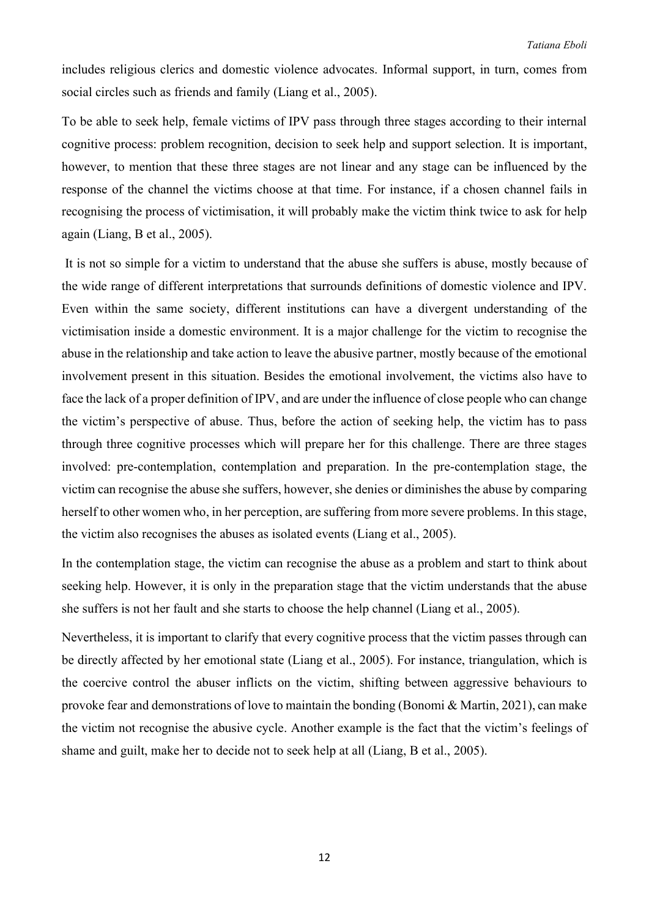includes religious clerics and domestic violence advocates. Informal support, in turn, comes from social circles such as friends and family (Liang et al., 2005).

To be able to seek help, female victims of IPV pass through three stages according to their internal cognitive process: problem recognition, decision to seek help and support selection. It is important, however, to mention that these three stages are not linear and any stage can be influenced by the response of the channel the victims choose at that time. For instance, if a chosen channel fails in recognising the process of victimisation, it will probably make the victim think twice to ask for help again (Liang, B et al., 2005).

It is not so simple for a victim to understand that the abuse she suffers is abuse, mostly because of the wide range of different interpretations that surrounds definitions of domestic violence and IPV. Even within the same society, different institutions can have a divergent understanding of the victimisation inside a domestic environment. It is a major challenge for the victim to recognise the abuse in the relationship and take action to leave the abusive partner, mostly because of the emotional involvement present in this situation. Besides the emotional involvement, the victims also have to face the lack of a proper definition of IPV, and are under the influence of close people who can change the victim's perspective of abuse. Thus, before the action of seeking help, the victim has to pass through three cognitive processes which will prepare her for this challenge. There are three stages involved: pre-contemplation, contemplation and preparation. In the pre-contemplation stage, the victim can recognise the abuse she suffers, however, she denies or diminishes the abuse by comparing herself to other women who, in her perception, are suffering from more severe problems. In this stage, the victim also recognises the abuses as isolated events (Liang et al., 2005).

In the contemplation stage, the victim can recognise the abuse as a problem and start to think about seeking help. However, it is only in the preparation stage that the victim understands that the abuse she suffers is not her fault and she starts to choose the help channel (Liang et al., 2005).

Nevertheless, it is important to clarify that every cognitive process that the victim passes through can be directly affected by her emotional state (Liang et al., 2005). For instance, triangulation, which is the coercive control the abuser inflicts on the victim, shifting between aggressive behaviours to provoke fear and demonstrations of love to maintain the bonding (Bonomi & Martin, 2021), can make the victim not recognise the abusive cycle. Another example is the fact that the victim's feelings of shame and guilt, make her to decide not to seek help at all (Liang, B et al., 2005).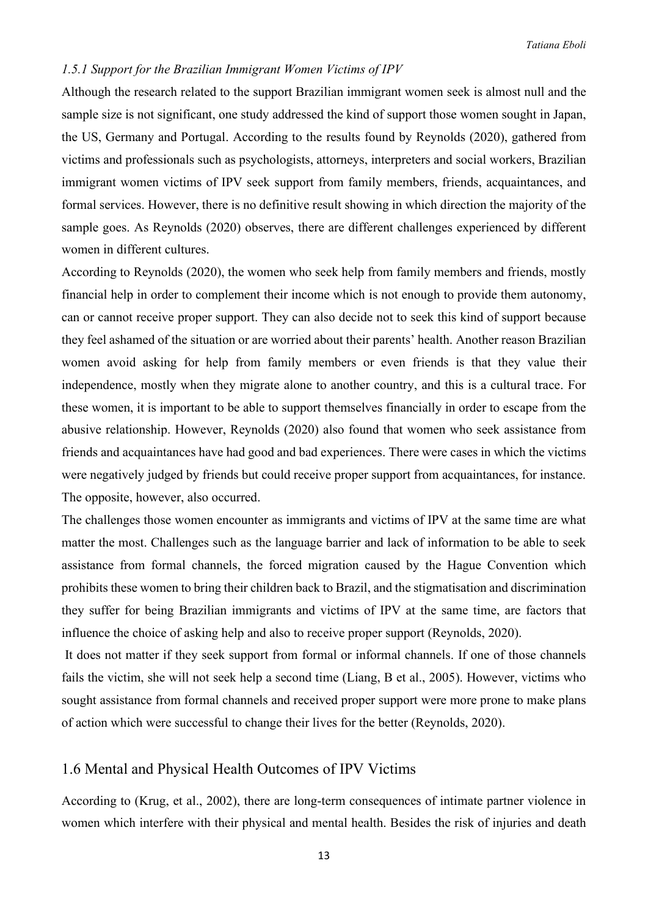### *1.5.1 Support for the Brazilian Immigrant Women Victims of IPV*

Although the research related to the support Brazilian immigrant women seek is almost null and the sample size is not significant, one study addressed the kind of support those women sought in Japan, the US, Germany and Portugal. According to the results found by Reynolds (2020), gathered from victims and professionals such as psychologists, attorneys, interpreters and social workers, Brazilian immigrant women victims of IPV seek support from family members, friends, acquaintances, and formal services. However, there is no definitive result showing in which direction the majority of the sample goes. As Reynolds (2020) observes, there are different challenges experienced by different women in different cultures.

According to Reynolds (2020), the women who seek help from family members and friends, mostly financial help in order to complement their income which is not enough to provide them autonomy, can or cannot receive proper support. They can also decide not to seek this kind of support because they feel ashamed of the situation or are worried about their parents' health. Another reason Brazilian women avoid asking for help from family members or even friends is that they value their independence, mostly when they migrate alone to another country, and this is a cultural trace. For these women, it is important to be able to support themselves financially in order to escape from the abusive relationship. However, Reynolds (2020) also found that women who seek assistance from friends and acquaintances have had good and bad experiences. There were cases in which the victims were negatively judged by friends but could receive proper support from acquaintances, for instance. The opposite, however, also occurred.

The challenges those women encounter as immigrants and victims of IPV at the same time are what matter the most. Challenges such as the language barrier and lack of information to be able to seek assistance from formal channels, the forced migration caused by the Hague Convention which prohibits these women to bring their children back to Brazil, and the stigmatisation and discrimination they suffer for being Brazilian immigrants and victims of IPV at the same time, are factors that influence the choice of asking help and also to receive proper support (Reynolds, 2020).

It does not matter if they seek support from formal or informal channels. If one of those channels fails the victim, she will not seek help a second time (Liang, B et al., 2005). However, victims who sought assistance from formal channels and received proper support were more prone to make plans of action which were successful to change their lives for the better (Reynolds, 2020).

## 1.6 Mental and Physical Health Outcomes of IPV Victims

According to (Krug, et al., 2002), there are long-term consequences of intimate partner violence in women which interfere with their physical and mental health. Besides the risk of injuries and death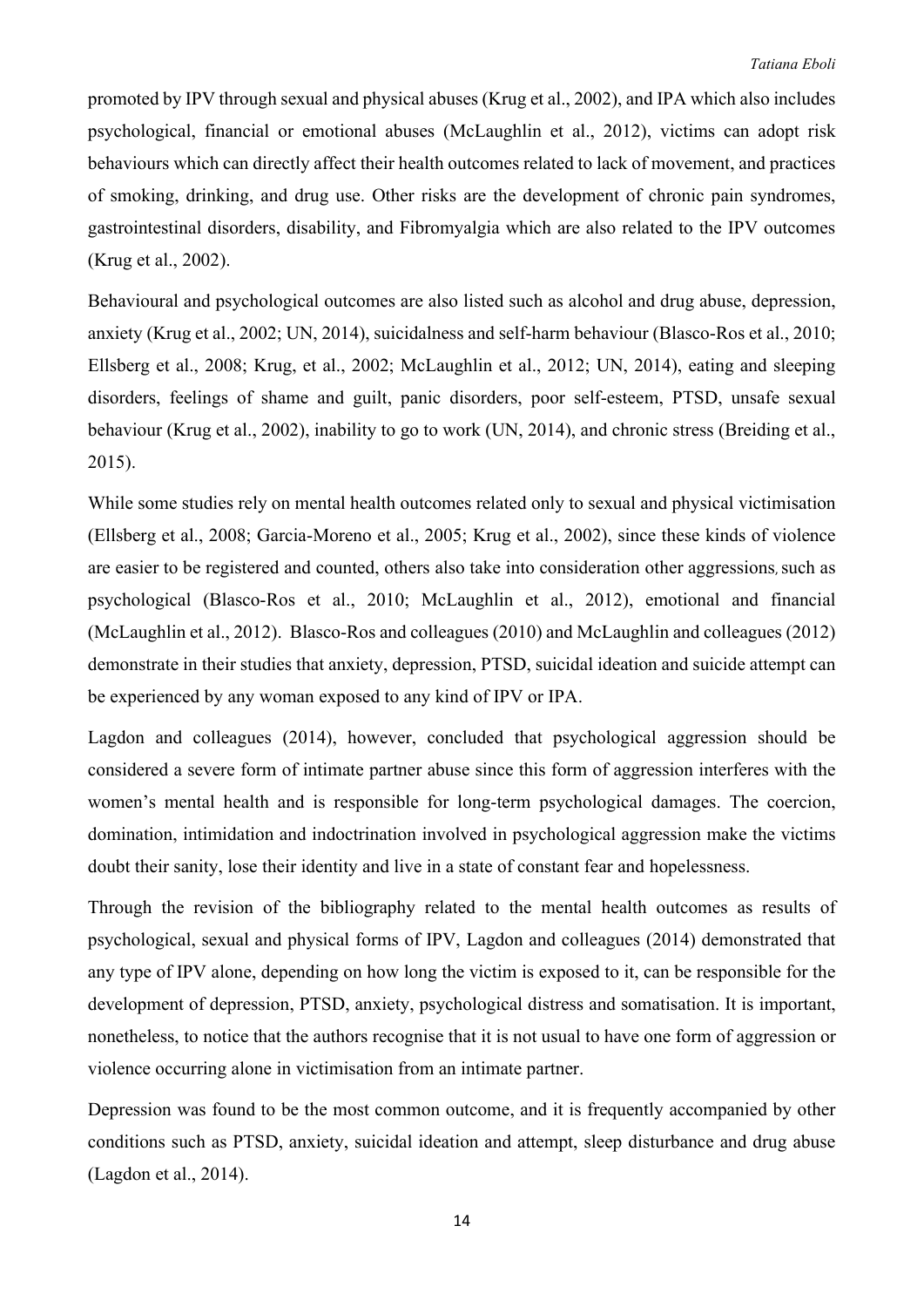promoted by IPV through sexual and physical abuses (Krug et al., 2002), and IPA which also includes psychological, financial or emotional abuses (McLaughlin et al., 2012), victims can adopt risk behaviours which can directly affect their health outcomes related to lack of movement, and practices of smoking, drinking, and drug use. Other risks are the development of chronic pain syndromes, gastrointestinal disorders, disability, and Fibromyalgia which are also related to the IPV outcomes (Krug et al., 2002).

Behavioural and psychological outcomes are also listed such as alcohol and drug abuse, depression, anxiety (Krug et al., 2002; UN, 2014), suicidalness and self-harm behaviour (Blasco-Ros et al., 2010; Ellsberg et al., 2008; Krug, et al., 2002; McLaughlin et al., 2012; UN, 2014), eating and sleeping disorders, feelings of shame and guilt, panic disorders, poor self-esteem, PTSD, unsafe sexual behaviour (Krug et al., 2002), inability to go to work (UN, 2014), and chronic stress (Breiding et al., 2015).

While some studies rely on mental health outcomes related only to sexual and physical victimisation (Ellsberg et al., 2008; Garcia-Moreno et al., 2005; Krug et al., 2002), since these kinds of violence are easier to be registered and counted, others also take into consideration other aggressions, such as psychological (Blasco-Ros et al., 2010; McLaughlin et al., 2012), emotional and financial (McLaughlin et al., 2012). Blasco-Ros and colleagues (2010) and McLaughlin and colleagues (2012) demonstrate in their studies that anxiety, depression, PTSD, suicidal ideation and suicide attempt can be experienced by any woman exposed to any kind of IPV or IPA.

Lagdon and colleagues (2014), however, concluded that psychological aggression should be considered a severe form of intimate partner abuse since this form of aggression interferes with the women's mental health and is responsible for long-term psychological damages. The coercion, domination, intimidation and indoctrination involved in psychological aggression make the victims doubt their sanity, lose their identity and live in a state of constant fear and hopelessness.

Through the revision of the bibliography related to the mental health outcomes as results of psychological, sexual and physical forms of IPV, Lagdon and colleagues (2014) demonstrated that any type of IPV alone, depending on how long the victim is exposed to it, can be responsible for the development of depression, PTSD, anxiety, psychological distress and somatisation. It is important, nonetheless, to notice that the authors recognise that it is not usual to have one form of aggression or violence occurring alone in victimisation from an intimate partner.

Depression was found to be the most common outcome, and it is frequently accompanied by other conditions such as PTSD, anxiety, suicidal ideation and attempt, sleep disturbance and drug abuse (Lagdon et al., 2014).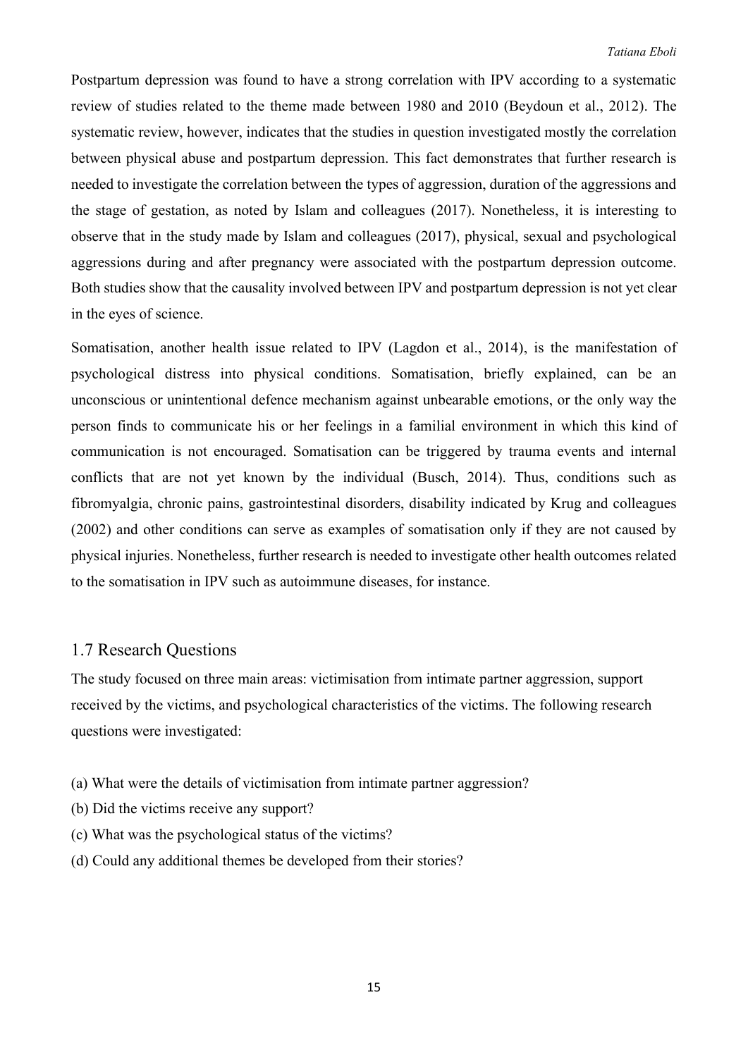Postpartum depression was found to have a strong correlation with IPV according to a systematic review of studies related to the theme made between 1980 and 2010 (Beydoun et al., 2012). The systematic review, however, indicates that the studies in question investigated mostly the correlation between physical abuse and postpartum depression. This fact demonstrates that further research is needed to investigate the correlation between the types of aggression, duration of the aggressions and the stage of gestation, as noted by Islam and colleagues (2017). Nonetheless, it is interesting to observe that in the study made by Islam and colleagues (2017), physical, sexual and psychological aggressions during and after pregnancy were associated with the postpartum depression outcome. Both studies show that the causality involved between IPV and postpartum depression is not yet clear in the eyes of science.

Somatisation, another health issue related to IPV (Lagdon et al., 2014), is the manifestation of psychological distress into physical conditions. Somatisation, briefly explained, can be an unconscious or unintentional defence mechanism against unbearable emotions, or the only way the person finds to communicate his or her feelings in a familial environment in which this kind of communication is not encouraged. Somatisation can be triggered by trauma events and internal conflicts that are not yet known by the individual (Busch, 2014). Thus, conditions such as fibromyalgia, chronic pains, gastrointestinal disorders, disability indicated by Krug and colleagues (2002) and other conditions can serve as examples of somatisation only if they are not caused by physical injuries. Nonetheless, further research is needed to investigate other health outcomes related to the somatisation in IPV such as autoimmune diseases, for instance.

## 1.7 Research Questions

The study focused on three main areas: victimisation from intimate partner aggression, support received by the victims, and psychological characteristics of the victims. The following research questions were investigated:

(a) What were the details of victimisation from intimate partner aggression?
(b) Did the victims receive any support?
(c) What was the psychological status of the victims?
(d) Could any additional themes be developed from their stories?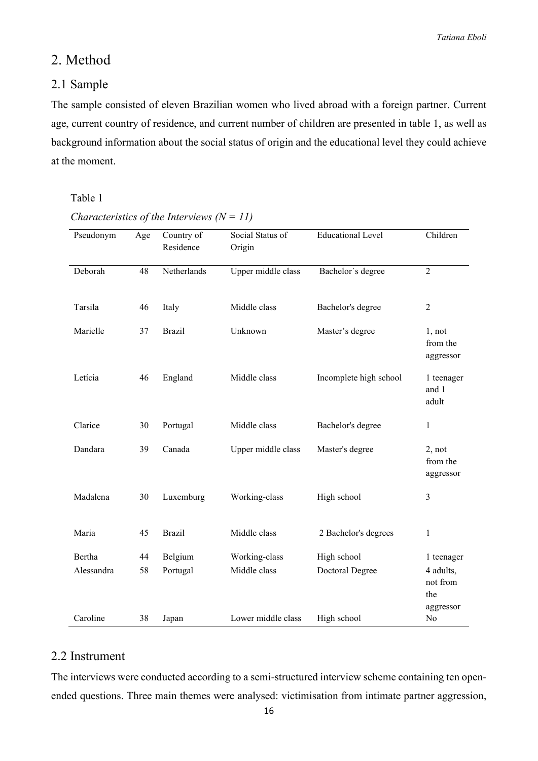# 2. Method

## 2.1 Sample

The sample consisted of eleven Brazilian women who lived abroad with a foreign partner. Current age, current country of residence, and current number of children are presented in table 1, as well as background information about the social status of origin and the educational level they could achieve at the moment.

Table 1

*Characteristics of the Interviews (N = 11)*

| Pseudonym | Age | Country of Residence | Social Status of Origin | Educational Level | Children |
|---|---|---|---|---|---|
| Deborah | 48 | Netherlands | Upper middle class | Bachelor´s degree | 2 |
| Tarsila | 46 | Italy | Middle class | Bachelor's degree | 2 |
| Marielle | 37 | Brazil | Unknown | Master's degree | 1, not from the aggressor |
| Letícia | 46 | England | Middle class | Incomplete high school | 1 teenager and 1 adult |
| Clarice | 30 | Portugal | Middle class | Bachelor's degree | 1 |
| Dandara | 39 | Canada | Upper middle class | Master's degree | 2, not from the aggressor |
| Madalena | 30 | Luxemburg | Working-class | High school | 3 |
| Maria | 45 | Brazil | Middle class | 2 Bachelor's degrees | 1 |
| Bertha | 44 | Belgium | Working-class | High school | 1 teenager |
| Alessandra | 58 | Portugal | Middle class | Doctoral Degree | 4 adults, not from the aggressor |
| Caroline | 38 | Japan | Lower middle class | High school | No |

## 2.2 Instrument

The interviews were conducted according to a semi-structured interview scheme containing ten open-ended questions. Three main themes were analysed: victimisation from intimate partner aggression,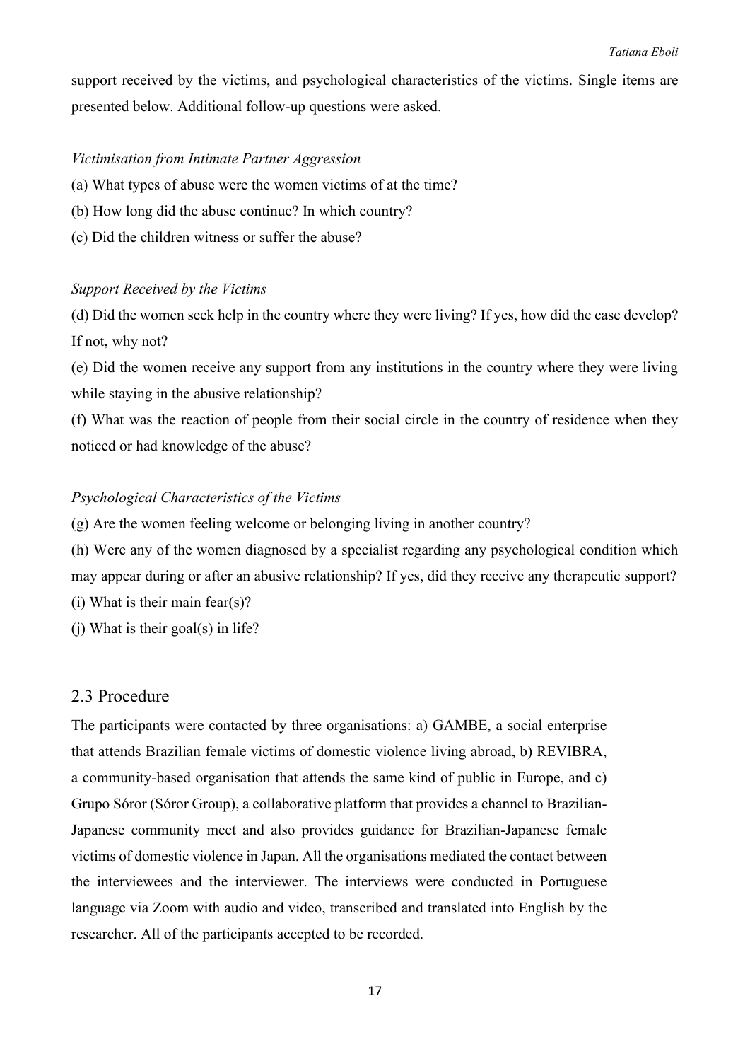support received by the victims, and psychological characteristics of the victims. Single items are presented below. Additional follow-up questions were asked.

*Victimisation from Intimate Partner Aggression*

(a) What types of abuse were the women victims of at the time?

(b) How long did the abuse continue? In which country?

(c) Did the children witness or suffer the abuse?

*Support Received by the Victims*

(d) Did the women seek help in the country where they were living? If yes, how did the case develop? If not, why not?

(e) Did the women receive any support from any institutions in the country where they were living while staying in the abusive relationship?

(f) What was the reaction of people from their social circle in the country of residence when they noticed or had knowledge of the abuse?

*Psychological Characteristics of the Victims*

(g) Are the women feeling welcome or belonging living in another country?

(h) Were any of the women diagnosed by a specialist regarding any psychological condition which may appear during or after an abusive relationship? If yes, did they receive any therapeutic support?

(i) What is their main fear(s)?

(j) What is their goal(s) in life?

## 2.3 Procedure

The participants were contacted by three organisations: a) GAMBE, a social enterprise that attends Brazilian female victims of domestic violence living abroad, b) REVIBRA, a community-based organisation that attends the same kind of public in Europe, and c) Grupo Sóror (Sóror Group), a collaborative platform that provides a channel to Brazilian-Japanese community meet and also provides guidance for Brazilian-Japanese female victims of domestic violence in Japan. All the organisations mediated the contact between the interviewees and the interviewer. The interviews were conducted in Portuguese language via Zoom with audio and video, transcribed and translated into English by the researcher. All of the participants accepted to be recorded.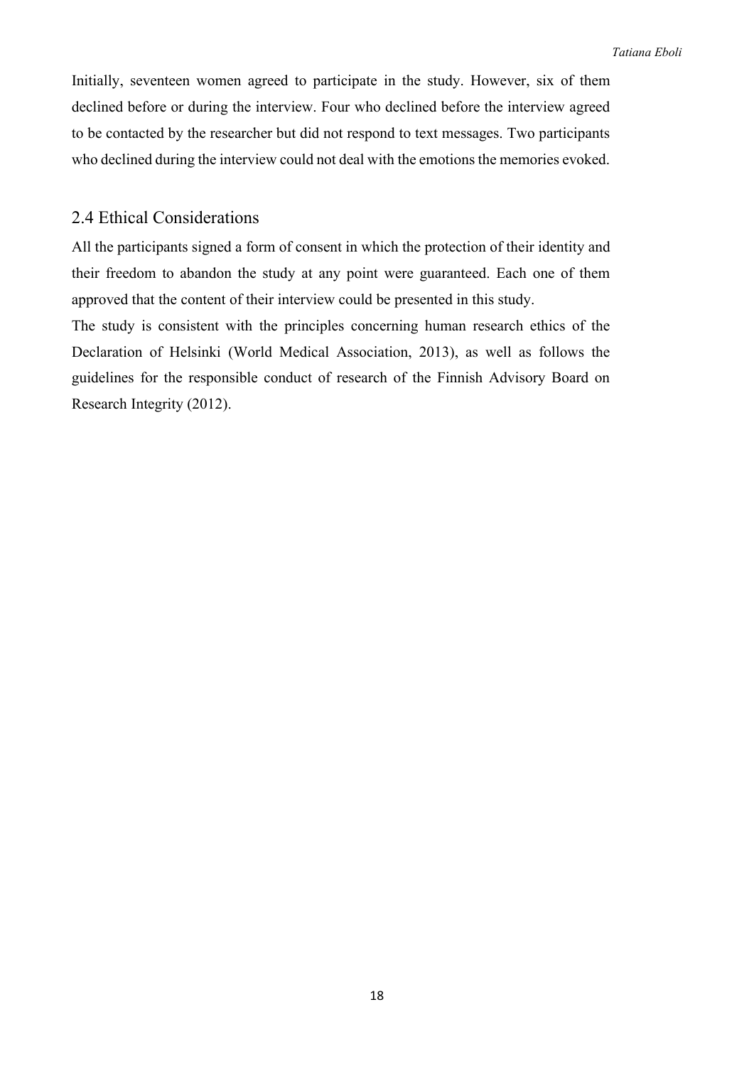Initially, seventeen women agreed to participate in the study. However, six of them declined before or during the interview. Four who declined before the interview agreed to be contacted by the researcher but did not respond to text messages. Two participants who declined during the interview could not deal with the emotions the memories evoked.

## 2.4 Ethical Considerations

All the participants signed a form of consent in which the protection of their identity and their freedom to abandon the study at any point were guaranteed. Each one of them approved that the content of their interview could be presented in this study.

The study is consistent with the principles concerning human research ethics of the Declaration of Helsinki (World Medical Association, 2013), as well as follows the guidelines for the responsible conduct of research of the Finnish Advisory Board on Research Integrity (2012).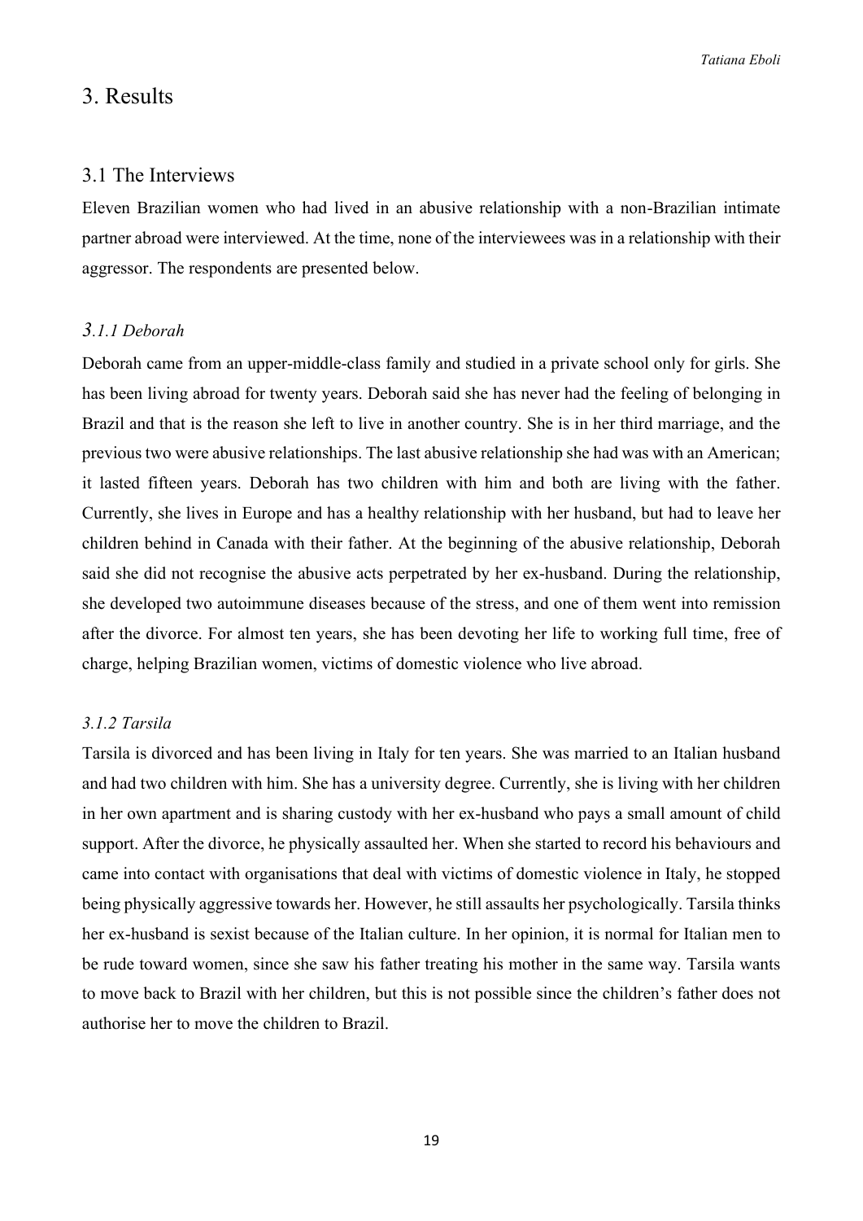# 3. Results

## 3.1 The Interviews

Eleven Brazilian women who had lived in an abusive relationship with a non-Brazilian intimate partner abroad were interviewed. At the time, none of the interviewees was in a relationship with their aggressor. The respondents are presented below.

### *3.1.1 Deborah*

Deborah came from an upper-middle-class family and studied in a private school only for girls. She has been living abroad for twenty years. Deborah said she has never had the feeling of belonging in Brazil and that is the reason she left to live in another country. She is in her third marriage, and the previous two were abusive relationships. The last abusive relationship she had was with an American; it lasted fifteen years. Deborah has two children with him and both are living with the father. Currently, she lives in Europe and has a healthy relationship with her husband, but had to leave her children behind in Canada with their father. At the beginning of the abusive relationship, Deborah said she did not recognise the abusive acts perpetrated by her ex-husband. During the relationship, she developed two autoimmune diseases because of the stress, and one of them went into remission after the divorce. For almost ten years, she has been devoting her life to working full time, free of charge, helping Brazilian women, victims of domestic violence who live abroad.

### *3.1.2 Tarsila*

Tarsila is divorced and has been living in Italy for ten years. She was married to an Italian husband and had two children with him. She has a university degree. Currently, she is living with her children in her own apartment and is sharing custody with her ex-husband who pays a small amount of child support. After the divorce, he physically assaulted her. When she started to record his behaviours and came into contact with organisations that deal with victims of domestic violence in Italy, he stopped being physically aggressive towards her. However, he still assaults her psychologically. Tarsila thinks her ex-husband is sexist because of the Italian culture. In her opinion, it is normal for Italian men to be rude toward women, since she saw his father treating his mother in the same way. Tarsila wants to move back to Brazil with her children, but this is not possible since the children's father does not authorise her to move the children to Brazil.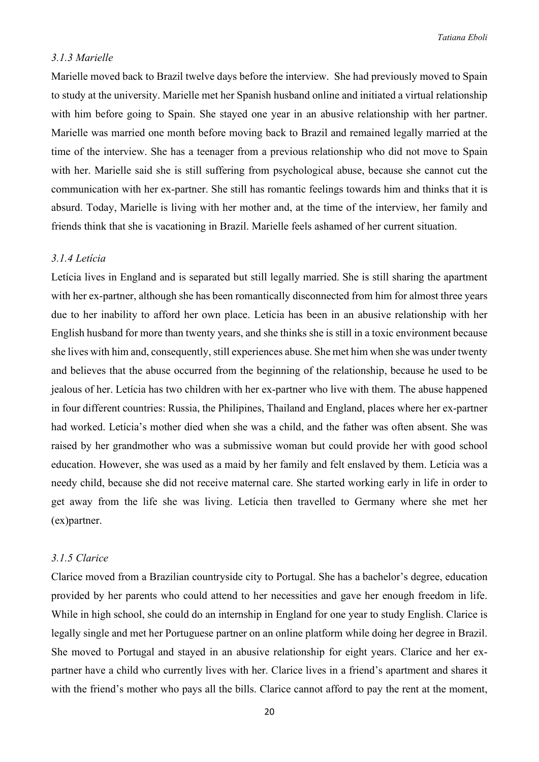### *3.1.3 Marielle*

Marielle moved back to Brazil twelve days before the interview. She had previously moved to Spain to study at the university. Marielle met her Spanish husband online and initiated a virtual relationship with him before going to Spain. She stayed one year in an abusive relationship with her partner. Marielle was married one month before moving back to Brazil and remained legally married at the time of the interview. She has a teenager from a previous relationship who did not move to Spain with her. Marielle said she is still suffering from psychological abuse, because she cannot cut the communication with her ex-partner. She still has romantic feelings towards him and thinks that it is absurd. Today, Marielle is living with her mother and, at the time of the interview, her family and friends think that she is vacationing in Brazil. Marielle feels ashamed of her current situation.

### *3.1.4 Letícia*

Letícia lives in England and is separated but still legally married. She is still sharing the apartment with her ex-partner, although she has been romantically disconnected from him for almost three years due to her inability to afford her own place. Letícia has been in an abusive relationship with her English husband for more than twenty years, and she thinks she is still in a toxic environment because she lives with him and, consequently, still experiences abuse. She met him when she was under twenty and believes that the abuse occurred from the beginning of the relationship, because he used to be jealous of her. Letícia has two children with her ex-partner who live with them. The abuse happened in four different countries: Russia, the Philipines, Thailand and England, places where her ex-partner had worked. Letícia's mother died when she was a child, and the father was often absent. She was raised by her grandmother who was a submissive woman but could provide her with good school education. However, she was used as a maid by her family and felt enslaved by them. Letícia was a needy child, because she did not receive maternal care. She started working early in life in order to get away from the life she was living. Letícia then travelled to Germany where she met her (ex)partner.

### *3.1.5 Clarice*

Clarice moved from a Brazilian countryside city to Portugal. She has a bachelor's degree, education provided by her parents who could attend to her necessities and gave her enough freedom in life. While in high school, she could do an internship in England for one year to study English. Clarice is legally single and met her Portuguese partner on an online platform while doing her degree in Brazil. She moved to Portugal and stayed in an abusive relationship for eight years. Clarice and her ex-partner have a child who currently lives with her. Clarice lives in a friend's apartment and shares it with the friend's mother who pays all the bills. Clarice cannot afford to pay the rent at the moment,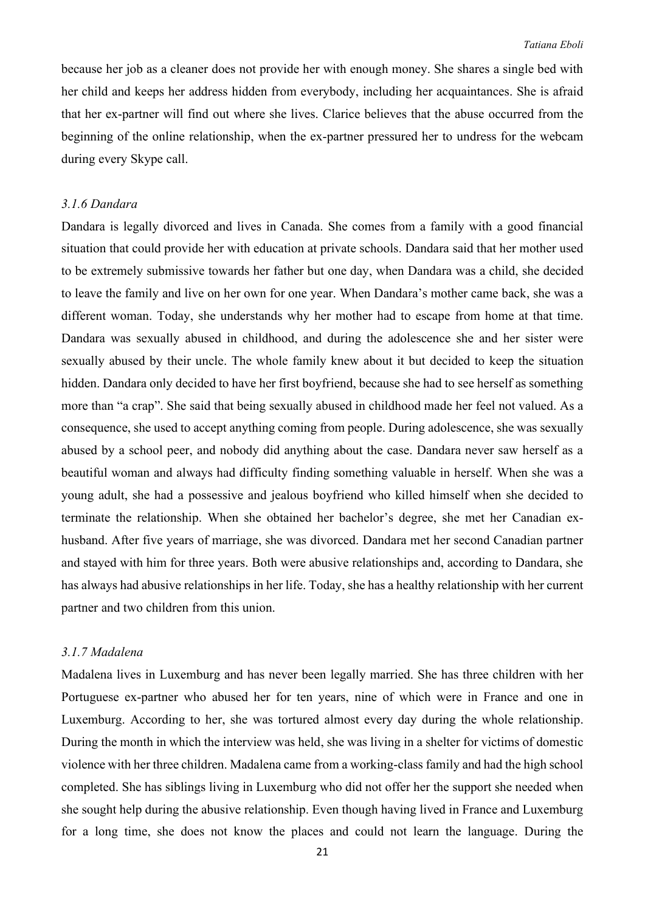because her job as a cleaner does not provide her with enough money. She shares a single bed with her child and keeps her address hidden from everybody, including her acquaintances. She is afraid that her ex-partner will find out where she lives. Clarice believes that the abuse occurred from the beginning of the online relationship, when the ex-partner pressured her to undress for the webcam during every Skype call.

### *3.1.6 Dandara*

Dandara is legally divorced and lives in Canada. She comes from a family with a good financial situation that could provide her with education at private schools. Dandara said that her mother used to be extremely submissive towards her father but one day, when Dandara was a child, she decided to leave the family and live on her own for one year. When Dandara's mother came back, she was a different woman. Today, she understands why her mother had to escape from home at that time. Dandara was sexually abused in childhood, and during the adolescence she and her sister were sexually abused by their uncle. The whole family knew about it but decided to keep the situation hidden. Dandara only decided to have her first boyfriend, because she had to see herself as something more than "a crap". She said that being sexually abused in childhood made her feel not valued. As a consequence, she used to accept anything coming from people. During adolescence, she was sexually abused by a school peer, and nobody did anything about the case. Dandara never saw herself as a beautiful woman and always had difficulty finding something valuable in herself. When she was a young adult, she had a possessive and jealous boyfriend who killed himself when she decided to terminate the relationship. When she obtained her bachelor's degree, she met her Canadian ex-husband. After five years of marriage, she was divorced. Dandara met her second Canadian partner and stayed with him for three years. Both were abusive relationships and, according to Dandara, she has always had abusive relationships in her life. Today, she has a healthy relationship with her current partner and two children from this union.

### *3.1.7 Madalena*

Madalena lives in Luxemburg and has never been legally married. She has three children with her Portuguese ex-partner who abused her for ten years, nine of which were in France and one in Luxemburg. According to her, she was tortured almost every day during the whole relationship. During the month in which the interview was held, she was living in a shelter for victims of domestic violence with her three children. Madalena came from a working-class family and had the high school completed. She has siblings living in Luxemburg who did not offer her the support she needed when she sought help during the abusive relationship. Even though having lived in France and Luxemburg for a long time, she does not know the places and could not learn the language. During the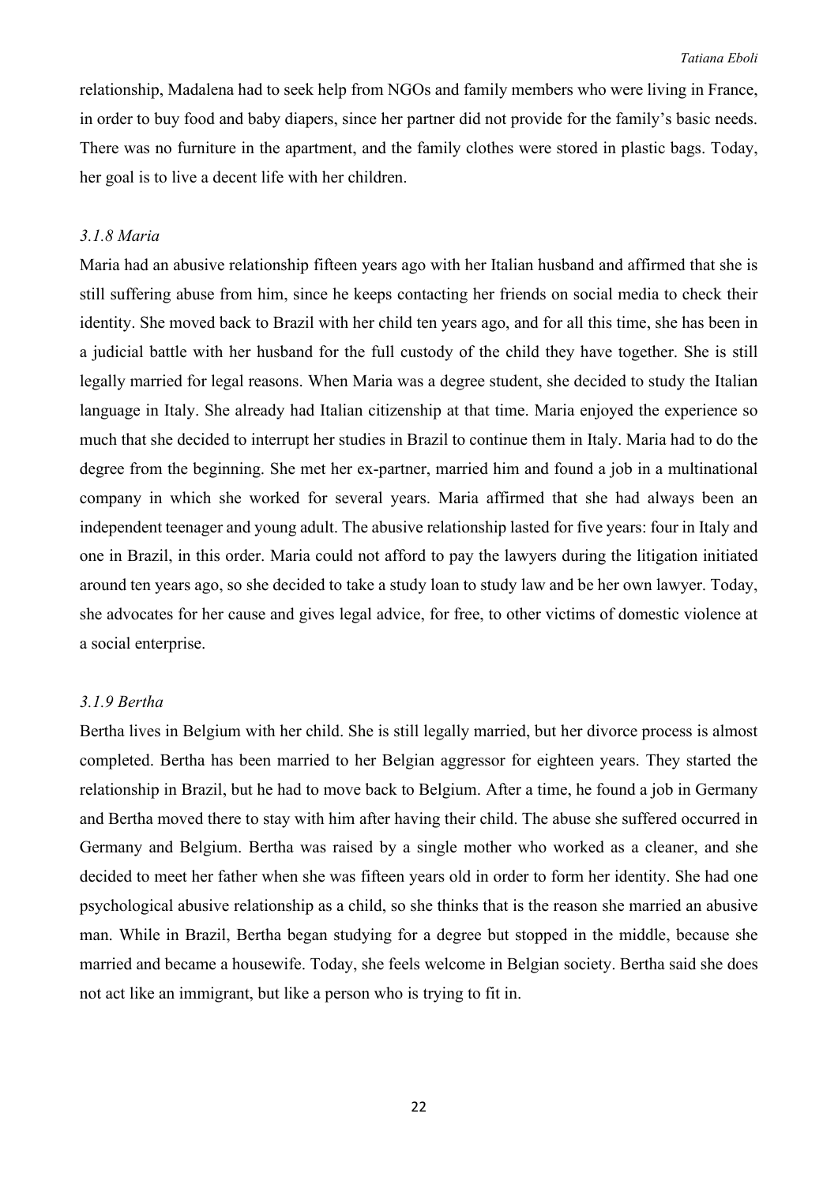relationship, Madalena had to seek help from NGOs and family members who were living in France, in order to buy food and baby diapers, since her partner did not provide for the family's basic needs. There was no furniture in the apartment, and the family clothes were stored in plastic bags. Today, her goal is to live a decent life with her children.

### *3.1.8 Maria*

Maria had an abusive relationship fifteen years ago with her Italian husband and affirmed that she is still suffering abuse from him, since he keeps contacting her friends on social media to check their identity. She moved back to Brazil with her child ten years ago, and for all this time, she has been in a judicial battle with her husband for the full custody of the child they have together. She is still legally married for legal reasons. When Maria was a degree student, she decided to study the Italian language in Italy. She already had Italian citizenship at that time. Maria enjoyed the experience so much that she decided to interrupt her studies in Brazil to continue them in Italy. Maria had to do the degree from the beginning. She met her ex-partner, married him and found a job in a multinational company in which she worked for several years. Maria affirmed that she had always been an independent teenager and young adult. The abusive relationship lasted for five years: four in Italy and one in Brazil, in this order. Maria could not afford to pay the lawyers during the litigation initiated around ten years ago, so she decided to take a study loan to study law and be her own lawyer. Today, she advocates for her cause and gives legal advice, for free, to other victims of domestic violence at a social enterprise.

### *3.1.9 Bertha*

Bertha lives in Belgium with her child. She is still legally married, but her divorce process is almost completed. Bertha has been married to her Belgian aggressor for eighteen years. They started the relationship in Brazil, but he had to move back to Belgium. After a time, he found a job in Germany and Bertha moved there to stay with him after having their child. The abuse she suffered occurred in Germany and Belgium. Bertha was raised by a single mother who worked as a cleaner, and she decided to meet her father when she was fifteen years old in order to form her identity. She had one psychological abusive relationship as a child, so she thinks that is the reason she married an abusive man. While in Brazil, Bertha began studying for a degree but stopped in the middle, because she married and became a housewife. Today, she feels welcome in Belgian society. Bertha said she does not act like an immigrant, but like a person who is trying to fit in.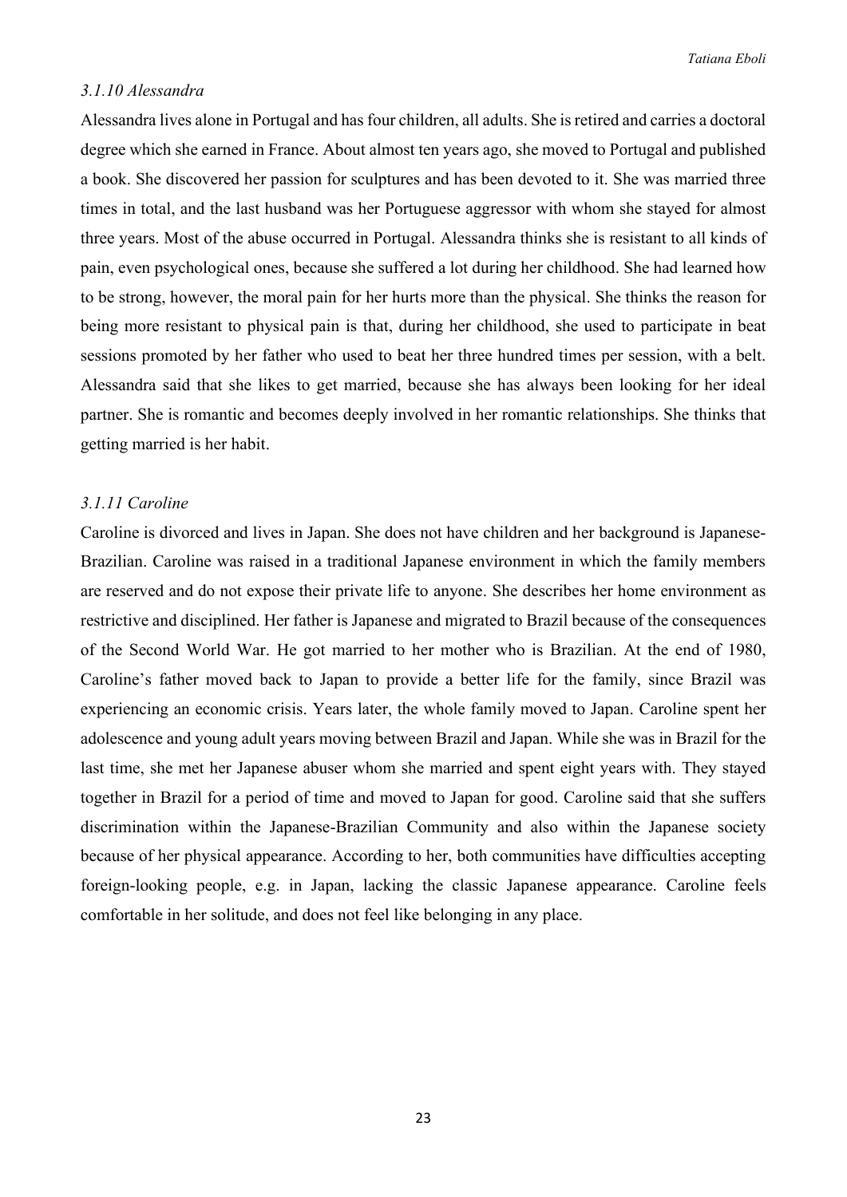### *3.1.10 Alessandra*

Alessandra lives alone in Portugal and has four children, all adults. She is retired and carries a doctoral degree which she earned in France. About almost ten years ago, she moved to Portugal and published a book. She discovered her passion for sculptures and has been devoted to it. She was married three times in total, and the last husband was her Portuguese aggressor with whom she stayed for almost three years. Most of the abuse occurred in Portugal. Alessandra thinks she is resistant to all kinds of pain, even psychological ones, because she suffered a lot during her childhood. She had learned how to be strong, however, the moral pain for her hurts more than the physical. She thinks the reason for being more resistant to physical pain is that, during her childhood, she used to participate in beat sessions promoted by her father who used to beat her three hundred times per session, with a belt. Alessandra said that she likes to get married, because she has always been looking for her ideal partner. She is romantic and becomes deeply involved in her romantic relationships. She thinks that getting married is her habit.

### *3.1.11 Caroline*

Caroline is divorced and lives in Japan. She does not have children and her background is Japanese-Brazilian. Caroline was raised in a traditional Japanese environment in which the family members are reserved and do not expose their private life to anyone. She describes her home environment as restrictive and disciplined. Her father is Japanese and migrated to Brazil because of the consequences of the Second World War. He got married to her mother who is Brazilian. At the end of 1980, Caroline's father moved back to Japan to provide a better life for the family, since Brazil was experiencing an economic crisis. Years later, the whole family moved to Japan. Caroline spent her adolescence and young adult years moving between Brazil and Japan. While she was in Brazil for the last time, she met her Japanese abuser whom she married and spent eight years with. They stayed together in Brazil for a period of time and moved to Japan for good. Caroline said that she suffers discrimination within the Japanese-Brazilian Community and also within the Japanese society because of her physical appearance. According to her, both communities have difficulties accepting foreign-looking people, e.g. in Japan, lacking the classic Japanese appearance. Caroline feels comfortable in her solitude, and does not feel like belonging in any place.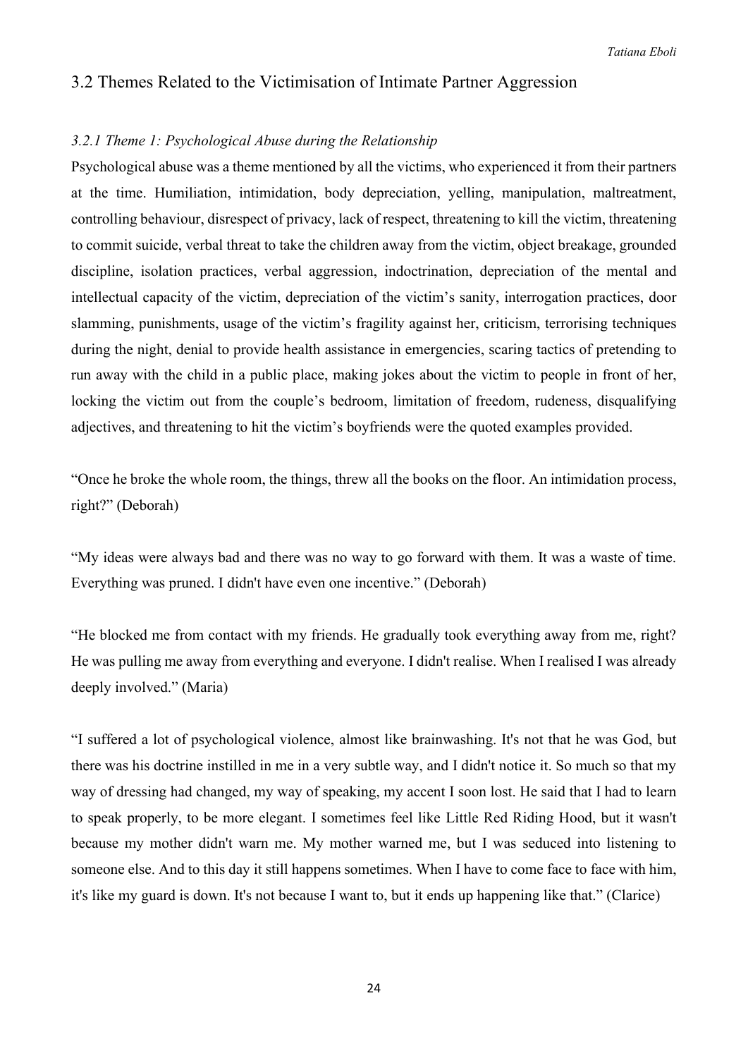## 3.2 Themes Related to the Victimisation of Intimate Partner Aggression

### *3.2.1 Theme 1: Psychological Abuse during the Relationship*

Psychological abuse was a theme mentioned by all the victims, who experienced it from their partners at the time. Humiliation, intimidation, body depreciation, yelling, manipulation, maltreatment, controlling behaviour, disrespect of privacy, lack of respect, threatening to kill the victim, threatening to commit suicide, verbal threat to take the children away from the victim, object breakage, grounded discipline, isolation practices, verbal aggression, indoctrination, depreciation of the mental and intellectual capacity of the victim, depreciation of the victim's sanity, interrogation practices, door slamming, punishments, usage of the victim's fragility against her, criticism, terrorising techniques during the night, denial to provide health assistance in emergencies, scaring tactics of pretending to run away with the child in a public place, making jokes about the victim to people in front of her, locking the victim out from the couple's bedroom, limitation of freedom, rudeness, disqualifying adjectives, and threatening to hit the victim's boyfriends were the quoted examples provided.

"Once he broke the whole room, the things, threw all the books on the floor. An intimidation process, right?" (Deborah)

"My ideas were always bad and there was no way to go forward with them. It was a waste of time. Everything was pruned. I didn't have even one incentive." (Deborah)

"He blocked me from contact with my friends. He gradually took everything away from me, right? He was pulling me away from everything and everyone. I didn't realise. When I realised I was already deeply involved." (Maria)

"I suffered a lot of psychological violence, almost like brainwashing. It's not that he was God, but there was his doctrine instilled in me in a very subtle way, and I didn't notice it. So much so that my way of dressing had changed, my way of speaking, my accent I soon lost. He said that I had to learn to speak properly, to be more elegant. I sometimes feel like Little Red Riding Hood, but it wasn't because my mother didn't warn me. My mother warned me, but I was seduced into listening to someone else. And to this day it still happens sometimes. When I have to come face to face with him, it's like my guard is down. It's not because I want to, but it ends up happening like that." (Clarice)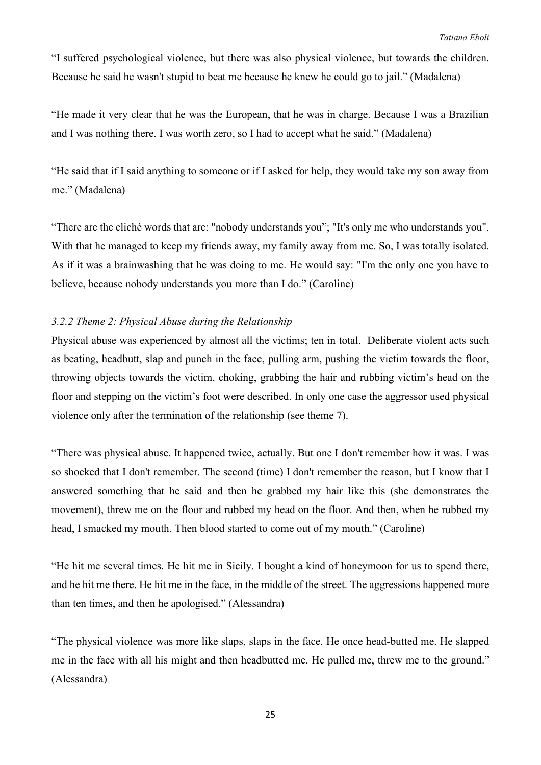"I suffered psychological violence, but there was also physical violence, but towards the children. Because he said he wasn't stupid to beat me because he knew he could go to jail." (Madalena)

"He made it very clear that he was the European, that he was in charge. Because I was a Brazilian and I was nothing there. I was worth zero, so I had to accept what he said." (Madalena)

"He said that if I said anything to someone or if I asked for help, they would take my son away from me." (Madalena)

"There are the cliché words that are: "nobody understands you"; "It's only me who understands you". With that he managed to keep my friends away, my family away from me. So, I was totally isolated. As if it was a brainwashing that he was doing to me. He would say: "I'm the only one you have to believe, because nobody understands you more than I do." (Caroline)

### *3.2.2 Theme 2: Physical Abuse during the Relationship*

Physical abuse was experienced by almost all the victims; ten in total. Deliberate violent acts such as beating, headbutt, slap and punch in the face, pulling arm, pushing the victim towards the floor, throwing objects towards the victim, choking, grabbing the hair and rubbing victim's head on the floor and stepping on the victim's foot were described. In only one case the aggressor used physical violence only after the termination of the relationship (see theme 7).

"There was physical abuse. It happened twice, actually. But one I don't remember how it was. I was so shocked that I don't remember. The second (time) I don't remember the reason, but I know that I answered something that he said and then he grabbed my hair like this (she demonstrates the movement), threw me on the floor and rubbed my head on the floor. And then, when he rubbed my head, I smacked my mouth. Then blood started to come out of my mouth." (Caroline)

"He hit me several times. He hit me in Sicily. I bought a kind of honeymoon for us to spend there, and he hit me there. He hit me in the face, in the middle of the street. The aggressions happened more than ten times, and then he apologised." (Alessandra)

"The physical violence was more like slaps, slaps in the face. He once head-butted me. He slapped me in the face with all his might and then headbutted me. He pulled me, threw me to the ground." (Alessandra)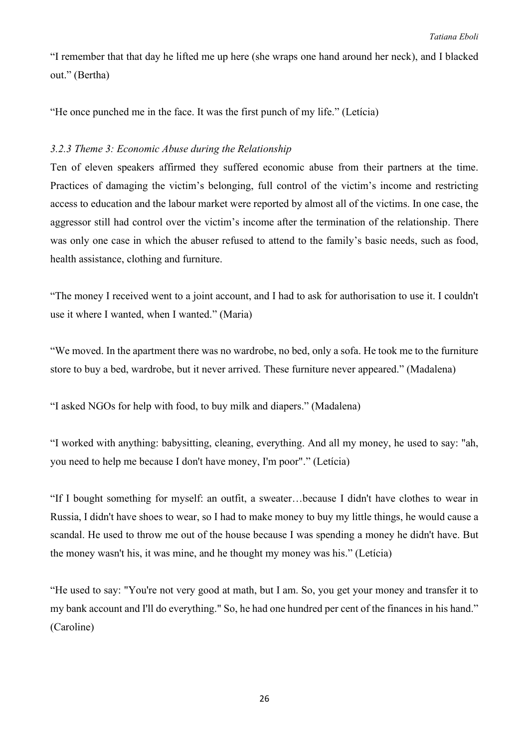"I remember that that day he lifted me up here (she wraps one hand around her neck), and I blacked out." (Bertha)

"He once punched me in the face. It was the first punch of my life." (Letícia)

### *3.2.3 Theme 3: Economic Abuse during the Relationship*

Ten of eleven speakers affirmed they suffered economic abuse from their partners at the time. Practices of damaging the victim's belonging, full control of the victim's income and restricting access to education and the labour market were reported by almost all of the victims. In one case, the aggressor still had control over the victim's income after the termination of the relationship. There was only one case in which the abuser refused to attend to the family's basic needs, such as food, health assistance, clothing and furniture.

"The money I received went to a joint account, and I had to ask for authorisation to use it. I couldn't use it where I wanted, when I wanted." (Maria)

"We moved. In the apartment there was no wardrobe, no bed, only a sofa. He took me to the furniture store to buy a bed, wardrobe, but it never arrived. These furniture never appeared." (Madalena)

"I asked NGOs for help with food, to buy milk and diapers." (Madalena)

"I worked with anything: babysitting, cleaning, everything. And all my money, he used to say: "ah, you need to help me because I don't have money, I'm poor"." (Letícia)

"If I bought something for myself: an outfit, a sweater…because I didn't have clothes to wear in Russia, I didn't have shoes to wear, so I had to make money to buy my little things, he would cause a scandal. He used to throw me out of the house because I was spending a money he didn't have. But the money wasn't his, it was mine, and he thought my money was his." (Letícia)

"He used to say: "You're not very good at math, but I am. So, you get your money and transfer it to my bank account and I'll do everything." So, he had one hundred per cent of the finances in his hand." (Caroline)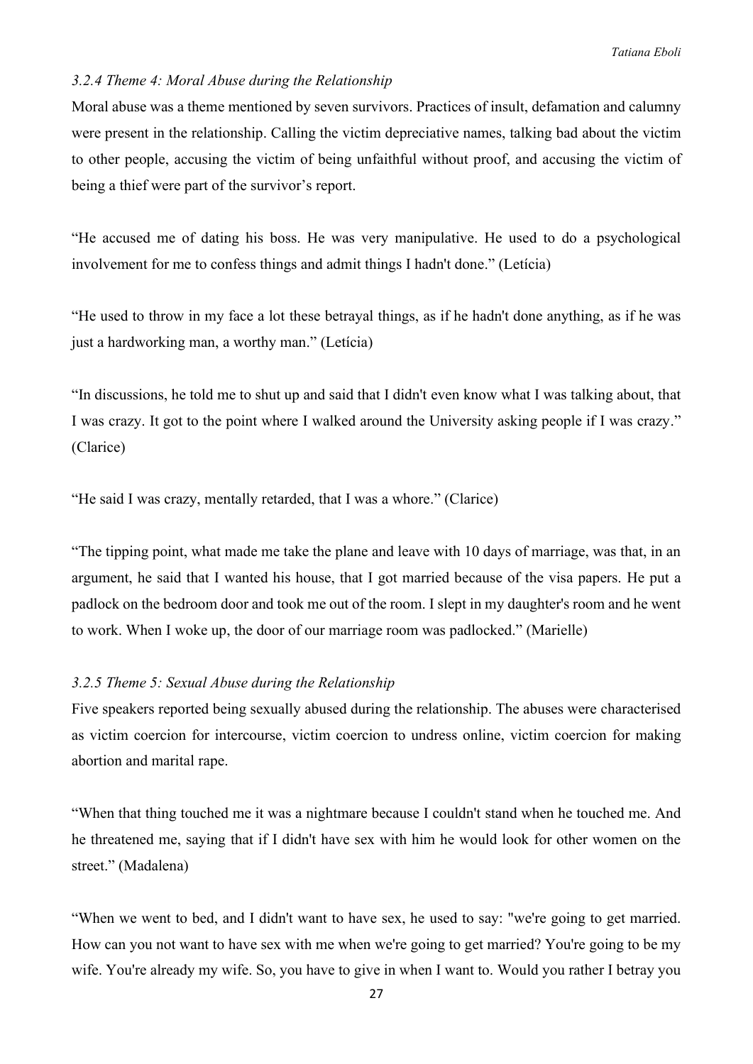### *3.2.4 Theme 4: Moral Abuse during the Relationship*

Moral abuse was a theme mentioned by seven survivors. Practices of insult, defamation and calumny were present in the relationship. Calling the victim depreciative names, talking bad about the victim to other people, accusing the victim of being unfaithful without proof, and accusing the victim of being a thief were part of the survivor's report.

"He accused me of dating his boss. He was very manipulative. He used to do a psychological involvement for me to confess things and admit things I hadn't done." (Letícia)

"He used to throw in my face a lot these betrayal things, as if he hadn't done anything, as if he was just a hardworking man, a worthy man." (Letícia)

"In discussions, he told me to shut up and said that I didn't even know what I was talking about, that I was crazy. It got to the point where I walked around the University asking people if I was crazy." (Clarice)

"He said I was crazy, mentally retarded, that I was a whore." (Clarice)

"The tipping point, what made me take the plane and leave with 10 days of marriage, was that, in an argument, he said that I wanted his house, that I got married because of the visa papers. He put a padlock on the bedroom door and took me out of the room. I slept in my daughter's room and he went to work. When I woke up, the door of our marriage room was padlocked." (Marielle)

### *3.2.5 Theme 5: Sexual Abuse during the Relationship*

Five speakers reported being sexually abused during the relationship. The abuses were characterised as victim coercion for intercourse, victim coercion to undress online, victim coercion for making abortion and marital rape.

"When that thing touched me it was a nightmare because I couldn't stand when he touched me. And he threatened me, saying that if I didn't have sex with him he would look for other women on the street." (Madalena)

"When we went to bed, and I didn't want to have sex, he used to say: "we're going to get married. How can you not want to have sex with me when we're going to get married? You're going to be my wife. You're already my wife. So, you have to give in when I want to. Would you rather I betray you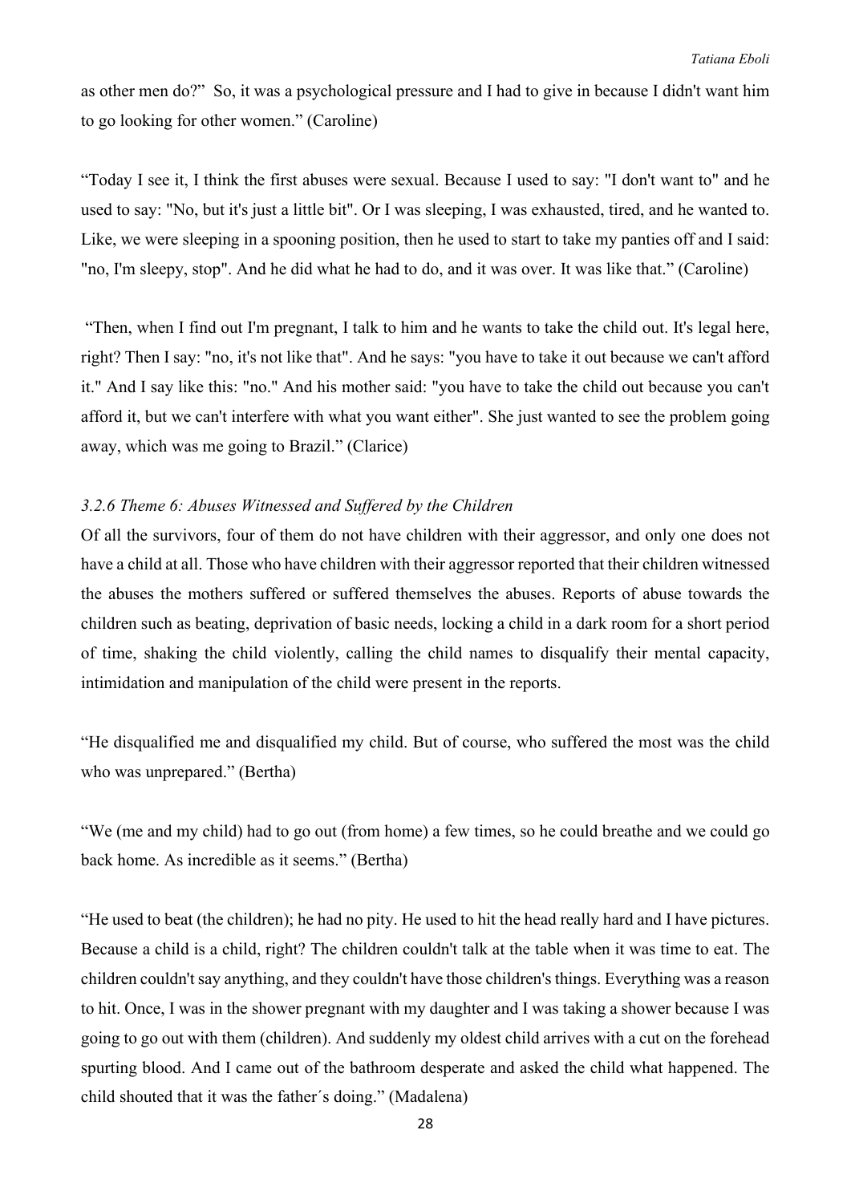as other men do?" So, it was a psychological pressure and I had to give in because I didn't want him to go looking for other women." (Caroline)

"Today I see it, I think the first abuses were sexual. Because I used to say: "I don't want to" and he used to say: "No, but it's just a little bit". Or I was sleeping, I was exhausted, tired, and he wanted to. Like, we were sleeping in a spooning position, then he used to start to take my panties off and I said: "no, I'm sleepy, stop". And he did what he had to do, and it was over. It was like that." (Caroline)

"Then, when I find out I'm pregnant, I talk to him and he wants to take the child out. It's legal here, right? Then I say: "no, it's not like that". And he says: "you have to take it out because we can't afford it." And I say like this: "no." And his mother said: "you have to take the child out because you can't afford it, but we can't interfere with what you want either". She just wanted to see the problem going away, which was me going to Brazil." (Clarice)

### *3.2.6 Theme 6: Abuses Witnessed and Suffered by the Children*

Of all the survivors, four of them do not have children with their aggressor, and only one does not have a child at all. Those who have children with their aggressor reported that their children witnessed the abuses the mothers suffered or suffered themselves the abuses. Reports of abuse towards the children such as beating, deprivation of basic needs, locking a child in a dark room for a short period of time, shaking the child violently, calling the child names to disqualify their mental capacity, intimidation and manipulation of the child were present in the reports.

"He disqualified me and disqualified my child. But of course, who suffered the most was the child who was unprepared." (Bertha)

"We (me and my child) had to go out (from home) a few times, so he could breathe and we could go back home. As incredible as it seems." (Bertha)

"He used to beat (the children); he had no pity. He used to hit the head really hard and I have pictures. Because a child is a child, right? The children couldn't talk at the table when it was time to eat. The children couldn't say anything, and they couldn't have those children's things. Everything was a reason to hit. Once, I was in the shower pregnant with my daughter and I was taking a shower because I was going to go out with them (children). And suddenly my oldest child arrives with a cut on the forehead spurting blood. And I came out of the bathroom desperate and asked the child what happened. The child shouted that it was the father´s doing." (Madalena)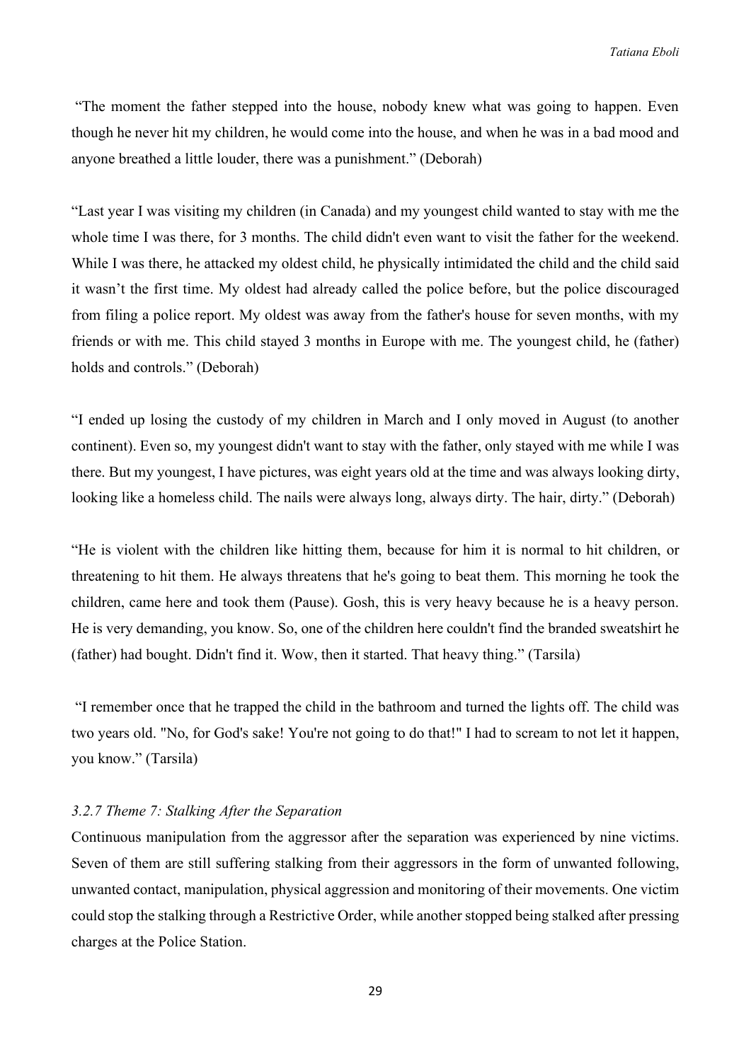"The moment the father stepped into the house, nobody knew what was going to happen. Even though he never hit my children, he would come into the house, and when he was in a bad mood and anyone breathed a little louder, there was a punishment." (Deborah)

"Last year I was visiting my children (in Canada) and my youngest child wanted to stay with me the whole time I was there, for 3 months. The child didn't even want to visit the father for the weekend. While I was there, he attacked my oldest child, he physically intimidated the child and the child said it wasn't the first time. My oldest had already called the police before, but the police discouraged from filing a police report. My oldest was away from the father's house for seven months, with my friends or with me. This child stayed 3 months in Europe with me. The youngest child, he (father) holds and controls." (Deborah)

"I ended up losing the custody of my children in March and I only moved in August (to another continent). Even so, my youngest didn't want to stay with the father, only stayed with me while I was there. But my youngest, I have pictures, was eight years old at the time and was always looking dirty, looking like a homeless child. The nails were always long, always dirty. The hair, dirty." (Deborah)

"He is violent with the children like hitting them, because for him it is normal to hit children, or threatening to hit them. He always threatens that he's going to beat them. This morning he took the children, came here and took them (Pause). Gosh, this is very heavy because he is a heavy person. He is very demanding, you know. So, one of the children here couldn't find the branded sweatshirt he (father) had bought. Didn't find it. Wow, then it started. That heavy thing." (Tarsila)

"I remember once that he trapped the child in the bathroom and turned the lights off. The child was two years old. "No, for God's sake! You're not going to do that!" I had to scream to not let it happen, you know." (Tarsila)

### *3.2.7 Theme 7: Stalking After the Separation*

Continuous manipulation from the aggressor after the separation was experienced by nine victims. Seven of them are still suffering stalking from their aggressors in the form of unwanted following, unwanted contact, manipulation, physical aggression and monitoring of their movements. One victim could stop the stalking through a Restrictive Order, while another stopped being stalked after pressing charges at the Police Station.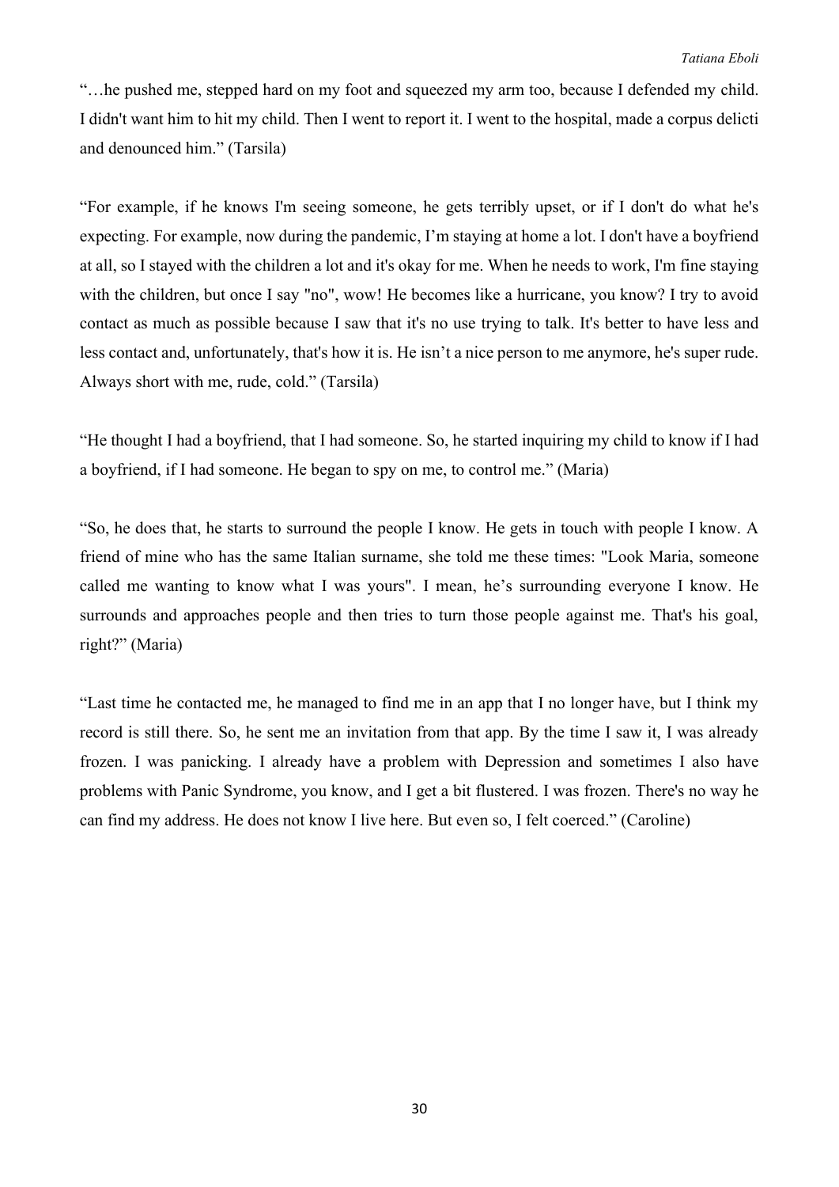"…he pushed me, stepped hard on my foot and squeezed my arm too, because I defended my child. I didn't want him to hit my child. Then I went to report it. I went to the hospital, made a corpus delicti and denounced him." (Tarsila)

"For example, if he knows I'm seeing someone, he gets terribly upset, or if I don't do what he's expecting. For example, now during the pandemic, I'm staying at home a lot. I don't have a boyfriend at all, so I stayed with the children a lot and it's okay for me. When he needs to work, I'm fine staying with the children, but once I say "no", wow! He becomes like a hurricane, you know? I try to avoid contact as much as possible because I saw that it's no use trying to talk. It's better to have less and less contact and, unfortunately, that's how it is. He isn't a nice person to me anymore, he's super rude. Always short with me, rude, cold." (Tarsila)

"He thought I had a boyfriend, that I had someone. So, he started inquiring my child to know if I had a boyfriend, if I had someone. He began to spy on me, to control me." (Maria)

"So, he does that, he starts to surround the people I know. He gets in touch with people I know. A friend of mine who has the same Italian surname, she told me these times: "Look Maria, someone called me wanting to know what I was yours". I mean, he's surrounding everyone I know. He surrounds and approaches people and then tries to turn those people against me. That's his goal, right?" (Maria)

"Last time he contacted me, he managed to find me in an app that I no longer have, but I think my record is still there. So, he sent me an invitation from that app. By the time I saw it, I was already frozen. I was panicking. I already have a problem with Depression and sometimes I also have problems with Panic Syndrome, you know, and I get a bit flustered. I was frozen. There's no way he can find my address. He does not know I live here. But even so, I felt coerced." (Caroline)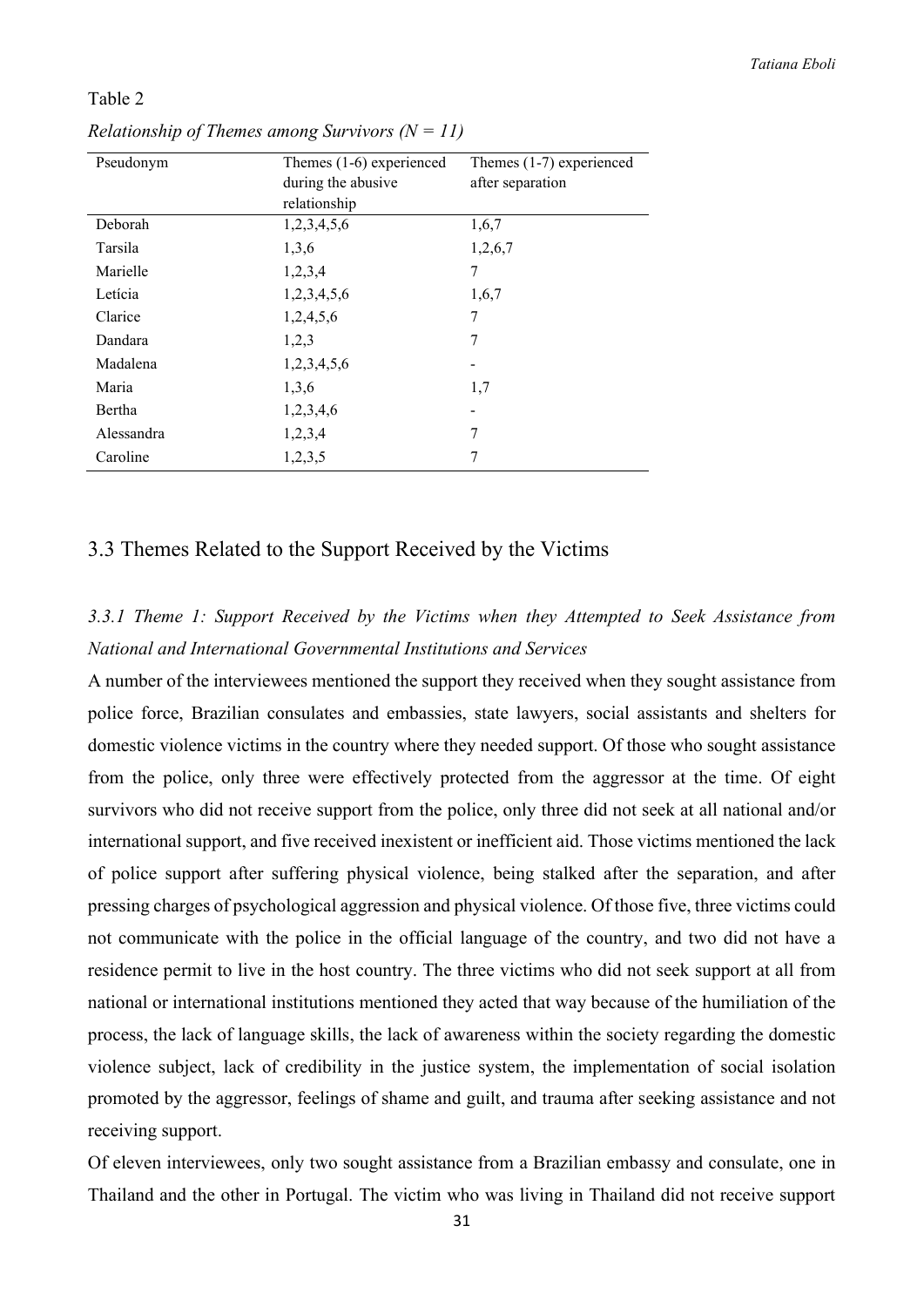Table 2

*Relationship of Themes among Survivors (N = 11)*

| Pseudonym | Themes (1-6) experienced during the abusive relationship | Themes (1-7) experienced after separation |
|---|---|---|
| Deborah | 1,2,3,4,5,6 | 1,6,7 |
| Tarsila | 1,3,6 | 1,2,6,7 |
| Marielle | 1,2,3,4 | 7 |
| Letícia | 1,2,3,4,5,6 | 1,6,7 |
| Clarice | 1,2,4,5,6 | 7 |
| Dandara | 1,2,3 | 7 |
| Madalena | 1,2,3,4,5,6 | - |
| Maria | 1,3,6 | 1,7 |
| Bertha | 1,2,3,4,6 | - |
| Alessandra | 1,2,3,4 | 7 |
| Caroline | 1,2,3,5 | 7 |

## 3.3 Themes Related to the Support Received by the Victims

### *3.3.1 Theme 1: Support Received by the Victims when they Attempted to Seek Assistance from National and International Governmental Institutions and Services*

A number of the interviewees mentioned the support they received when they sought assistance from police force, Brazilian consulates and embassies, state lawyers, social assistants and shelters for domestic violence victims in the country where they needed support. Of those who sought assistance from the police, only three were effectively protected from the aggressor at the time. Of eight survivors who did not receive support from the police, only three did not seek at all national and/or international support, and five received inexistent or inefficient aid. Those victims mentioned the lack of police support after suffering physical violence, being stalked after the separation, and after pressing charges of psychological aggression and physical violence. Of those five, three victims could not communicate with the police in the official language of the country, and two did not have a residence permit to live in the host country. The three victims who did not seek support at all from national or international institutions mentioned they acted that way because of the humiliation of the process, the lack of language skills, the lack of awareness within the society regarding the domestic violence subject, lack of credibility in the justice system, the implementation of social isolation promoted by the aggressor, feelings of shame and guilt, and trauma after seeking assistance and not receiving support.

Of eleven interviewees, only two sought assistance from a Brazilian embassy and consulate, one in Thailand and the other in Portugal. The victim who was living in Thailand did not receive support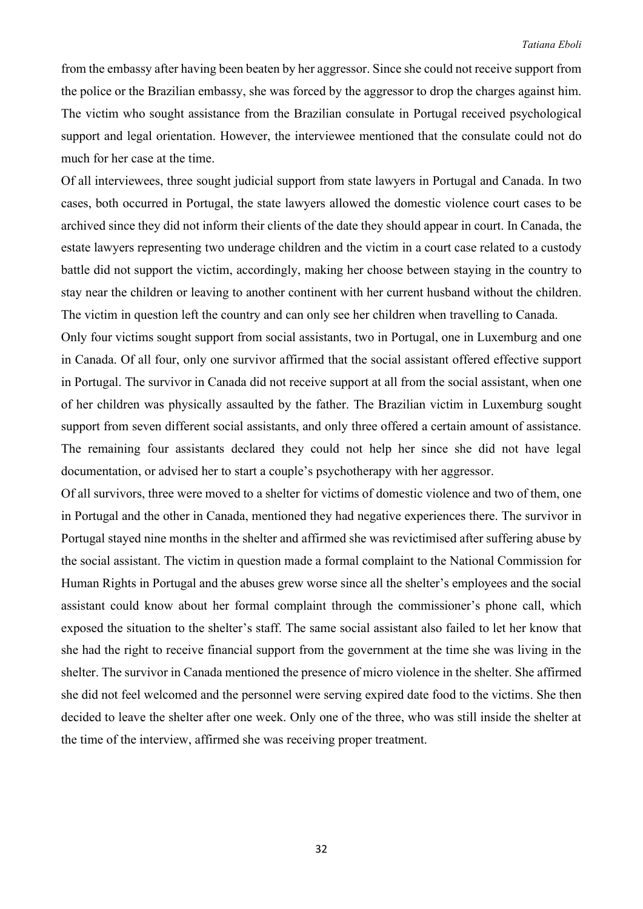from the embassy after having been beaten by her aggressor. Since she could not receive support from the police or the Brazilian embassy, she was forced by the aggressor to drop the charges against him. The victim who sought assistance from the Brazilian consulate in Portugal received psychological support and legal orientation. However, the interviewee mentioned that the consulate could not do much for her case at the time.

Of all interviewees, three sought judicial support from state lawyers in Portugal and Canada. In two cases, both occurred in Portugal, the state lawyers allowed the domestic violence court cases to be archived since they did not inform their clients of the date they should appear in court. In Canada, the estate lawyers representing two underage children and the victim in a court case related to a custody battle did not support the victim, accordingly, making her choose between staying in the country to stay near the children or leaving to another continent with her current husband without the children. The victim in question left the country and can only see her children when travelling to Canada.

Only four victims sought support from social assistants, two in Portugal, one in Luxemburg and one in Canada. Of all four, only one survivor affirmed that the social assistant offered effective support in Portugal. The survivor in Canada did not receive support at all from the social assistant, when one of her children was physically assaulted by the father. The Brazilian victim in Luxemburg sought support from seven different social assistants, and only three offered a certain amount of assistance. The remaining four assistants declared they could not help her since she did not have legal documentation, or advised her to start a couple's psychotherapy with her aggressor.

Of all survivors, three were moved to a shelter for victims of domestic violence and two of them, one in Portugal and the other in Canada, mentioned they had negative experiences there. The survivor in Portugal stayed nine months in the shelter and affirmed she was revictimised after suffering abuse by the social assistant. The victim in question made a formal complaint to the National Commission for Human Rights in Portugal and the abuses grew worse since all the shelter's employees and the social assistant could know about her formal complaint through the commissioner's phone call, which exposed the situation to the shelter's staff. The same social assistant also failed to let her know that she had the right to receive financial support from the government at the time she was living in the shelter. The survivor in Canada mentioned the presence of micro violence in the shelter. She affirmed she did not feel welcomed and the personnel were serving expired date food to the victims. She then decided to leave the shelter after one week. Only one of the three, who was still inside the shelter at the time of the interview, affirmed she was receiving proper treatment.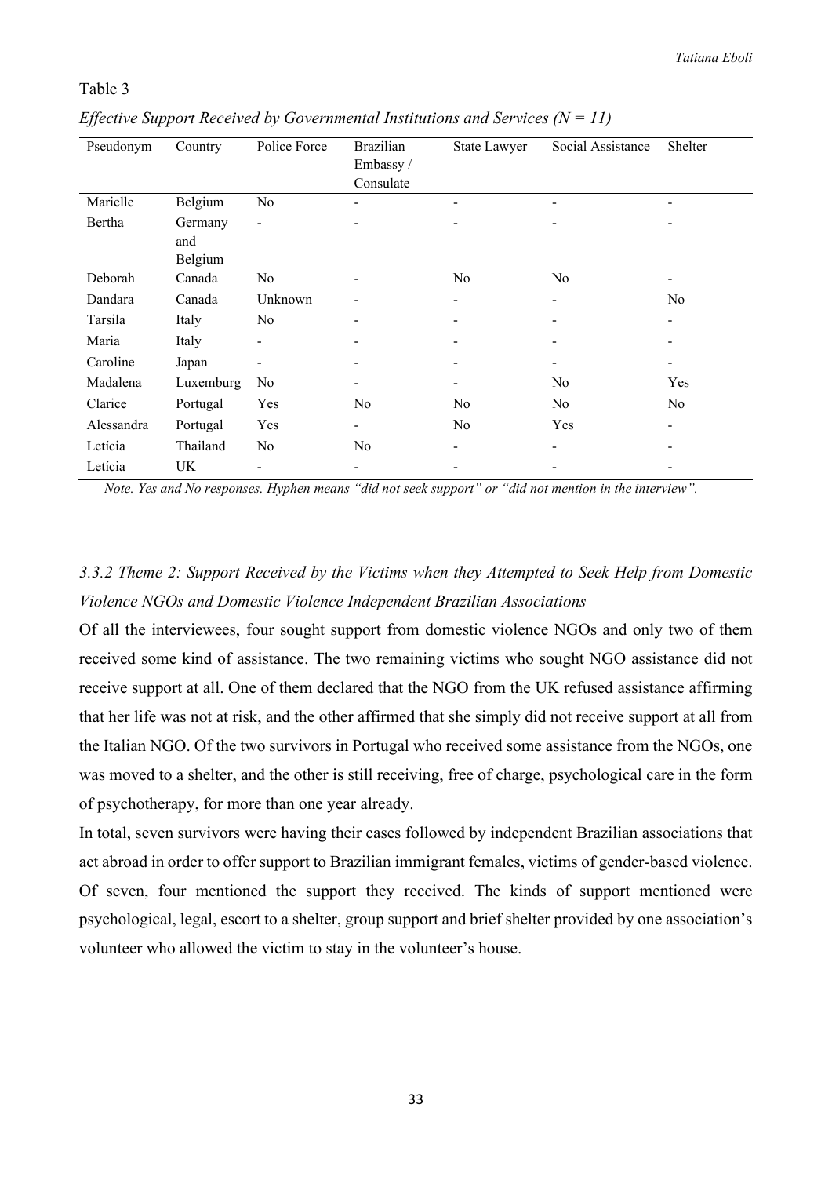Table 3

*Effective Support Received by Governmental Institutions and Services (N = 11)*

| Pseudonym | Country | Police Force | Brazilian Embassy / Consulate | State Lawyer | Social Assistance | Shelter |
|---|---|---|---|---|---|---|
| Marielle | Belgium | No | - | - | - | - |
| Bertha | Germany and Belgium | - | - | - | - | - |
| Deborah | Canada | No | - | No | No | - |
| Dandara | Canada | Unknown | - | - | - | No |
| Tarsila | Italy | No | - | - | - | - |
| Maria | Italy | - | - | - | - | - |
| Caroline | Japan | - | - | - | - | - |
| Madalena | Luxemburg | No | - | - | No | Yes |
| Clarice | Portugal | Yes | No | No | No | No |
| Alessandra | Portugal | Yes | - | No | Yes | - |
| Letícia | Thailand | No | No | - | - | - |
| Letícia | UK | - | - | - | - | - |

*Note. Yes and No responses. Hyphen means "did not seek support" or "did not mention in the interview".*

### *3.3.2 Theme 2: Support Received by the Victims when they Attempted to Seek Help from Domestic Violence NGOs and Domestic Violence Independent Brazilian Associations*

Of all the interviewees, four sought support from domestic violence NGOs and only two of them received some kind of assistance. The two remaining victims who sought NGO assistance did not receive support at all. One of them declared that the NGO from the UK refused assistance affirming that her life was not at risk, and the other affirmed that she simply did not receive support at all from the Italian NGO. Of the two survivors in Portugal who received some assistance from the NGOs, one was moved to a shelter, and the other is still receiving, free of charge, psychological care in the form of psychotherapy, for more than one year already.

In total, seven survivors were having their cases followed by independent Brazilian associations that act abroad in order to offer support to Brazilian immigrant females, victims of gender-based violence. Of seven, four mentioned the support they received. The kinds of support mentioned were psychological, legal, escort to a shelter, group support and brief shelter provided by one association's volunteer who allowed the victim to stay in the volunteer's house.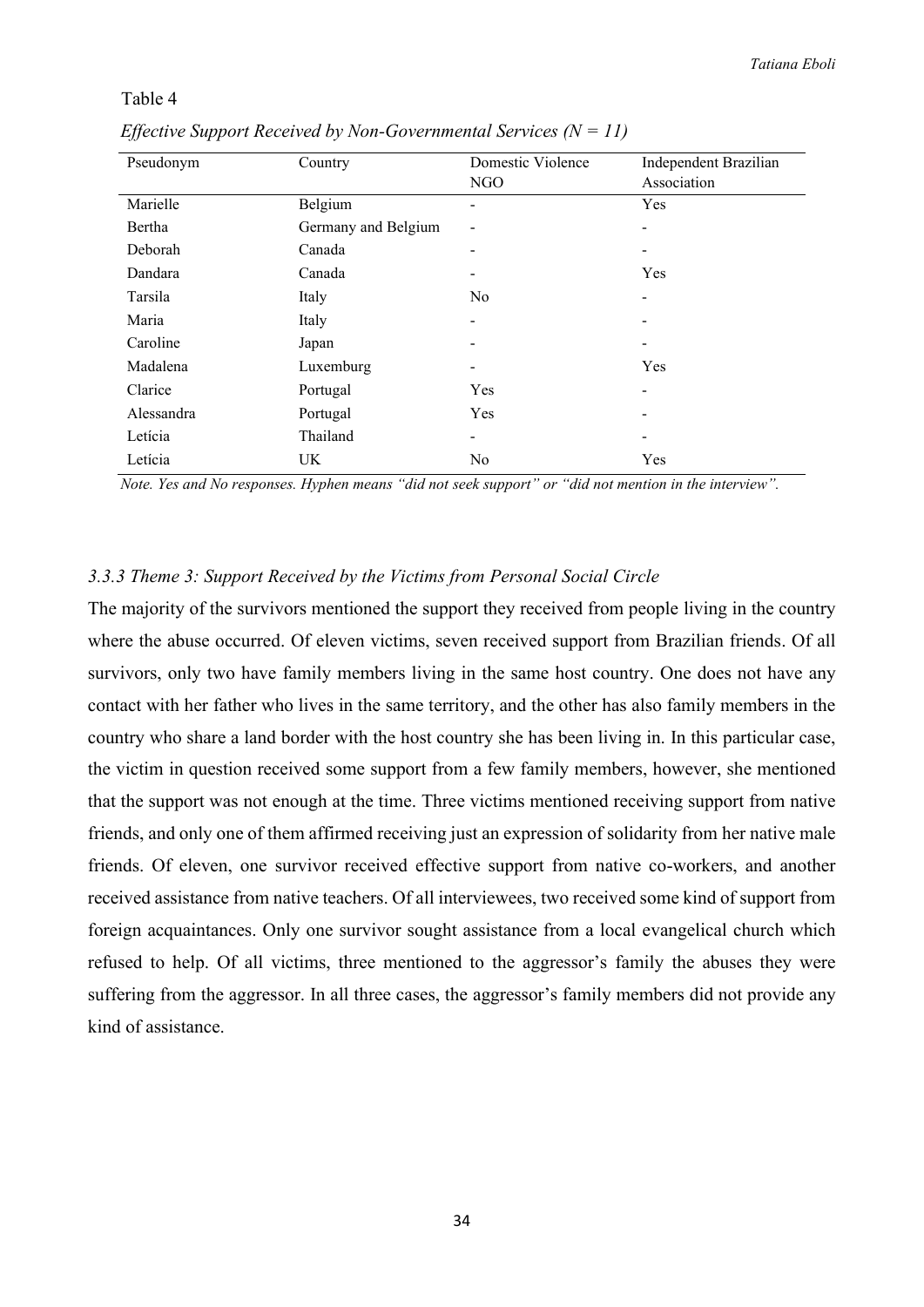Table 4

*Effective Support Received by Non-Governmental Services (N = 11)*

| Pseudonym | Country | Domestic Violence NGO | Independent Brazilian Association |
|---|---|---|---|
| Marielle | Belgium | - | Yes |
| Bertha | Germany and Belgium | - | - |
| Deborah | Canada | - | - |
| Dandara | Canada | - | Yes |
| Tarsila | Italy | No | - |
| Maria | Italy | - | - |
| Caroline | Japan | - | - |
| Madalena | Luxemburg | - | Yes |
| Clarice | Portugal | Yes | - |
| Alessandra | Portugal | Yes | - |
| Letícia | Thailand | - | - |
| Letícia | UK | No | Yes |

*Note. Yes and No responses. Hyphen means "did not seek support" or "did not mention in the interview".*

### *3.3.3 Theme 3: Support Received by the Victims from Personal Social Circle*

The majority of the survivors mentioned the support they received from people living in the country where the abuse occurred. Of eleven victims, seven received support from Brazilian friends. Of all survivors, only two have family members living in the same host country. One does not have any contact with her father who lives in the same territory, and the other has also family members in the country who share a land border with the host country she has been living in. In this particular case, the victim in question received some support from a few family members, however, she mentioned that the support was not enough at the time. Three victims mentioned receiving support from native friends, and only one of them affirmed receiving just an expression of solidarity from her native male friends. Of eleven, one survivor received effective support from native co-workers, and another received assistance from native teachers. Of all interviewees, two received some kind of support from foreign acquaintances. Only one survivor sought assistance from a local evangelical church which refused to help. Of all victims, three mentioned to the aggressor's family the abuses they were suffering from the aggressor. In all three cases, the aggressor's family members did not provide any kind of assistance.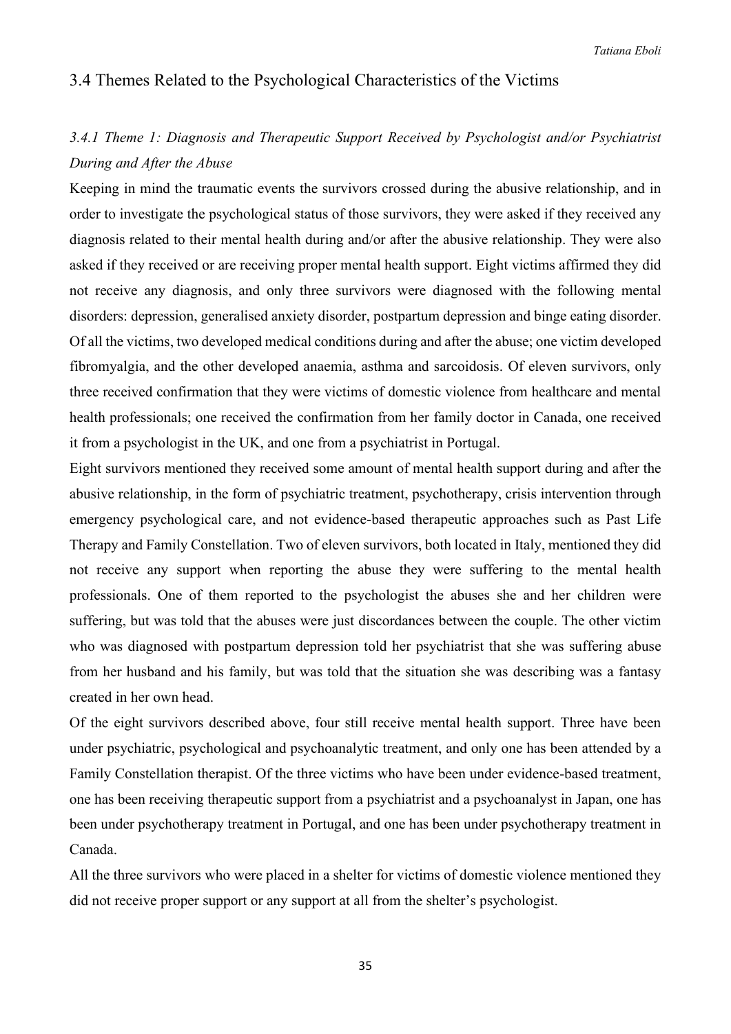## 3.4 Themes Related to the Psychological Characteristics of the Victims

### *3.4.1 Theme 1: Diagnosis and Therapeutic Support Received by Psychologist and/or Psychiatrist During and After the Abuse*

Keeping in mind the traumatic events the survivors crossed during the abusive relationship, and in order to investigate the psychological status of those survivors, they were asked if they received any diagnosis related to their mental health during and/or after the abusive relationship. They were also asked if they received or are receiving proper mental health support. Eight victims affirmed they did not receive any diagnosis, and only three survivors were diagnosed with the following mental disorders: depression, generalised anxiety disorder, postpartum depression and binge eating disorder. Of all the victims, two developed medical conditions during and after the abuse; one victim developed fibromyalgia, and the other developed anaemia, asthma and sarcoidosis. Of eleven survivors, only three received confirmation that they were victims of domestic violence from healthcare and mental health professionals; one received the confirmation from her family doctor in Canada, one received it from a psychologist in the UK, and one from a psychiatrist in Portugal.

Eight survivors mentioned they received some amount of mental health support during and after the abusive relationship, in the form of psychiatric treatment, psychotherapy, crisis intervention through emergency psychological care, and not evidence-based therapeutic approaches such as Past Life Therapy and Family Constellation. Two of eleven survivors, both located in Italy, mentioned they did not receive any support when reporting the abuse they were suffering to the mental health professionals. One of them reported to the psychologist the abuses she and her children were suffering, but was told that the abuses were just discordances between the couple. The other victim who was diagnosed with postpartum depression told her psychiatrist that she was suffering abuse from her husband and his family, but was told that the situation she was describing was a fantasy created in her own head.

Of the eight survivors described above, four still receive mental health support. Three have been under psychiatric, psychological and psychoanalytic treatment, and only one has been attended by a Family Constellation therapist. Of the three victims who have been under evidence-based treatment, one has been receiving therapeutic support from a psychiatrist and a psychoanalyst in Japan, one has been under psychotherapy treatment in Portugal, and one has been under psychotherapy treatment in Canada.

All the three survivors who were placed in a shelter for victims of domestic violence mentioned they did not receive proper support or any support at all from the shelter's psychologist.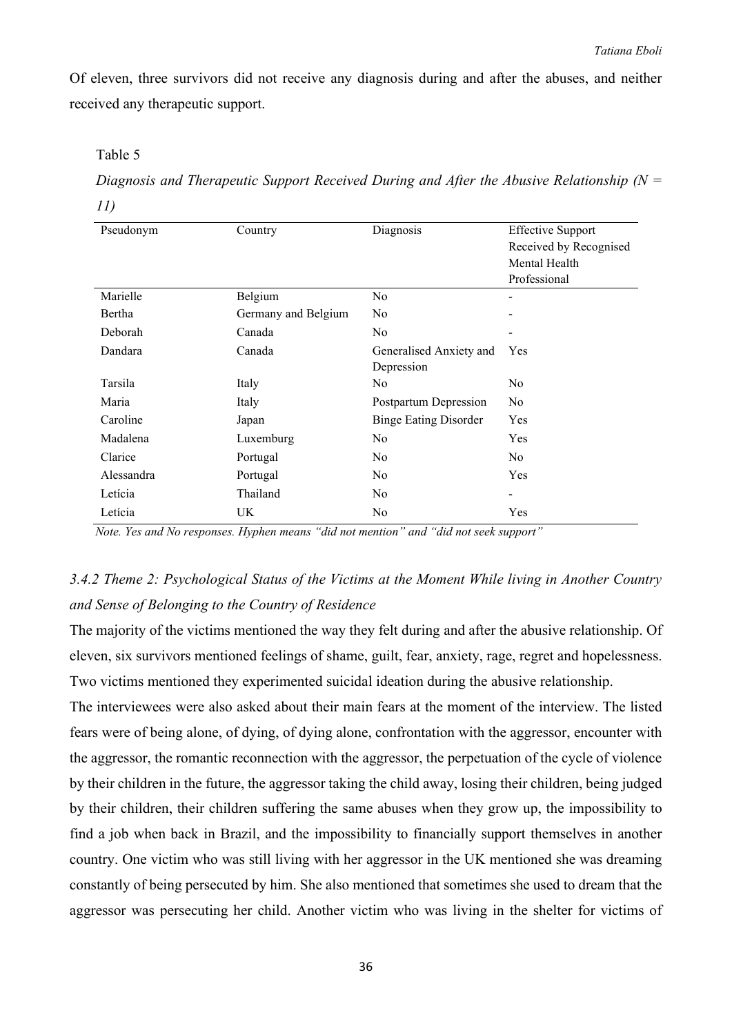Of eleven, three survivors did not receive any diagnosis during and after the abuses, and neither received any therapeutic support.

Table 5

*Diagnosis and Therapeutic Support Received During and After the Abusive Relationship (N = 11)*

| Pseudonym | Country | Diagnosis | Effective Support Received by Recognised Mental Health Professional |
|---|---|---|---|
| Marielle | Belgium | No | - |
| Bertha | Germany and Belgium | No | - |
| Deborah | Canada | No | - |
| Dandara | Canada | Generalised Anxiety and Depression | Yes |
| Tarsila | Italy | No | No |
| Maria | Italy | Postpartum Depression | No |
| Caroline | Japan | Binge Eating Disorder | Yes |
| Madalena | Luxemburg | No | Yes |
| Clarice | Portugal | No | No |
| Alessandra | Portugal | No | Yes |
| Letícia | Thailand | No | - |
| Letícia | UK | No | Yes |

*Note. Yes and No responses. Hyphen means "did not mention" and "did not seek support"*

### *3.4.2 Theme 2: Psychological Status of the Victims at the Moment While living in Another Country and Sense of Belonging to the Country of Residence*

The majority of the victims mentioned the way they felt during and after the abusive relationship. Of eleven, six survivors mentioned feelings of shame, guilt, fear, anxiety, rage, regret and hopelessness. Two victims mentioned they experimented suicidal ideation during the abusive relationship.

The interviewees were also asked about their main fears at the moment of the interview. The listed fears were of being alone, of dying, of dying alone, confrontation with the aggressor, encounter with the aggressor, the romantic reconnection with the aggressor, the perpetuation of the cycle of violence by their children in the future, the aggressor taking the child away, losing their children, being judged by their children, their children suffering the same abuses when they grow up, the impossibility to find a job when back in Brazil, and the impossibility to financially support themselves in another country. One victim who was still living with her aggressor in the UK mentioned she was dreaming constantly of being persecuted by him. She also mentioned that sometimes she used to dream that the aggressor was persecuting her child. Another victim who was living in the shelter for victims of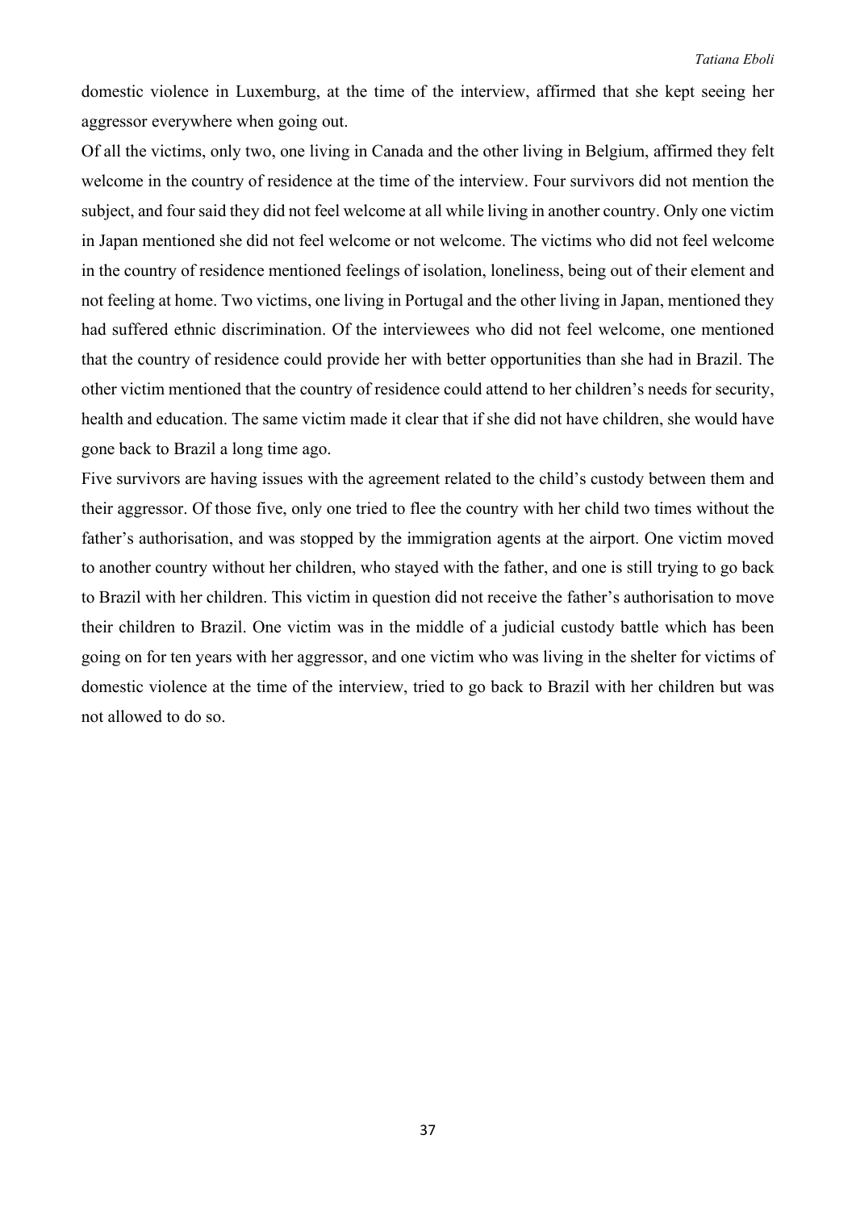domestic violence in Luxemburg, at the time of the interview, affirmed that she kept seeing her aggressor everywhere when going out.

Of all the victims, only two, one living in Canada and the other living in Belgium, affirmed they felt welcome in the country of residence at the time of the interview. Four survivors did not mention the subject, and four said they did not feel welcome at all while living in another country. Only one victim in Japan mentioned she did not feel welcome or not welcome. The victims who did not feel welcome in the country of residence mentioned feelings of isolation, loneliness, being out of their element and not feeling at home. Two victims, one living in Portugal and the other living in Japan, mentioned they had suffered ethnic discrimination. Of the interviewees who did not feel welcome, one mentioned that the country of residence could provide her with better opportunities than she had in Brazil. The other victim mentioned that the country of residence could attend to her children's needs for security, health and education. The same victim made it clear that if she did not have children, she would have gone back to Brazil a long time ago.

Five survivors are having issues with the agreement related to the child's custody between them and their aggressor. Of those five, only one tried to flee the country with her child two times without the father's authorisation, and was stopped by the immigration agents at the airport. One victim moved to another country without her children, who stayed with the father, and one is still trying to go back to Brazil with her children. This victim in question did not receive the father's authorisation to move their children to Brazil. One victim was in the middle of a judicial custody battle which has been going on for ten years with her aggressor, and one victim who was living in the shelter for victims of domestic violence at the time of the interview, tried to go back to Brazil with her children but was not allowed to do so.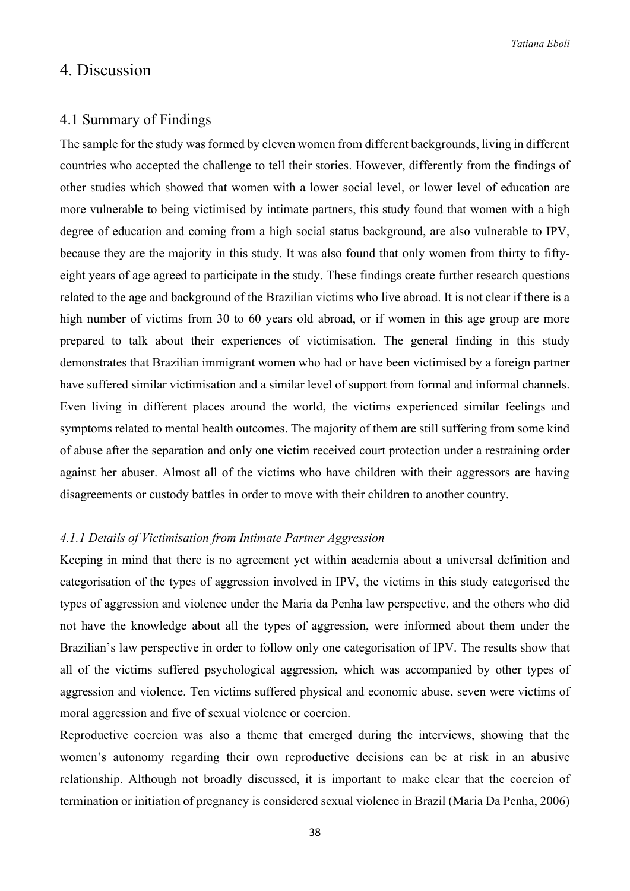# 4. Discussion

## 4.1 Summary of Findings

The sample for the study was formed by eleven women from different backgrounds, living in different countries who accepted the challenge to tell their stories. However, differently from the findings of other studies which showed that women with a lower social level, or lower level of education are more vulnerable to being victimised by intimate partners, this study found that women with a high degree of education and coming from a high social status background, are also vulnerable to IPV, because they are the majority in this study. It was also found that only women from thirty to fifty-eight years of age agreed to participate in the study. These findings create further research questions related to the age and background of the Brazilian victims who live abroad. It is not clear if there is a high number of victims from 30 to 60 years old abroad, or if women in this age group are more prepared to talk about their experiences of victimisation. The general finding in this study demonstrates that Brazilian immigrant women who had or have been victimised by a foreign partner have suffered similar victimisation and a similar level of support from formal and informal channels. Even living in different places around the world, the victims experienced similar feelings and symptoms related to mental health outcomes. The majority of them are still suffering from some kind of abuse after the separation and only one victim received court protection under a restraining order against her abuser. Almost all of the victims who have children with their aggressors are having disagreements or custody battles in order to move with their children to another country.

### *4.1.1 Details of Victimisation from Intimate Partner Aggression*

Keeping in mind that there is no agreement yet within academia about a universal definition and categorisation of the types of aggression involved in IPV, the victims in this study categorised the types of aggression and violence under the Maria da Penha law perspective, and the others who did not have the knowledge about all the types of aggression, were informed about them under the Brazilian's law perspective in order to follow only one categorisation of IPV. The results show that all of the victims suffered psychological aggression, which was accompanied by other types of aggression and violence. Ten victims suffered physical and economic abuse, seven were victims of moral aggression and five of sexual violence or coercion.

Reproductive coercion was also a theme that emerged during the interviews, showing that the women's autonomy regarding their own reproductive decisions can be at risk in an abusive relationship. Although not broadly discussed, it is important to make clear that the coercion of termination or initiation of pregnancy is considered sexual violence in Brazil (Maria Da Penha, 2006)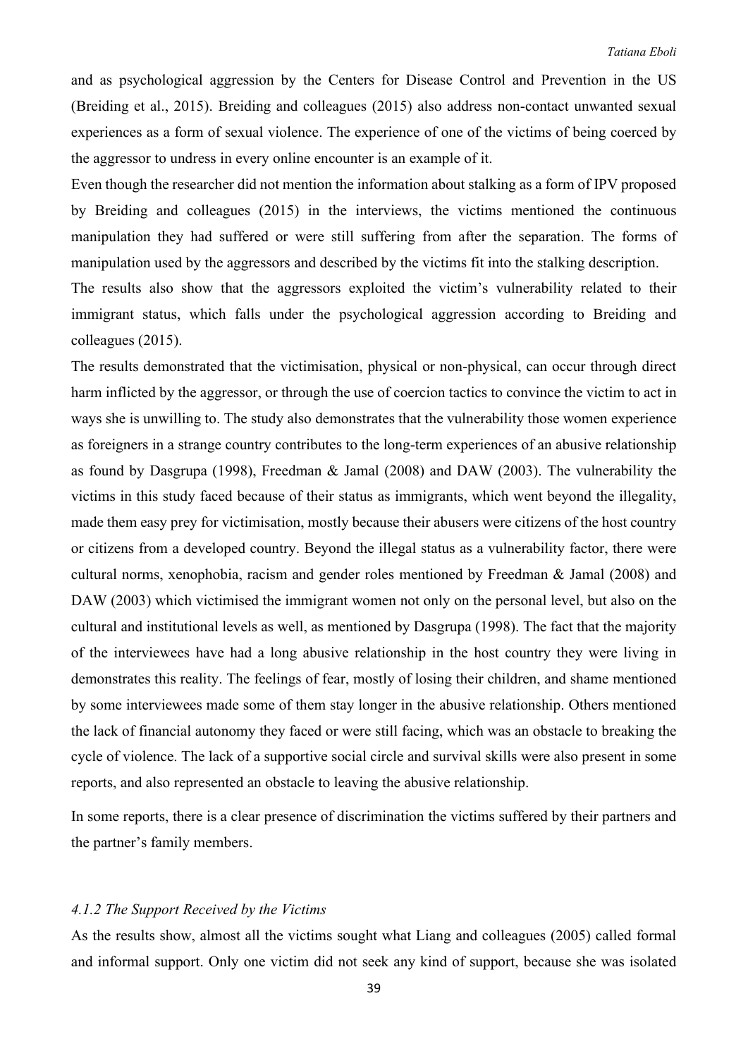and as psychological aggression by the Centers for Disease Control and Prevention in the US (Breiding et al., 2015). Breiding and colleagues (2015) also address non-contact unwanted sexual experiences as a form of sexual violence. The experience of one of the victims of being coerced by the aggressor to undress in every online encounter is an example of it.

Even though the researcher did not mention the information about stalking as a form of IPV proposed by Breiding and colleagues (2015) in the interviews, the victims mentioned the continuous manipulation they had suffered or were still suffering from after the separation. The forms of manipulation used by the aggressors and described by the victims fit into the stalking description.

The results also show that the aggressors exploited the victim's vulnerability related to their immigrant status, which falls under the psychological aggression according to Breiding and colleagues (2015).

The results demonstrated that the victimisation, physical or non-physical, can occur through direct harm inflicted by the aggressor, or through the use of coercion tactics to convince the victim to act in ways she is unwilling to. The study also demonstrates that the vulnerability those women experience as foreigners in a strange country contributes to the long-term experiences of an abusive relationship as found by Dasgrupa (1998), Freedman & Jamal (2008) and DAW (2003). The vulnerability the victims in this study faced because of their status as immigrants, which went beyond the illegality, made them easy prey for victimisation, mostly because their abusers were citizens of the host country or citizens from a developed country. Beyond the illegal status as a vulnerability factor, there were cultural norms, xenophobia, racism and gender roles mentioned by Freedman & Jamal (2008) and DAW (2003) which victimised the immigrant women not only on the personal level, but also on the cultural and institutional levels as well, as mentioned by Dasgrupa (1998). The fact that the majority of the interviewees have had a long abusive relationship in the host country they were living in demonstrates this reality. The feelings of fear, mostly of losing their children, and shame mentioned by some interviewees made some of them stay longer in the abusive relationship. Others mentioned the lack of financial autonomy they faced or were still facing, which was an obstacle to breaking the cycle of violence. The lack of a supportive social circle and survival skills were also present in some reports, and also represented an obstacle to leaving the abusive relationship.

In some reports, there is a clear presence of discrimination the victims suffered by their partners and the partner's family members.

#### *4.1.2 The Support Received by the Victims*

As the results show, almost all the victims sought what Liang and colleagues (2005) called formal and informal support. Only one victim did not seek any kind of support, because she was isolated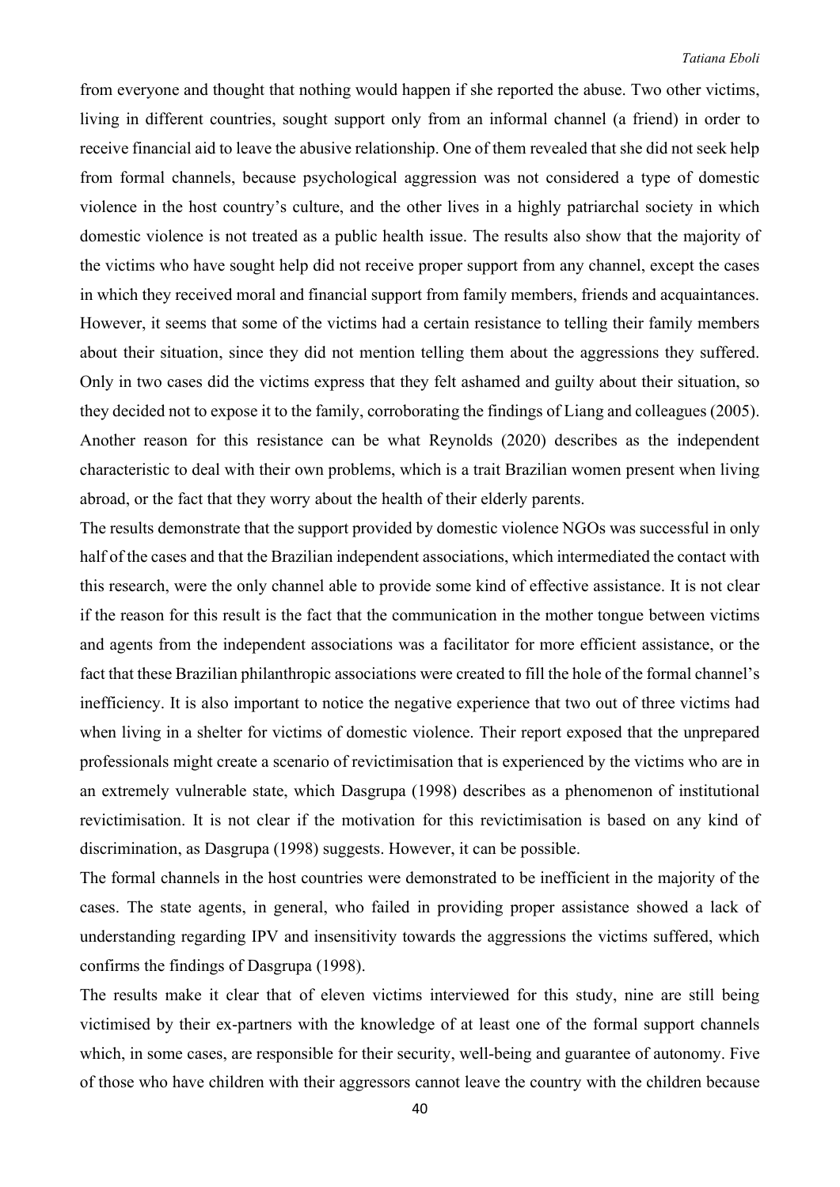from everyone and thought that nothing would happen if she reported the abuse. Two other victims, living in different countries, sought support only from an informal channel (a friend) in order to receive financial aid to leave the abusive relationship. One of them revealed that she did not seek help from formal channels, because psychological aggression was not considered a type of domestic violence in the host country's culture, and the other lives in a highly patriarchal society in which domestic violence is not treated as a public health issue. The results also show that the majority of the victims who have sought help did not receive proper support from any channel, except the cases in which they received moral and financial support from family members, friends and acquaintances. However, it seems that some of the victims had a certain resistance to telling their family members about their situation, since they did not mention telling them about the aggressions they suffered. Only in two cases did the victims express that they felt ashamed and guilty about their situation, so they decided not to expose it to the family, corroborating the findings of Liang and colleagues (2005). Another reason for this resistance can be what Reynolds (2020) describes as the independent characteristic to deal with their own problems, which is a trait Brazilian women present when living abroad, or the fact that they worry about the health of their elderly parents.

The results demonstrate that the support provided by domestic violence NGOs was successful in only half of the cases and that the Brazilian independent associations, which intermediated the contact with this research, were the only channel able to provide some kind of effective assistance. It is not clear if the reason for this result is the fact that the communication in the mother tongue between victims and agents from the independent associations was a facilitator for more efficient assistance, or the fact that these Brazilian philanthropic associations were created to fill the hole of the formal channel's inefficiency. It is also important to notice the negative experience that two out of three victims had when living in a shelter for victims of domestic violence. Their report exposed that the unprepared professionals might create a scenario of revictimisation that is experienced by the victims who are in an extremely vulnerable state, which Dasgrupa (1998) describes as a phenomenon of institutional revictimisation. It is not clear if the motivation for this revictimisation is based on any kind of discrimination, as Dasgrupa (1998) suggests. However, it can be possible.

The formal channels in the host countries were demonstrated to be inefficient in the majority of the cases. The state agents, in general, who failed in providing proper assistance showed a lack of understanding regarding IPV and insensitivity towards the aggressions the victims suffered, which confirms the findings of Dasgrupa (1998).

The results make it clear that of eleven victims interviewed for this study, nine are still being victimised by their ex-partners with the knowledge of at least one of the formal support channels which, in some cases, are responsible for their security, well-being and guarantee of autonomy. Five of those who have children with their aggressors cannot leave the country with the children because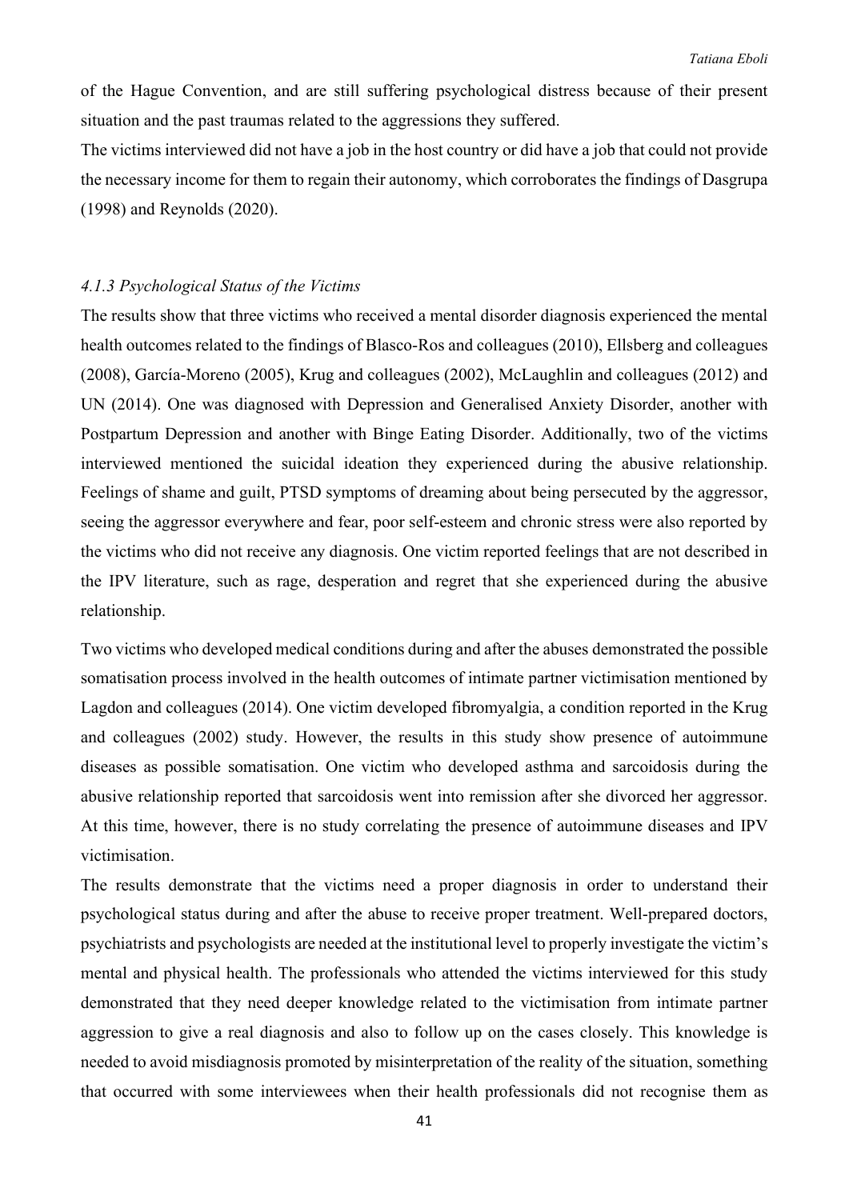of the Hague Convention, and are still suffering psychological distress because of their present situation and the past traumas related to the aggressions they suffered.

The victims interviewed did not have a job in the host country or did have a job that could not provide the necessary income for them to regain their autonomy, which corroborates the findings of Dasgrupa (1998) and Reynolds (2020).

### *4.1.3 Psychological Status of the Victims*

The results show that three victims who received a mental disorder diagnosis experienced the mental health outcomes related to the findings of Blasco-Ros and colleagues (2010), Ellsberg and colleagues (2008), García-Moreno (2005), Krug and colleagues (2002), McLaughlin and colleagues (2012) and UN (2014). One was diagnosed with Depression and Generalised Anxiety Disorder, another with Postpartum Depression and another with Binge Eating Disorder. Additionally, two of the victims interviewed mentioned the suicidal ideation they experienced during the abusive relationship. Feelings of shame and guilt, PTSD symptoms of dreaming about being persecuted by the aggressor, seeing the aggressor everywhere and fear, poor self-esteem and chronic stress were also reported by the victims who did not receive any diagnosis. One victim reported feelings that are not described in the IPV literature, such as rage, desperation and regret that she experienced during the abusive relationship.

Two victims who developed medical conditions during and after the abuses demonstrated the possible somatisation process involved in the health outcomes of intimate partner victimisation mentioned by Lagdon and colleagues (2014). One victim developed fibromyalgia, a condition reported in the Krug and colleagues (2002) study. However, the results in this study show presence of autoimmune diseases as possible somatisation. One victim who developed asthma and sarcoidosis during the abusive relationship reported that sarcoidosis went into remission after she divorced her aggressor. At this time, however, there is no study correlating the presence of autoimmune diseases and IPV victimisation.

The results demonstrate that the victims need a proper diagnosis in order to understand their psychological status during and after the abuse to receive proper treatment. Well-prepared doctors, psychiatrists and psychologists are needed at the institutional level to properly investigate the victim's mental and physical health. The professionals who attended the victims interviewed for this study demonstrated that they need deeper knowledge related to the victimisation from intimate partner aggression to give a real diagnosis and also to follow up on the cases closely. This knowledge is needed to avoid misdiagnosis promoted by misinterpretation of the reality of the situation, something that occurred with some interviewees when their health professionals did not recognise them as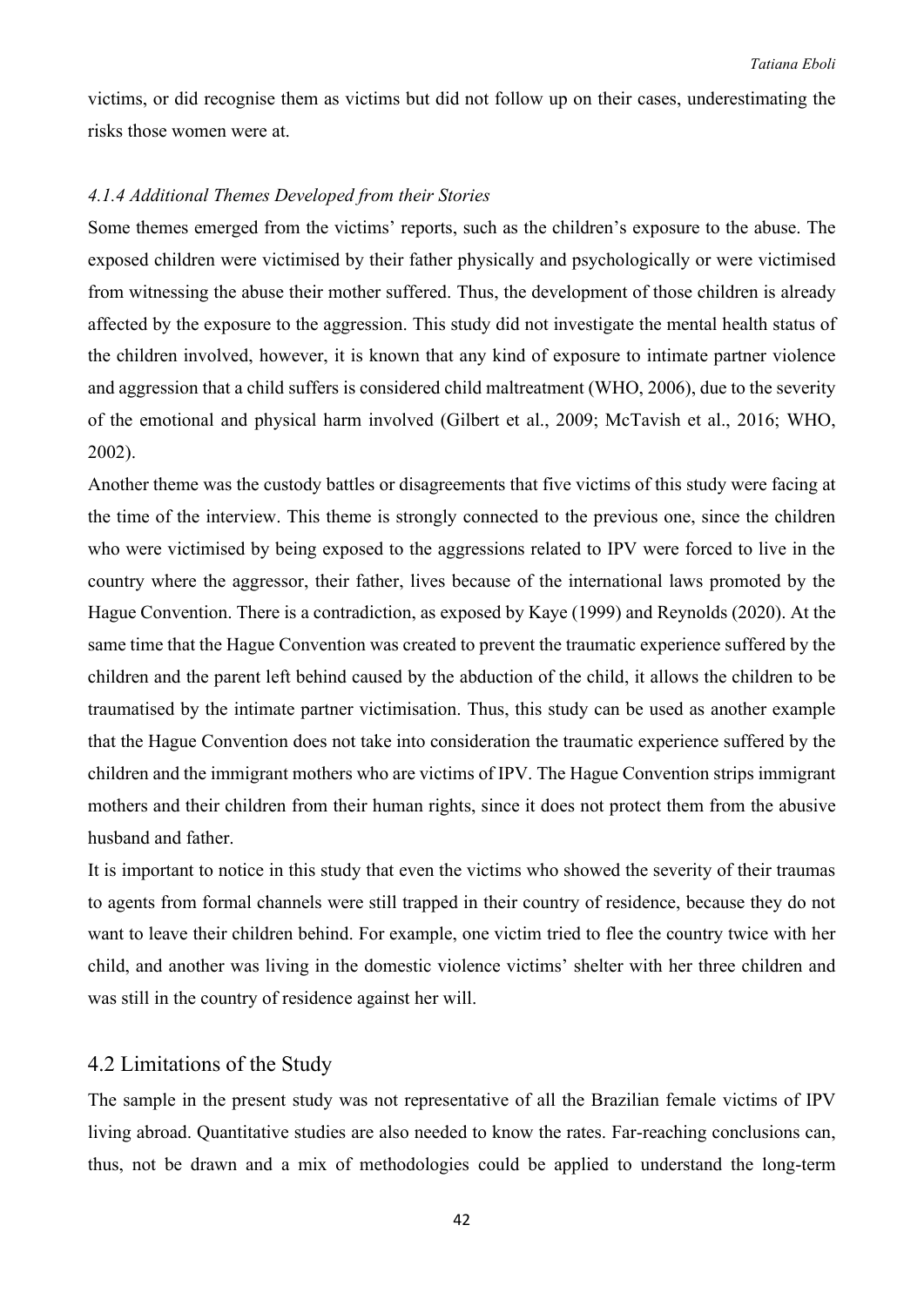victims, or did recognise them as victims but did not follow up on their cases, underestimating the risks those women were at.

#### *4.1.4 Additional Themes Developed from their Stories*

Some themes emerged from the victims' reports, such as the children's exposure to the abuse. The exposed children were victimised by their father physically and psychologically or were victimised from witnessing the abuse their mother suffered. Thus, the development of those children is already affected by the exposure to the aggression. This study did not investigate the mental health status of the children involved, however, it is known that any kind of exposure to intimate partner violence and aggression that a child suffers is considered child maltreatment (WHO, 2006), due to the severity of the emotional and physical harm involved (Gilbert et al., 2009; McTavish et al., 2016; WHO, 2002).

Another theme was the custody battles or disagreements that five victims of this study were facing at the time of the interview. This theme is strongly connected to the previous one, since the children who were victimised by being exposed to the aggressions related to IPV were forced to live in the country where the aggressor, their father, lives because of the international laws promoted by the Hague Convention. There is a contradiction, as exposed by Kaye (1999) and Reynolds (2020). At the same time that the Hague Convention was created to prevent the traumatic experience suffered by the children and the parent left behind caused by the abduction of the child, it allows the children to be traumatised by the intimate partner victimisation. Thus, this study can be used as another example that the Hague Convention does not take into consideration the traumatic experience suffered by the children and the immigrant mothers who are victims of IPV. The Hague Convention strips immigrant mothers and their children from their human rights, since it does not protect them from the abusive husband and father.

It is important to notice in this study that even the victims who showed the severity of their traumas to agents from formal channels were still trapped in their country of residence, because they do not want to leave their children behind. For example, one victim tried to flee the country twice with her child, and another was living in the domestic violence victims' shelter with her three children and was still in the country of residence against her will.

## 4.2 Limitations of the Study

The sample in the present study was not representative of all the Brazilian female victims of IPV living abroad. Quantitative studies are also needed to know the rates. Far-reaching conclusions can, thus, not be drawn and a mix of methodologies could be applied to understand the long-term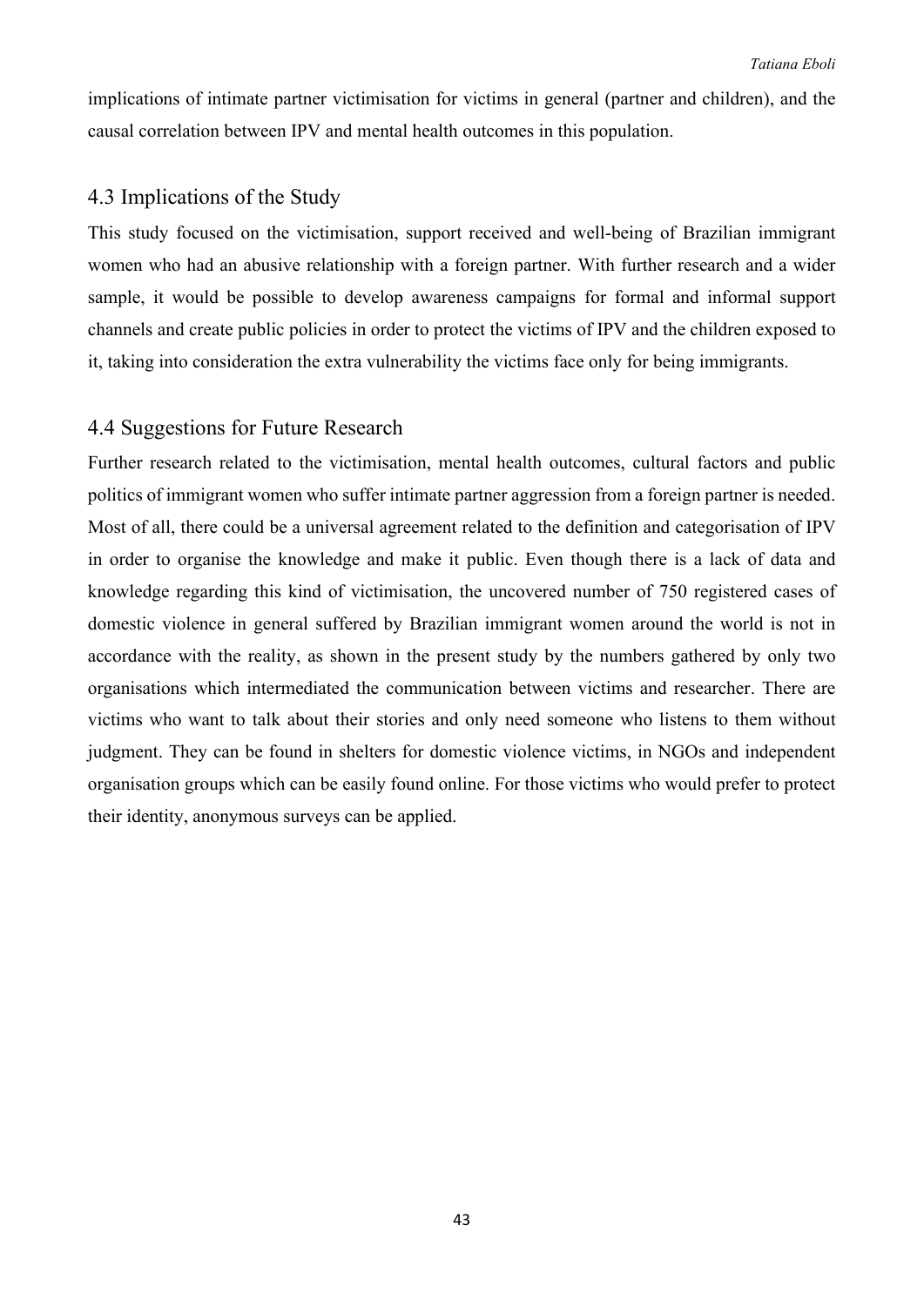implications of intimate partner victimisation for victims in general (partner and children), and the causal correlation between IPV and mental health outcomes in this population.

## 4.3 Implications of the Study

This study focused on the victimisation, support received and well-being of Brazilian immigrant women who had an abusive relationship with a foreign partner. With further research and a wider sample, it would be possible to develop awareness campaigns for formal and informal support channels and create public policies in order to protect the victims of IPV and the children exposed to it, taking into consideration the extra vulnerability the victims face only for being immigrants.

## 4.4 Suggestions for Future Research

Further research related to the victimisation, mental health outcomes, cultural factors and public politics of immigrant women who suffer intimate partner aggression from a foreign partner is needed. Most of all, there could be a universal agreement related to the definition and categorisation of IPV in order to organise the knowledge and make it public. Even though there is a lack of data and knowledge regarding this kind of victimisation, the uncovered number of 750 registered cases of domestic violence in general suffered by Brazilian immigrant women around the world is not in accordance with the reality, as shown in the present study by the numbers gathered by only two organisations which intermediated the communication between victims and researcher. There are victims who want to talk about their stories and only need someone who listens to them without judgment. They can be found in shelters for domestic violence victims, in NGOs and independent organisation groups which can be easily found online. For those victims who would prefer to protect their identity, anonymous surveys can be applied.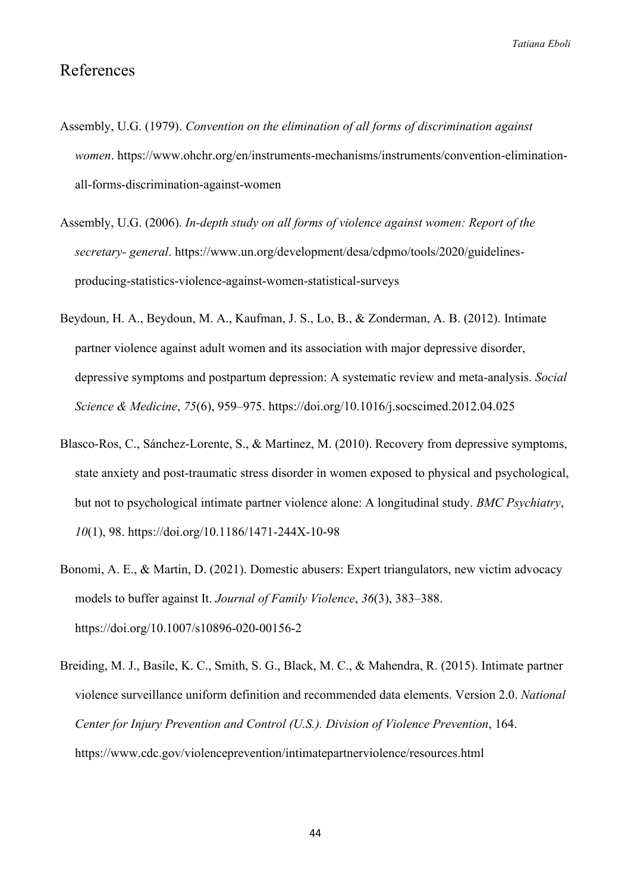# References

Assembly, U.G. (1979). *Convention on the elimination of all forms of discrimination against women*. https://www.ohchr.org/en/instruments-mechanisms/instruments/convention-elimination-all-forms-discrimination-against-women

Assembly, U.G. (2006). *In-depth study on all forms of violence against women: Report of the secretary- general*. https://www.un.org/development/desa/cdpmo/tools/2020/guidelines-producing-statistics-violence-against-women-statistical-surveys

Beydoun, H. A., Beydoun, M. A., Kaufman, J. S., Lo, B., & Zonderman, A. B. (2012). Intimate partner violence against adult women and its association with major depressive disorder, depressive symptoms and postpartum depression: A systematic review and meta-analysis. *Social Science & Medicine*, *75*(6), 959–975. https://doi.org/10.1016/j.socscimed.2012.04.025

Blasco-Ros, C., Sánchez-Lorente, S., & Martinez, M. (2010). Recovery from depressive symptoms, state anxiety and post-traumatic stress disorder in women exposed to physical and psychological, but not to psychological intimate partner violence alone: A longitudinal study. *BMC Psychiatry*, *10*(1), 98. https://doi.org/10.1186/1471-244X-10-98

Bonomi, A. E., & Martin, D. (2021). Domestic abusers: Expert triangulators, new victim advocacy models to buffer against It. *Journal of Family Violence*, *36*(3), 383–388. https://doi.org/10.1007/s10896-020-00156-2

Breiding, M. J., Basile, K. C., Smith, S. G., Black, M. C., & Mahendra, R. (2015). Intimate partner violence surveillance uniform definition and recommended data elements. Version 2.0. *National Center for Injury Prevention and Control (U.S.). Division of Violence Prevention*, 164. https://www.cdc.gov/violenceprevention/intimatepartnerviolence/resources.html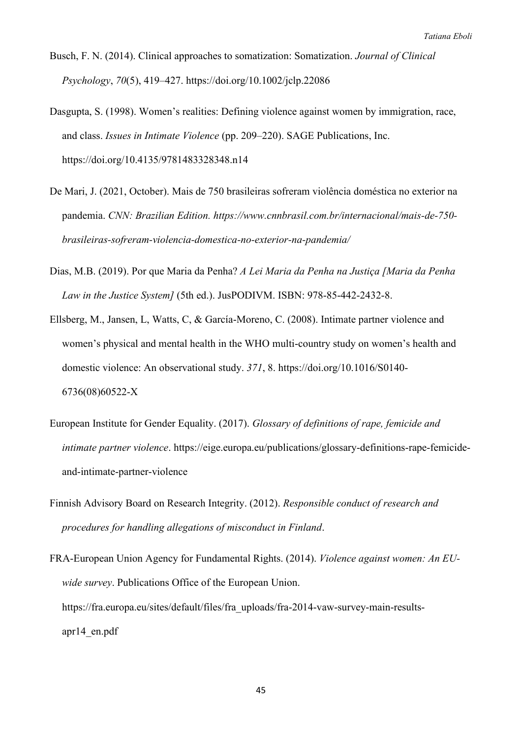Busch, F. N. (2014). Clinical approaches to somatization: Somatization. *Journal of Clinical Psychology*, *70*(5), 419–427. https://doi.org/10.1002/jclp.22086

Dasgupta, S. (1998). Women's realities: Defining violence against women by immigration, race, and class. *Issues in Intimate Violence* (pp. 209–220). SAGE Publications, Inc. https://doi.org/10.4135/9781483328348.n14

De Mari, J. (2021, October). Mais de 750 brasileiras sofreram violência doméstica no exterior na pandemia. *CNN: Brazilian Edition. https://www.cnnbrasil.com.br/internacional/mais-de-750-brasileiras-sofreram-violencia-domestica-no-exterior-na-pandemia/*

Dias, M.B. (2019). Por que Maria da Penha? *A Lei Maria da Penha na Justiça [Maria da Penha Law in the Justice System]* (5th ed.). JusPODIVM. ISBN: 978-85-442-2432-8.

Ellsberg, M., Jansen, L, Watts, C, & García-Moreno, C. (2008). Intimate partner violence and women's physical and mental health in the WHO multi-country study on women's health and domestic violence: An observational study. *371*, 8. https://doi.org/10.1016/S0140-6736(08)60522-X

European Institute for Gender Equality. (2017). *Glossary of definitions of rape, femicide and intimate partner violence*. https://eige.europa.eu/publications/glossary-definitions-rape-femicide-and-intimate-partner-violence

Finnish Advisory Board on Research Integrity. (2012). *Responsible conduct of research and procedures for handling allegations of misconduct in Finland*.

FRA-European Union Agency for Fundamental Rights. (2014). *Violence against women: An EU-wide survey*. Publications Office of the European Union. https://fra.europa.eu/sites/default/files/fra_uploads/fra-2014-vaw-survey-main-results-apr14_en.pdf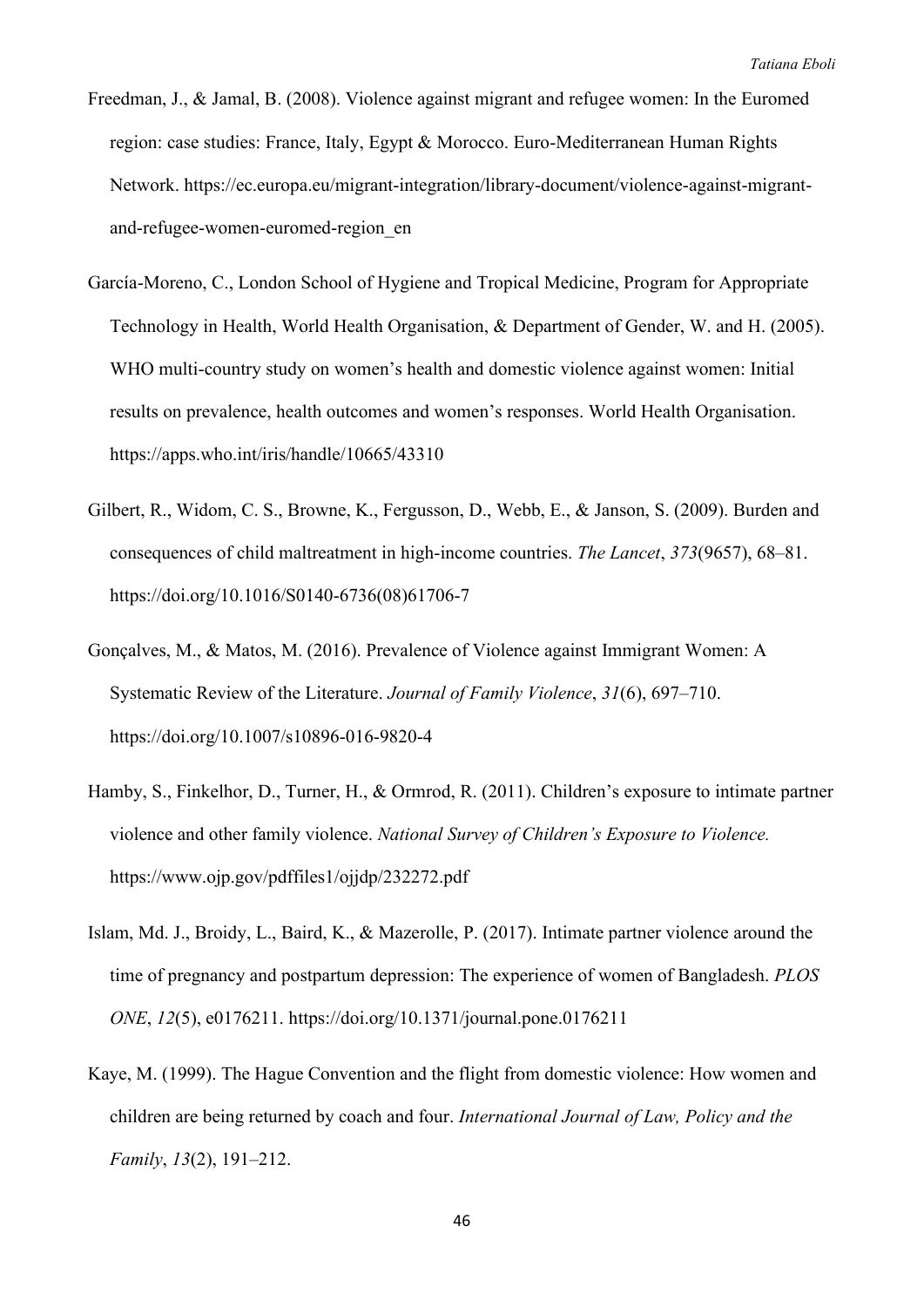Freedman, J., & Jamal, B. (2008). Violence against migrant and refugee women: In the Euromed region: case studies: France, Italy, Egypt & Morocco. Euro-Mediterranean Human Rights Network. https://ec.europa.eu/migrant-integration/library-document/violence-against-migrant-and-refugee-women-euromed-region_en

García-Moreno, C., London School of Hygiene and Tropical Medicine, Program for Appropriate Technology in Health, World Health Organisation, & Department of Gender, W. and H. (2005). WHO multi-country study on women's health and domestic violence against women: Initial results on prevalence, health outcomes and women's responses. World Health Organisation. https://apps.who.int/iris/handle/10665/43310

Gilbert, R., Widom, C. S., Browne, K., Fergusson, D., Webb, E., & Janson, S. (2009). Burden and consequences of child maltreatment in high-income countries. *The Lancet*, *373*(9657), 68–81. https://doi.org/10.1016/S0140-6736(08)61706-7

Gonçalves, M., & Matos, M. (2016). Prevalence of Violence against Immigrant Women: A Systematic Review of the Literature. *Journal of Family Violence*, *31*(6), 697–710. https://doi.org/10.1007/s10896-016-9820-4

Hamby, S., Finkelhor, D., Turner, H., & Ormrod, R. (2011). Children's exposure to intimate partner violence and other family violence. *National Survey of Children's Exposure to Violence.* https://www.ojp.gov/pdffiles1/ojjdp/232272.pdf

Islam, Md. J., Broidy, L., Baird, K., & Mazerolle, P. (2017). Intimate partner violence around the time of pregnancy and postpartum depression: The experience of women of Bangladesh. *PLOS ONE*, *12*(5), e0176211. https://doi.org/10.1371/journal.pone.0176211

Kaye, M. (1999). The Hague Convention and the flight from domestic violence: How women and children are being returned by coach and four. *International Journal of Law, Policy and the Family*, *13*(2), 191–212.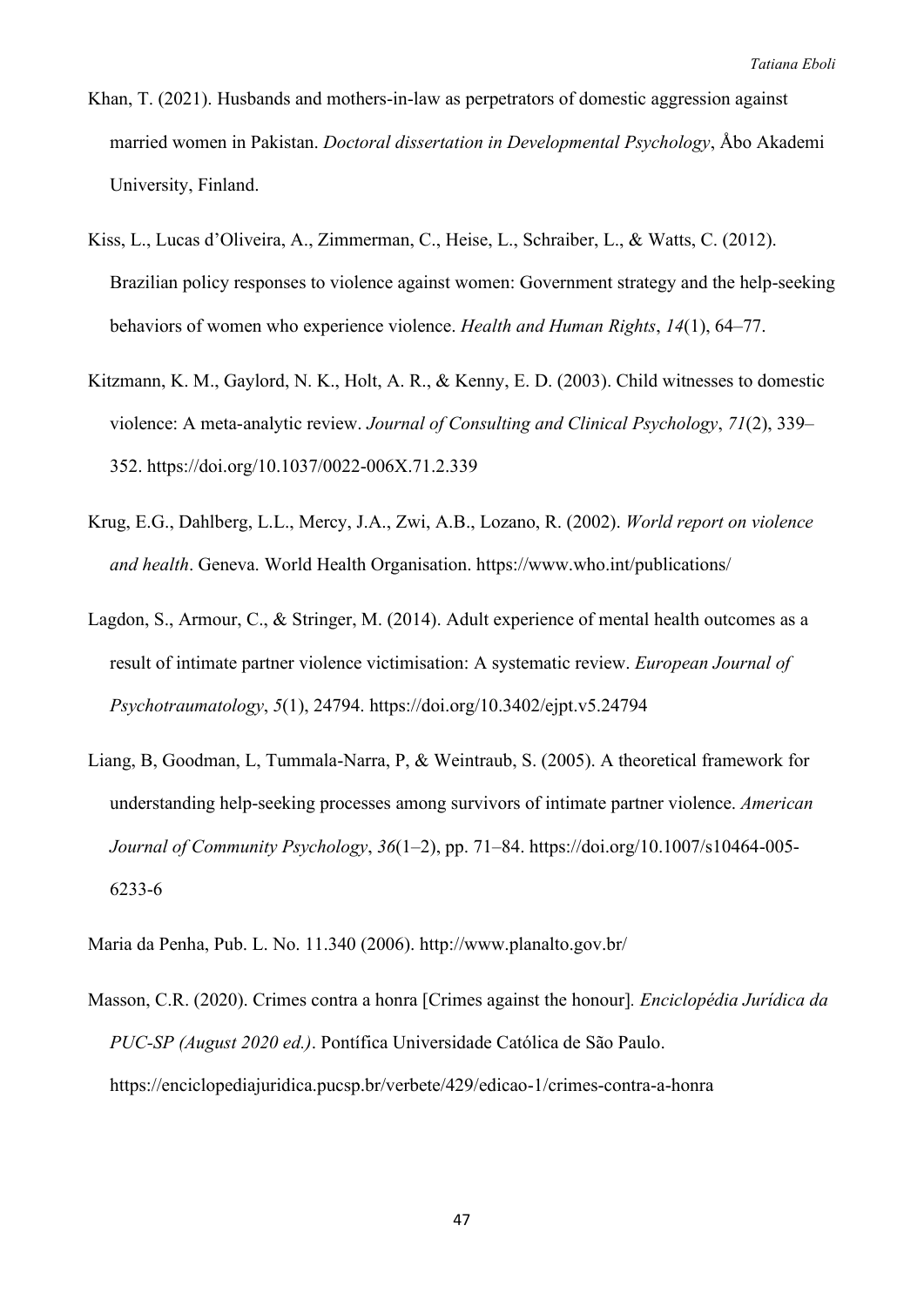Khan, T. (2021). Husbands and mothers-in-law as perpetrators of domestic aggression against married women in Pakistan. *Doctoral dissertation in Developmental Psychology*, Åbo Akademi University, Finland.

Kiss, L., Lucas d'Oliveira, A., Zimmerman, C., Heise, L., Schraiber, L., & Watts, C. (2012). Brazilian policy responses to violence against women: Government strategy and the help-seeking behaviors of women who experience violence. *Health and Human Rights*, *14*(1), 64–77.

Kitzmann, K. M., Gaylord, N. K., Holt, A. R., & Kenny, E. D. (2003). Child witnesses to domestic violence: A meta-analytic review. *Journal of Consulting and Clinical Psychology*, *71*(2), 339–352. https://doi.org/10.1037/0022-006X.71.2.339

Krug, E.G., Dahlberg, L.L., Mercy, J.A., Zwi, A.B., Lozano, R. (2002). *World report on violence and health*. Geneva. World Health Organisation. https://www.who.int/publications/

Lagdon, S., Armour, C., & Stringer, M. (2014). Adult experience of mental health outcomes as a result of intimate partner violence victimisation: A systematic review. *European Journal of Psychotraumatology*, *5*(1), 24794. https://doi.org/10.3402/ejpt.v5.24794

Liang, B, Goodman, L, Tummala-Narra, P, & Weintraub, S. (2005). A theoretical framework for understanding help-seeking processes among survivors of intimate partner violence. *American Journal of Community Psychology*, *36*(1–2), pp. 71–84. https://doi.org/10.1007/s10464-005-6233-6

Maria da Penha, Pub. L. No. 11.340 (2006). http://www.planalto.gov.br/

Masson, C.R. (2020). Crimes contra a honra [Crimes against the honour]. *Enciclopédia Jurídica da PUC-SP (August 2020 ed.)*. Pontífica Universidade Católica de São Paulo. https://enciclopediajuridica.pucsp.br/verbete/429/edicao-1/crimes-contra-a-honra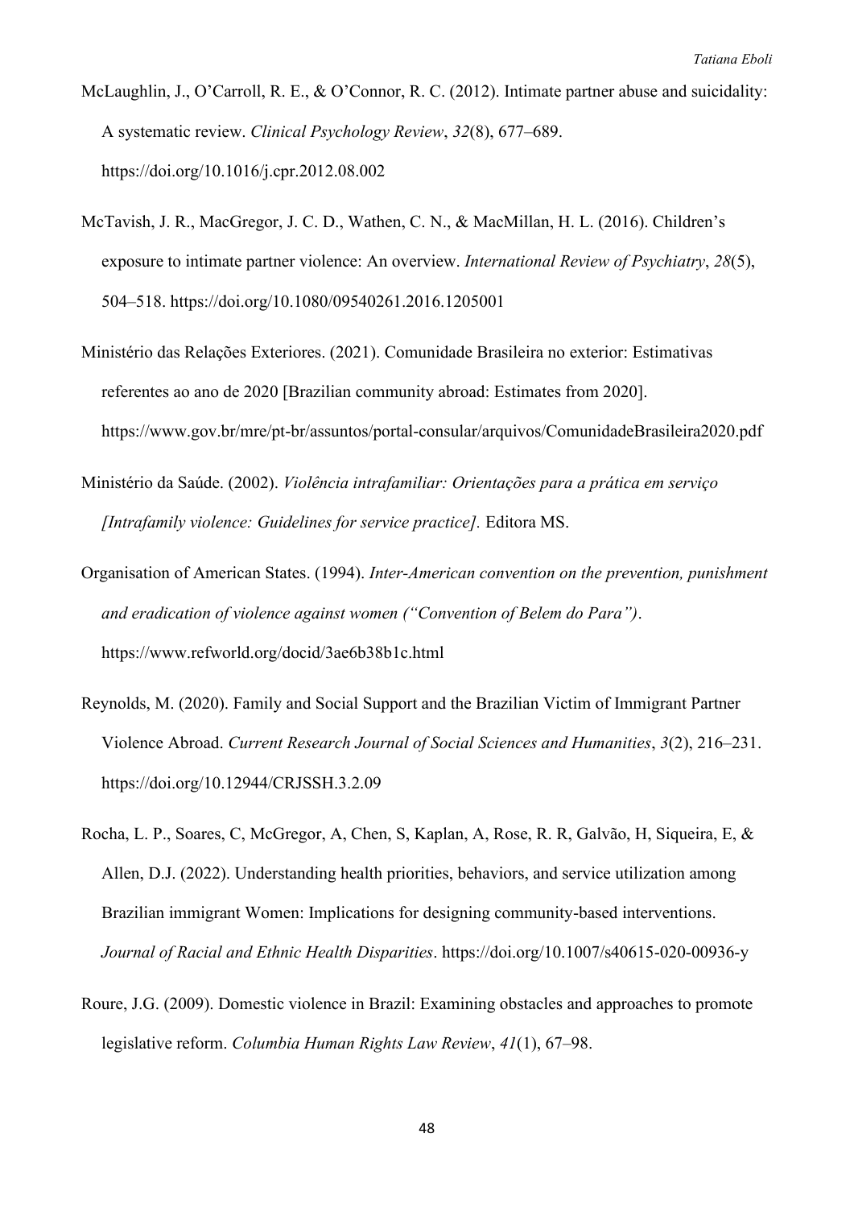McLaughlin, J., O'Carroll, R. E., & O'Connor, R. C. (2012). Intimate partner abuse and suicidality: A systematic review. *Clinical Psychology Review*, *32*(8), 677–689. https://doi.org/10.1016/j.cpr.2012.08.002

McTavish, J. R., MacGregor, J. C. D., Wathen, C. N., & MacMillan, H. L. (2016). Children's exposure to intimate partner violence: An overview. *International Review of Psychiatry*, *28*(5), 504–518. https://doi.org/10.1080/09540261.2016.1205001

Ministério das Relações Exteriores. (2021). Comunidade Brasileira no exterior: Estimativas referentes ao ano de 2020 [Brazilian community abroad: Estimates from 2020]. https://www.gov.br/mre/pt-br/assuntos/portal-consular/arquivos/ComunidadeBrasileira2020.pdf

Ministério da Saúde. (2002). *Violência intrafamiliar: Orientações para a prática em serviço [Intrafamily violence: Guidelines for service practice].* Editora MS.

Organisation of American States. (1994). *Inter-American convention on the prevention, punishment and eradication of violence against women ("Convention of Belem do Para")*. https://www.refworld.org/docid/3ae6b38b1c.html

Reynolds, M. (2020). Family and Social Support and the Brazilian Victim of Immigrant Partner Violence Abroad. *Current Research Journal of Social Sciences and Humanities*, *3*(2), 216–231. https://doi.org/10.12944/CRJSSH.3.2.09

Rocha, L. P., Soares, C, McGregor, A, Chen, S, Kaplan, A, Rose, R. R, Galvão, H, Siqueira, E, & Allen, D.J. (2022). Understanding health priorities, behaviors, and service utilization among Brazilian immigrant Women: Implications for designing community-based interventions. *Journal of Racial and Ethnic Health Disparities*. https://doi.org/10.1007/s40615-020-00936-y

Roure, J.G. (2009). Domestic violence in Brazil: Examining obstacles and approaches to promote legislative reform. *Columbia Human Rights Law Review*, *41*(1), 67–98.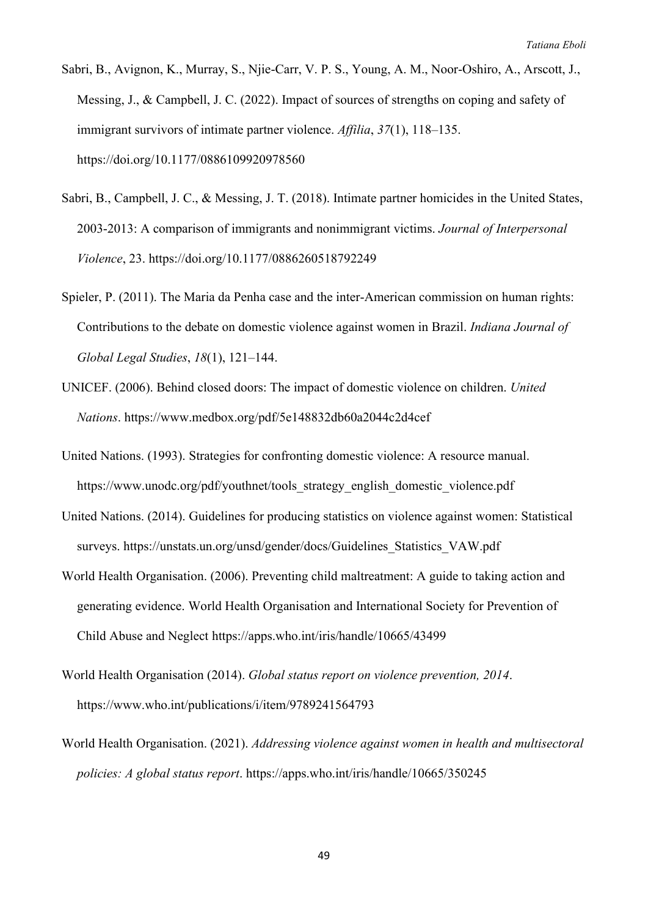Sabri, B., Avignon, K., Murray, S., Njie-Carr, V. P. S., Young, A. M., Noor-Oshiro, A., Arscott, J., Messing, J., & Campbell, J. C. (2022). Impact of sources of strengths on coping and safety of immigrant survivors of intimate partner violence. *Affilia*, *37*(1), 118–135. https://doi.org/10.1177/0886109920978560

Sabri, B., Campbell, J. C., & Messing, J. T. (2018). Intimate partner homicides in the United States, 2003-2013: A comparison of immigrants and nonimmigrant victims. *Journal of Interpersonal Violence*, 23. https://doi.org/10.1177/0886260518792249

Spieler, P. (2011). The Maria da Penha case and the inter-American commission on human rights: Contributions to the debate on domestic violence against women in Brazil. *Indiana Journal of Global Legal Studies*, *18*(1), 121–144.

UNICEF. (2006). Behind closed doors: The impact of domestic violence on children. *United Nations*. https://www.medbox.org/pdf/5e148832db60a2044c2d4cef

United Nations. (1993). Strategies for confronting domestic violence: A resource manual. https://www.unodc.org/pdf/youthnet/tools_strategy_english_domestic_violence.pdf

United Nations. (2014). Guidelines for producing statistics on violence against women: Statistical surveys. https://unstats.un.org/unsd/gender/docs/Guidelines_Statistics_VAW.pdf

World Health Organisation. (2006). Preventing child maltreatment: A guide to taking action and generating evidence. World Health Organisation and International Society for Prevention of Child Abuse and Neglect https://apps.who.int/iris/handle/10665/43499

World Health Organisation (2014). *Global status report on violence prevention, 2014*. https://www.who.int/publications/i/item/9789241564793

World Health Organisation. (2021). *Addressing violence against women in health and multisectoral policies: A global status report*. https://apps.who.int/iris/handle/10665/350245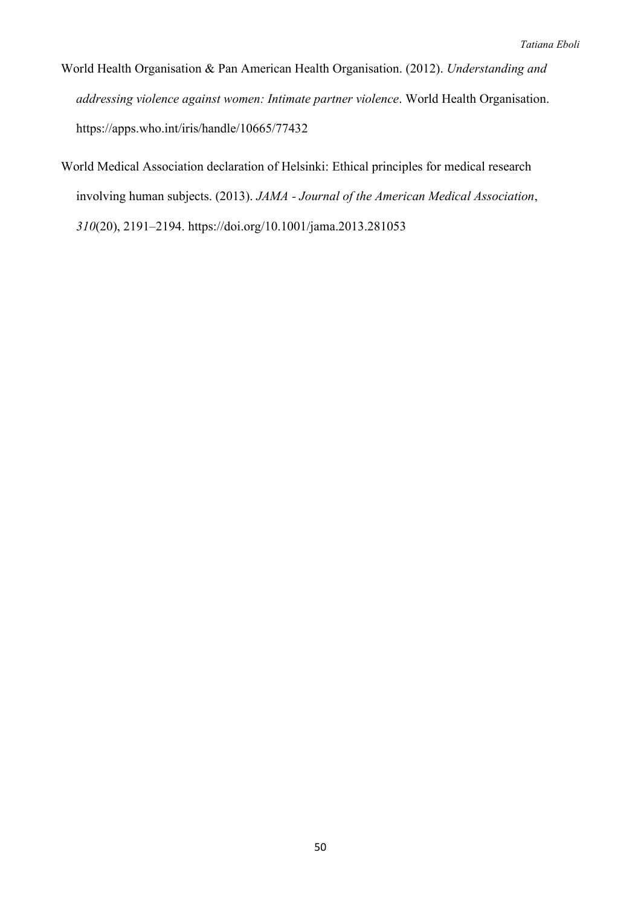World Health Organisation & Pan American Health Organisation. (2012). *Understanding and addressing violence against women: Intimate partner violence*. World Health Organisation. https://apps.who.int/iris/handle/10665/77432

World Medical Association declaration of Helsinki: Ethical principles for medical research involving human subjects. (2013). *JAMA - Journal of the American Medical Association*, *310*(20), 2191–2194. https://doi.org/10.1001/jama.2013.281053